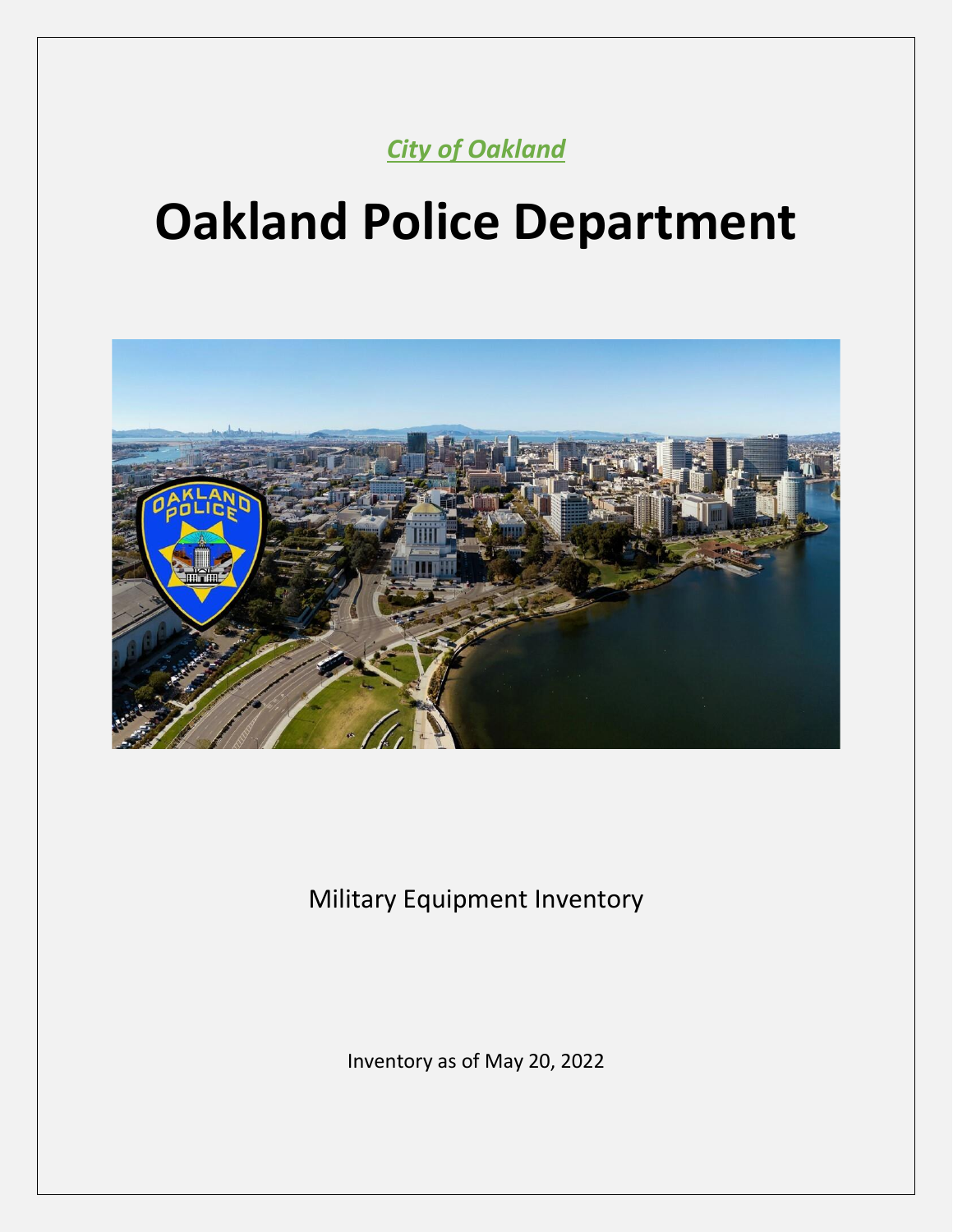*City of Oakland*

# Oakland Police Department

Military Equipment Inventory

Inventory as of May 20, 2022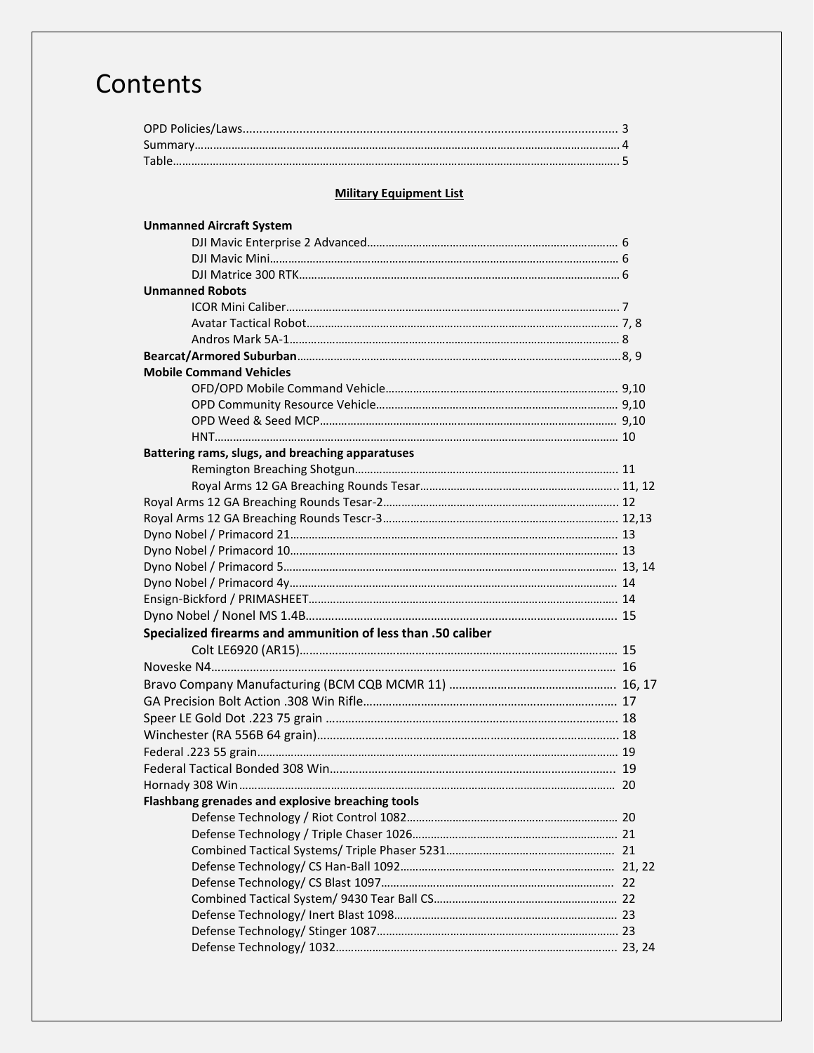# Contents

OPD Policies/Laws................................................................................................................. 3
Summary………………………………………………………………………………………………………………………… 4
Table................................................................................................................................ 5

**Military Equipment List**

**Unmanned Aircraft System**

- DJI Mavic Enterprise 2 Advanced.................................................................................. 6
- DJI Mavic Mini.............................................................................................................. 6
- DJI Matrice 300 RTK..................................................................................................... 6

**Unmanned Robots**

- ICOR Mini Caliber......................................................................................................... 7
- Avatar Tactical Robot.................................................................................................... 7, 8
- Andros Mark 5A-1......................................................................................................... 8

**Bearcat/Armored Suburban**......................................................................................... 8, 9

**Mobile Command Vehicles**

- OFD/OPD Mobile Command Vehicle............................................................................ 9,10
- OPD Community Resource Vehicle.............................................................................. 9,10
- OPD Weed & Seed MCP................................................................................................ 9,10
- HNT............................................................................................................................... 10

**Battering rams, slugs, and breaching apparatuses**

- Remington Breaching Shotgun...................................................................................... 11
- Royal Arms 12 GA Breaching Rounds Tesar.................................................................. 11, 12

Royal Arms 12 GA Breaching Rounds Tesar-2.................................................................... 12
Royal Arms 12 GA Breaching Rounds Tescr-3.................................................................... 12,13
Dyno Nobel / Primacord 21................................................................................................ 13
Dyno Nobel / Primacord 10................................................................................................ 13
Dyno Nobel / Primacord 5.................................................................................................. 13, 14
Dyno Nobel / Primacord 4y................................................................................................ 14
Ensign-Bickford / PRIMASHEET......................................................................................... 14
Dyno Nobel / Nonel MS 1.4B.............................................................................................. 15

**Specialized firearms and ammunition of less than .50 caliber**

- Colt LE6920 (AR15)........................................................................................................ 15

Noveske N4......................................................................................................................... 16
Bravo Company Manufacturing (BCM CQB MCMR 11) ...................................................... 16, 17
GA Precision Bolt Action .308 Win Rifle.............................................................................. 17
Speer LE Gold Dot .223 75 grain ........................................................................................ 18
Winchester (RA 556B 64 grain)............................................................................................ 18
Federal .223 55 grain........................................................................................................... 19
Federal Tactical Bonded 308 Win........................................................................................ 19
Hornady 308 Win................................................................................................................ 20

**Flashbang grenades and explosive breaching tools**

- Defense Technology / Riot Control 1082...................................................................... 20
- Defense Technology / Triple Chaser 1026.................................................................... 21
- Combined Tactical Systems/ Triple Phaser 5231.......................................................... 21
- Defense Technology/ CS Han-Ball 1092....................................................................... 21, 22
- Defense Technology/ CS Blast 1097............................................................................. 22
- Combined Tactical System/ 9430 Tear Ball CS.............................................................. 22
- Defense Technology/ Inert Blast 1098.......................................................................... 23
- Defense Technology/ Stinger 1087................................................................................ 23
- Defense Technology/ 1032............................................................................................ 23, 24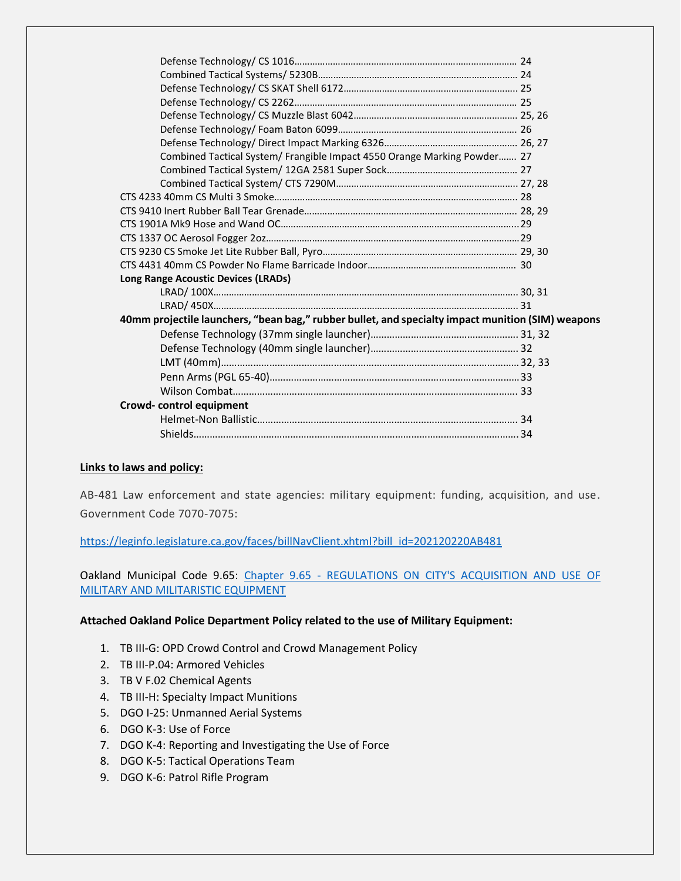Defense Technology/ CS 1016………………………………………………………………………… 24
Combined Tactical Systems/ 5230B………………………………………………………………… 24
Defense Technology/ CS SKAT Shell 6172………………………………………………………… 25
Defense Technology/ CS 2262………………………………………………………………………… 25
Defense Technology/ CS Muzzle Blast 6042……………………………………………………… 25, 26
Defense Technology/ Foam Baton 6099…………………………………………………………… 26
Defense Technology/ Direct Impact Marking 6326……………………………………………… 26, 27
Combined Tactical System/ Frangible Impact 4550 Orange Marking Powder……. 27
Combined Tactical System/ 12GA 2581 Super Sock…………………………………………… 27
Combined Tactical System/ CTS 7290M…………………………………………………………… 27, 28

CTS 4233 40mm CS Multi 3 Smoke……………………………………………………………………… 28
CTS 9410 Inert Rubber Ball Tear Grenade………………………………………………………… 28, 29
CTS 1901A Mk9 Hose and Wand OC…………………………………………………………………… 29
CTS 1337 OC Aerosol Fogger 2oz……………………………………………………………………… 29
CTS 9230 CS Smoke Jet Lite Rubber Ball, Pyro………………………………………………… 29, 30
CTS 4431 40mm CS Powder No Flame Barricade Indoor……………………………………… 30

**Long Range Acoustic Devices (LRADs)**

LRAD/ 100X……………………………………………………………………………………………… 30, 31
LRAD/ 450X……………………………………………………………………………………………… 31

**40mm projectile launchers, "bean bag," rubber bullet, and specialty impact munition (SIM) weapons**

Defense Technology (37mm single launcher)…………………………………………………… 31, 32
Defense Technology (40mm single launcher)…………………………………………………… 32
LMT (40mm)………………………………………………………………………………………………… 32, 33
Penn Arms (PGL 65-40)…………………………………………………………………………………… 33
Wilson Combat……………………………………………………………………………………………… 33

**Crowd- control equipment**

Helmet-Non Ballistic………………………………………………………………………………… 34
Shields…………………………………………………………………………………………………… 34

**Links to laws and policy:**

AB-481 Law enforcement and state agencies: military equipment: funding, acquisition, and use. Government Code 7070-7075:

https://leginfo.legislature.ca.gov/faces/billNavClient.xhtml?bill_id=202120220AB481

Oakland Municipal Code 9.65: Chapter 9.65 - REGULATIONS ON CITY'S ACQUISITION AND USE OF MILITARY AND MILITARISTIC EQUIPMENT

**Attached Oakland Police Department Policy related to the use of Military Equipment:**

1. TB III-G: OPD Crowd Control and Crowd Management Policy
2. TB III-P.04: Armored Vehicles
3. TB V F.02 Chemical Agents
4. TB III-H: Specialty Impact Munitions
5. DGO I-25: Unmanned Aerial Systems
6. DGO K-3: Use of Force
7. DGO K-4: Reporting and Investigating the Use of Force
8. DGO K-5: Tactical Operations Team
9. DGO K-6: Patrol Rifle Program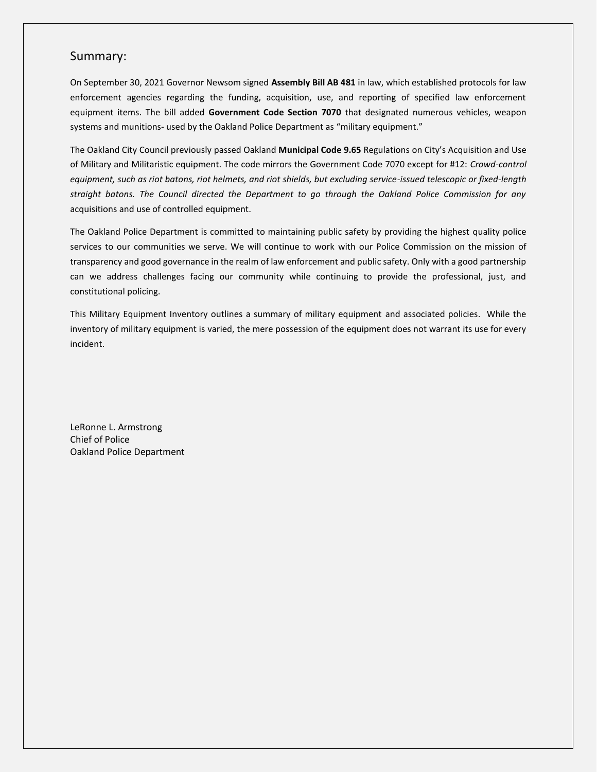## Summary:

On September 30, 2021 Governor Newsom signed **Assembly Bill AB 481** in law, which established protocols for law enforcement agencies regarding the funding, acquisition, use, and reporting of specified law enforcement equipment items. The bill added **Government Code Section 7070** that designated numerous vehicles, weapon systems and munitions- used by the Oakland Police Department as "military equipment."

The Oakland City Council previously passed Oakland **Municipal Code 9.65** Regulations on City's Acquisition and Use of Military and Militaristic equipment. The code mirrors the Government Code 7070 except for #12: *Crowd-control equipment, such as riot batons, riot helmets, and riot shields, but excluding service-issued telescopic or fixed-length straight batons. The Council directed the Department to go through the Oakland Police Commission for any* acquisitions and use of controlled equipment.

The Oakland Police Department is committed to maintaining public safety by providing the highest quality police services to our communities we serve. We will continue to work with our Police Commission on the mission of transparency and good governance in the realm of law enforcement and public safety. Only with a good partnership can we address challenges facing our community while continuing to provide the professional, just, and constitutional policing.

This Military Equipment Inventory outlines a summary of military equipment and associated policies. While the inventory of military equipment is varied, the mere possession of the equipment does not warrant its use for every incident.

LeRonne L. Armstrong
Chief of Police
Oakland Police Department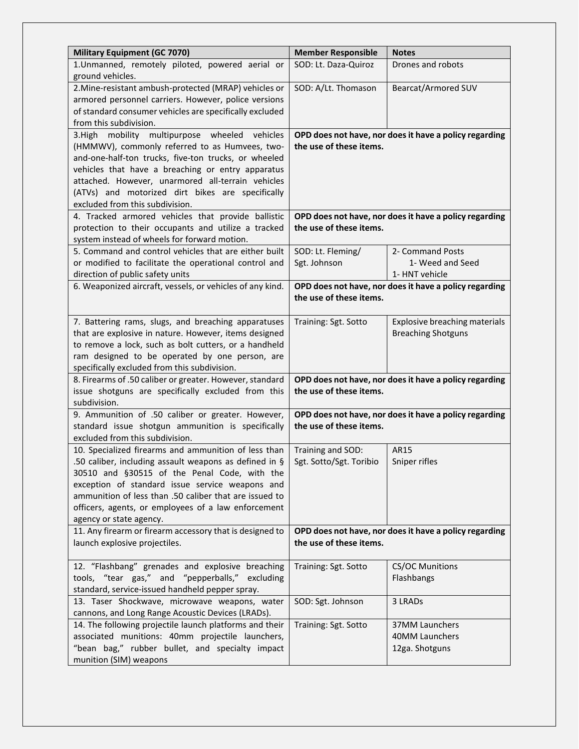| Military Equipment (GC 7070) | Member Responsible | Notes |
|---|---|---|
| 1.Unmanned, remotely piloted, powered aerial or ground vehicles. | SOD: Lt. Daza-Quiroz | Drones and robots |
| 2.Mine-resistant ambush-protected (MRAP) vehicles or armored personnel carriers. However, police versions of standard consumer vehicles are specifically excluded from this subdivision. | SOD: A/Lt. Thomason | Bearcat/Armored SUV |
| 3.High mobility multipurpose wheeled vehicles (HMMWV), commonly referred to as Humvees, two-and-one-half-ton trucks, five-ton trucks, or wheeled vehicles that have a breaching or entry apparatus attached. However, unarmored all-terrain vehicles (ATVs) and motorized dirt bikes are specifically excluded from this subdivision. | **OPD does not have, nor does it have a policy regarding the use of these items.** | |
| 4. Tracked armored vehicles that provide ballistic protection to their occupants and utilize a tracked system instead of wheels for forward motion. | **OPD does not have, nor does it have a policy regarding the use of these items.** | |
| 5. Command and control vehicles that are either built or modified to facilitate the operational control and direction of public safety units | SOD: Lt. Fleming/ Sgt. Johnson | 2- Command Posts<br>1- Weed and Seed<br>1- HNT vehicle |
| 6. Weaponized aircraft, vessels, or vehicles of any kind. | **OPD does not have, nor does it have a policy regarding the use of these items.** | |
| 7. Battering rams, slugs, and breaching apparatuses that are explosive in nature. However, items designed to remove a lock, such as bolt cutters, or a handheld ram designed to be operated by one person, are specifically excluded from this subdivision. | Training: Sgt. Sotto | Explosive breaching materials<br>Breaching Shotguns |
| 8. Firearms of .50 caliber or greater. However, standard issue shotguns are specifically excluded from this subdivision. | **OPD does not have, nor does it have a policy regarding the use of these items.** | |
| 9. Ammunition of .50 caliber or greater. However, standard issue shotgun ammunition is specifically excluded from this subdivision. | **OPD does not have, nor does it have a policy regarding the use of these items.** | |
| 10. Specialized firearms and ammunition of less than .50 caliber, including assault weapons as defined in § 30510 and §30515 of the Penal Code, with the exception of standard issue service weapons and ammunition of less than .50 caliber that are issued to officers, agents, or employees of a law enforcement agency or state agency. | Training and SOD: Sgt. Sotto/Sgt. Toribio | AR15<br>Sniper rifles |
| 11. Any firearm or firearm accessory that is designed to launch explosive projectiles. | **OPD does not have, nor does it have a policy regarding the use of these items.** | |
| 12. "Flashbang" grenades and explosive breaching tools, "tear gas," and "pepperballs," excluding standard, service-issued handheld pepper spray. | Training: Sgt. Sotto | CS/OC Munitions<br>Flashbangs |
| 13. Taser Shockwave, microwave weapons, water cannons, and Long Range Acoustic Devices (LRADs). | SOD: Sgt. Johnson | 3 LRADs |
| 14. The following projectile launch platforms and their associated munitions: 40mm projectile launchers, "bean bag," rubber bullet, and specialty impact munition (SIM) weapons | Training: Sgt. Sotto | 37MM Launchers<br>40MM Launchers<br>12ga. Shotguns |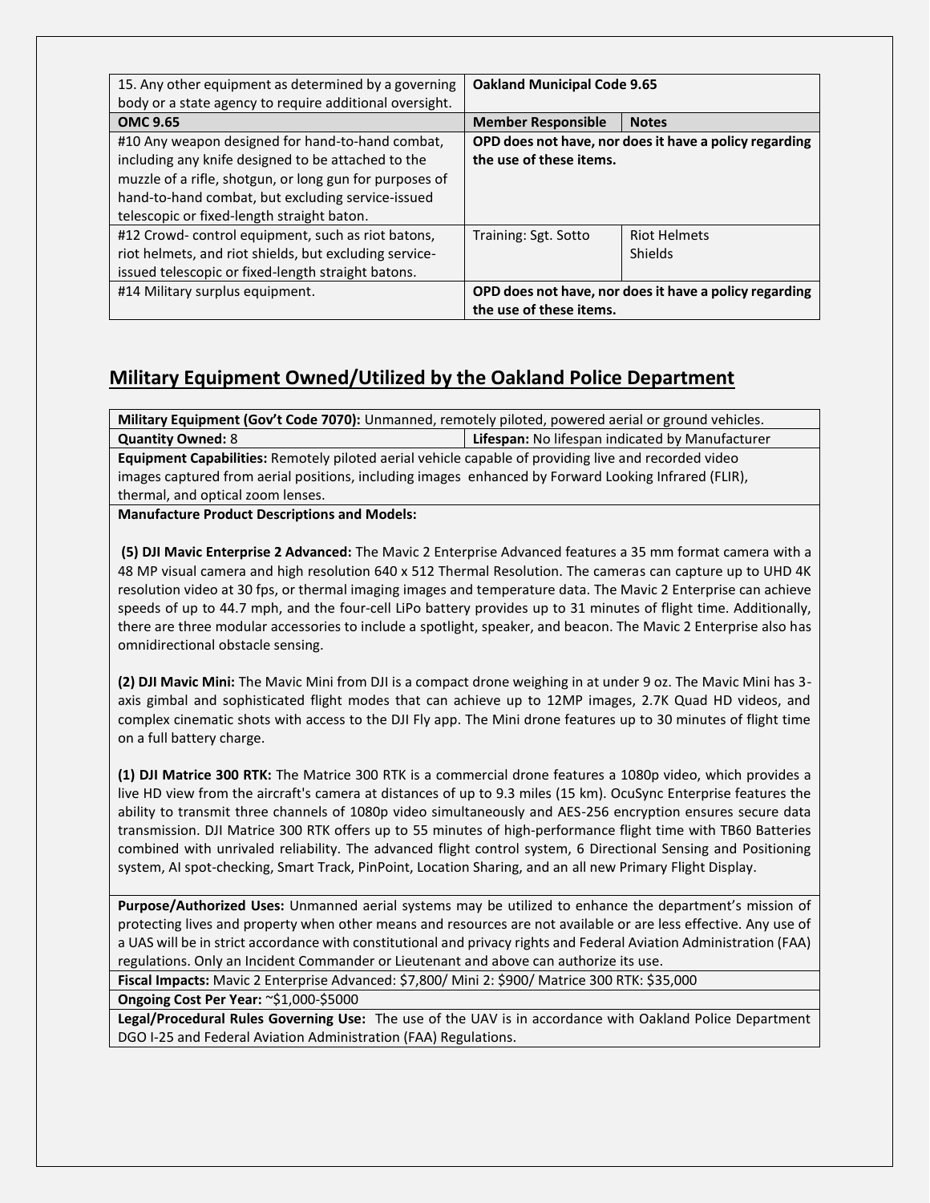| 15. Any other equipment as determined by a governing body or a state agency to require additional oversight. | **Oakland Municipal Code 9.65** | |
|---|---|---|
| **OMC 9.65** | **Member Responsible** | **Notes** |
| #10 Any weapon designed for hand-to-hand combat, including any knife designed to be attached to the muzzle of a rifle, shotgun, or long gun for purposes of hand-to-hand combat, but excluding service-issued telescopic or fixed-length straight baton. | **OPD does not have, nor does it have a policy regarding the use of these items.** | |
| #12 Crowd- control equipment, such as riot batons, riot helmets, and riot shields, but excluding service-issued telescopic or fixed-length straight batons. | Training: Sgt. Sotto | Riot Helmets<br>Shields |
| #14 Military surplus equipment. | **OPD does not have, nor does it have a policy regarding the use of these items.** | |

## Military Equipment Owned/Utilized by the Oakland Police Department

| **Military Equipment (Gov't Code 7070):** Unmanned, remotely piloted, powered aerial or ground vehicles. | |
|---|---|
| **Quantity Owned:** 8 | **Lifespan:** No lifespan indicated by Manufacturer |
| **Equipment Capabilities:** Remotely piloted aerial vehicle capable of providing live and recorded video images captured from aerial positions, including images enhanced by Forward Looking Infrared (FLIR), thermal, and optical zoom lenses. | |
| **Manufacture Product Descriptions and Models:**<br><br>**(5) DJI Mavic Enterprise 2 Advanced:** The Mavic 2 Enterprise Advanced features a 35 mm format camera with a 48 MP visual camera and high resolution 640 x 512 Thermal Resolution. The cameras can capture up to UHD 4K resolution video at 30 fps, or thermal imaging images and temperature data. The Mavic 2 Enterprise can achieve speeds of up to 44.7 mph, and the four-cell LiPo battery provides up to 31 minutes of flight time. Additionally, there are three modular accessories to include a spotlight, speaker, and beacon. The Mavic 2 Enterprise also has omnidirectional obstacle sensing.<br><br>**(2) DJI Mavic Mini:** The Mavic Mini from DJI is a compact drone weighing in at under 9 oz. The Mavic Mini has 3-axis gimbal and sophisticated flight modes that can achieve up to 12MP images, 2.7K Quad HD videos, and complex cinematic shots with access to the DJI Fly app. The Mini drone features up to 30 minutes of flight time on a full battery charge.<br><br>**(1) DJI Matrice 300 RTK:** The Matrice 300 RTK is a commercial drone features a 1080p video, which provides a live HD view from the aircraft's camera at distances of up to 9.3 miles (15 km). OcuSync Enterprise features the ability to transmit three channels of 1080p video simultaneously and AES-256 encryption ensures secure data transmission. DJI Matrice 300 RTK offers up to 55 minutes of high-performance flight time with TB60 Batteries combined with unrivaled reliability. The advanced flight control system, 6 Directional Sensing and Positioning system, AI spot-checking, Smart Track, PinPoint, Location Sharing, and an all new Primary Flight Display. | |
| **Purpose/Authorized Uses:** Unmanned aerial systems may be utilized to enhance the department's mission of protecting lives and property when other means and resources are not available or are less effective. Any use of a UAS will be in strict accordance with constitutional and privacy rights and Federal Aviation Administration (FAA) regulations. Only an Incident Commander or Lieutenant and above can authorize its use. | |
| **Fiscal Impacts:** Mavic 2 Enterprise Advanced: $7,800/ Mini 2: $900/ Matrice 300 RTK: $35,000 | |
| **Ongoing Cost Per Year:** ~$1,000-$5000 | |
| **Legal/Procedural Rules Governing Use:** The use of the UAV is in accordance with Oakland Police Department DGO I-25 and Federal Aviation Administration (FAA) Regulations. | |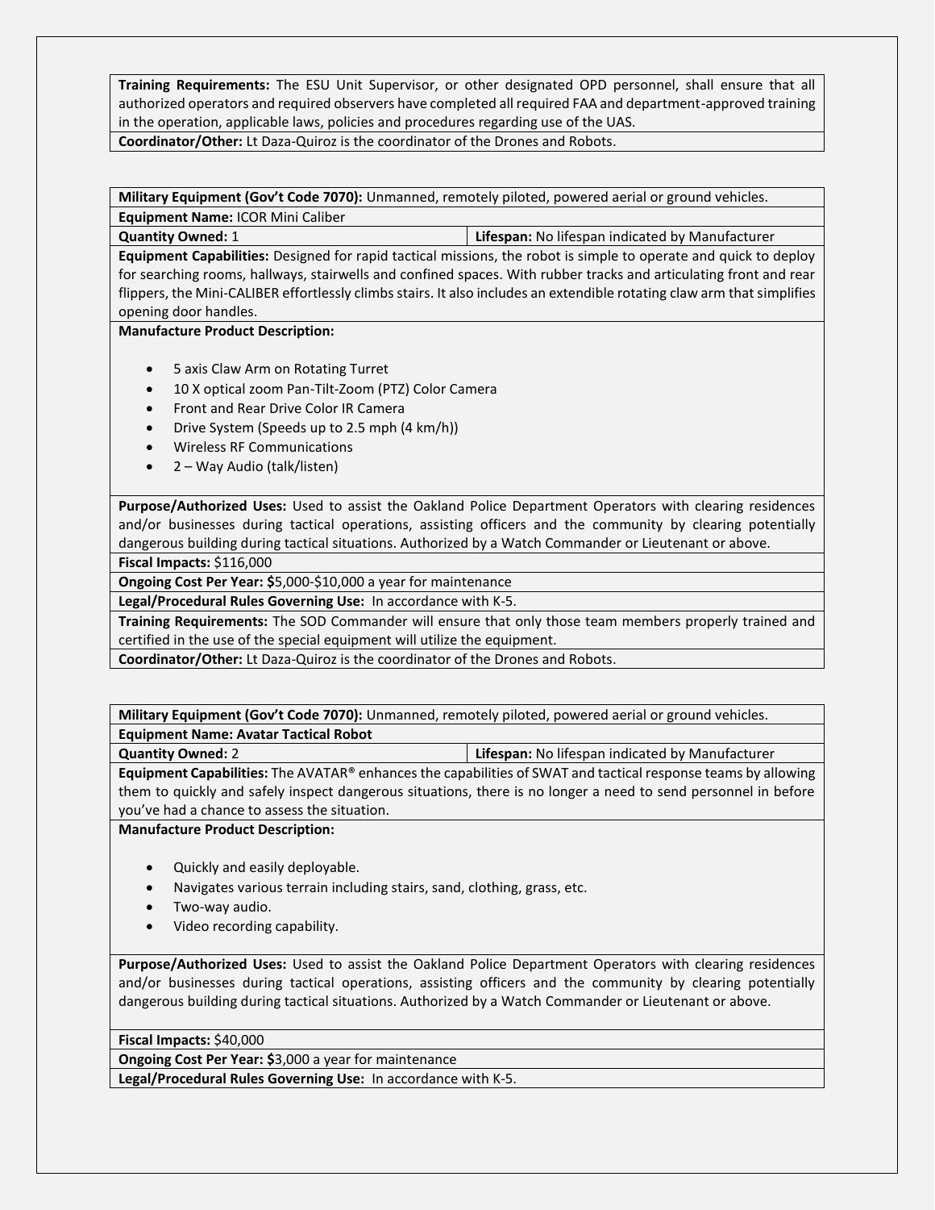**Training Requirements:** The ESU Unit Supervisor, or other designated OPD personnel, shall ensure that all authorized operators and required observers have completed all required FAA and department-approved training in the operation, applicable laws, policies and procedures regarding use of the UAS.

**Coordinator/Other:** Lt Daza-Quiroz is the coordinator of the Drones and Robots.

---

**Military Equipment (Gov't Code 7070):** Unmanned, remotely piloted, powered aerial or ground vehicles.

**Equipment Name:** ICOR Mini Caliber

| **Quantity Owned:** 1 | **Lifespan:** No lifespan indicated by Manufacturer |
|---|---|

**Equipment Capabilities:** Designed for rapid tactical missions, the robot is simple to operate and quick to deploy for searching rooms, hallways, stairwells and confined spaces. With rubber tracks and articulating front and rear flippers, the Mini-CALIBER effortlessly climbs stairs. It also includes an extendible rotating claw arm that simplifies opening door handles.

**Manufacture Product Description:**

- 5 axis Claw Arm on Rotating Turret
- 10 X optical zoom Pan-Tilt-Zoom (PTZ) Color Camera
- Front and Rear Drive Color IR Camera
- Drive System (Speeds up to 2.5 mph (4 km/h))
- Wireless RF Communications
- 2 – Way Audio (talk/listen)

**Purpose/Authorized Uses:** Used to assist the Oakland Police Department Operators with clearing residences and/or businesses during tactical operations, assisting officers and the community by clearing potentially dangerous building during tactical situations. Authorized by a Watch Commander or Lieutenant or above.

**Fiscal Impacts:** $116,000

**Ongoing Cost Per Year:** $5,000-$10,000 a year for maintenance

**Legal/Procedural Rules Governing Use:** In accordance with K-5.

**Training Requirements:** The SOD Commander will ensure that only those team members properly trained and certified in the use of the special equipment will utilize the equipment.

**Coordinator/Other:** Lt Daza-Quiroz is the coordinator of the Drones and Robots.

---

**Military Equipment (Gov't Code 7070):** Unmanned, remotely piloted, powered aerial or ground vehicles.

**Equipment Name: Avatar Tactical Robot**

| **Quantity Owned:** 2 | **Lifespan:** No lifespan indicated by Manufacturer |
|---|---|

**Equipment Capabilities:** The AVATAR® enhances the capabilities of SWAT and tactical response teams by allowing them to quickly and safely inspect dangerous situations, there is no longer a need to send personnel in before you've had a chance to assess the situation.

**Manufacture Product Description:**

- Quickly and easily deployable.
- Navigates various terrain including stairs, sand, clothing, grass, etc.
- Two-way audio.
- Video recording capability.

**Purpose/Authorized Uses:** Used to assist the Oakland Police Department Operators with clearing residences and/or businesses during tactical operations, assisting officers and the community by clearing potentially dangerous building during tactical situations. Authorized by a Watch Commander or Lieutenant or above.

**Fiscal Impacts:** $40,000

**Ongoing Cost Per Year:** $3,000 a year for maintenance

**Legal/Procedural Rules Governing Use:** In accordance with K-5.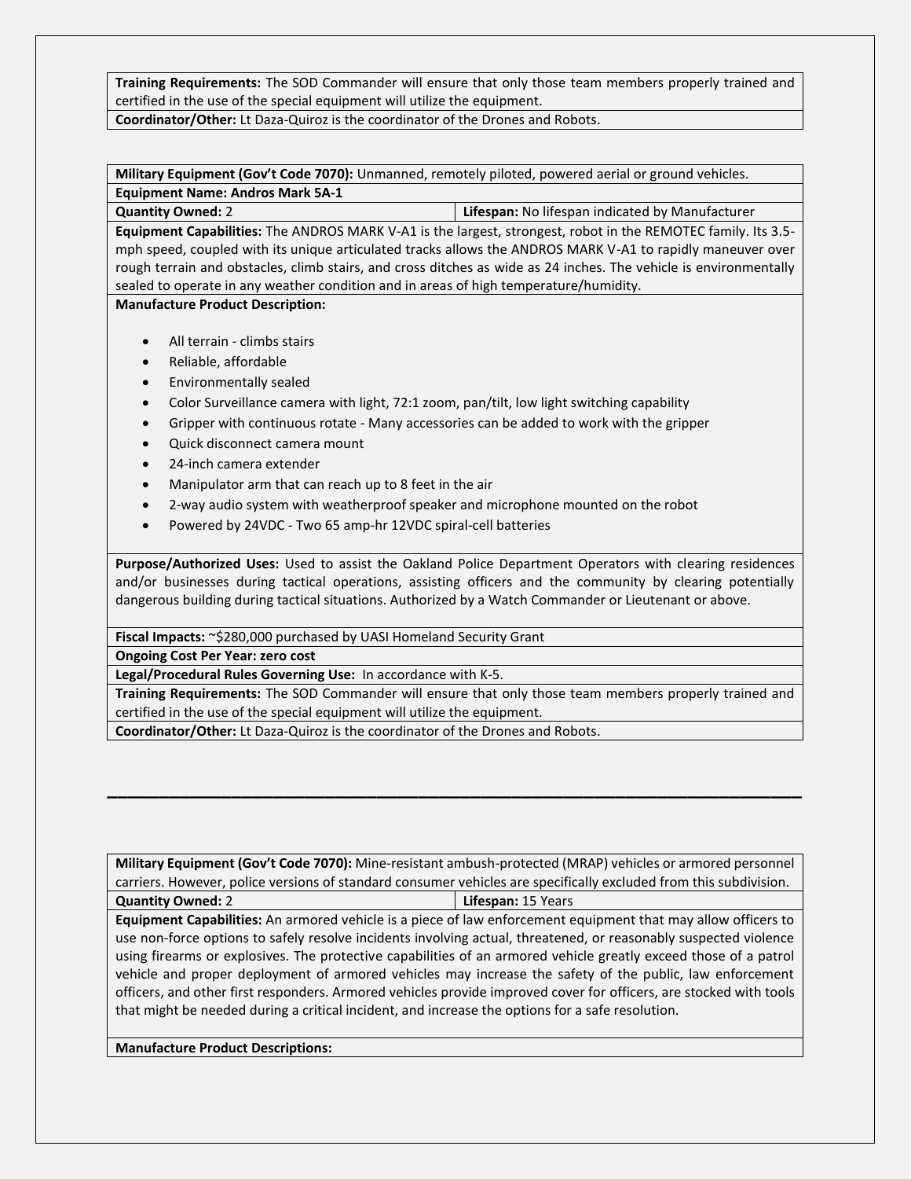**Training Requirements:** The SOD Commander will ensure that only those team members properly trained and certified in the use of the special equipment will utilize the equipment.

**Coordinator/Other:** Lt Daza-Quiroz is the coordinator of the Drones and Robots.

---

**Military Equipment (Gov't Code 7070):** Unmanned, remotely piloted, powered aerial or ground vehicles.

**Equipment Name: Andros Mark 5A-1**

| **Quantity Owned:** 2 | **Lifespan:** No lifespan indicated by Manufacturer |
|---|---|

**Equipment Capabilities:** The ANDROS MARK V-A1 is the largest, strongest, robot in the REMOTEC family. Its 3.5-mph speed, coupled with its unique articulated tracks allows the ANDROS MARK V-A1 to rapidly maneuver over rough terrain and obstacles, climb stairs, and cross ditches as wide as 24 inches. The vehicle is environmentally sealed to operate in any weather condition and in areas of high temperature/humidity.

**Manufacture Product Description:**

- All terrain - climbs stairs
- Reliable, affordable
- Environmentally sealed
- Color Surveillance camera with light, 72:1 zoom, pan/tilt, low light switching capability
- Gripper with continuous rotate - Many accessories can be added to work with the gripper
- Quick disconnect camera mount
- 24-inch camera extender
- Manipulator arm that can reach up to 8 feet in the air
- 2-way audio system with weatherproof speaker and microphone mounted on the robot
- Powered by 24VDC - Two 65 amp-hr 12VDC spiral-cell batteries

**Purpose/Authorized Uses:** Used to assist the Oakland Police Department Operators with clearing residences and/or businesses during tactical operations, assisting officers and the community by clearing potentially dangerous building during tactical situations. Authorized by a Watch Commander or Lieutenant or above.

**Fiscal Impacts:** ~$280,000 purchased by UASI Homeland Security Grant

**Ongoing Cost Per Year: zero cost**

**Legal/Procedural Rules Governing Use:** In accordance with K-5.

**Training Requirements:** The SOD Commander will ensure that only those team members properly trained and certified in the use of the special equipment will utilize the equipment.

**Coordinator/Other:** Lt Daza-Quiroz is the coordinator of the Drones and Robots.

---

**Military Equipment (Gov't Code 7070):** Mine-resistant ambush-protected (MRAP) vehicles or armored personnel carriers. However, police versions of standard consumer vehicles are specifically excluded from this subdivision.

| **Quantity Owned:** 2 | **Lifespan:** 15 Years |
|---|---|

**Equipment Capabilities:** An armored vehicle is a piece of law enforcement equipment that may allow officers to use non-force options to safely resolve incidents involving actual, threatened, or reasonably suspected violence using firearms or explosives. The protective capabilities of an armored vehicle greatly exceed those of a patrol vehicle and proper deployment of armored vehicles may increase the safety of the public, law enforcement officers, and other first responders. Armored vehicles provide improved cover for officers, are stocked with tools that might be needed during a critical incident, and increase the options for a safe resolution.

**Manufacture Product Descriptions:**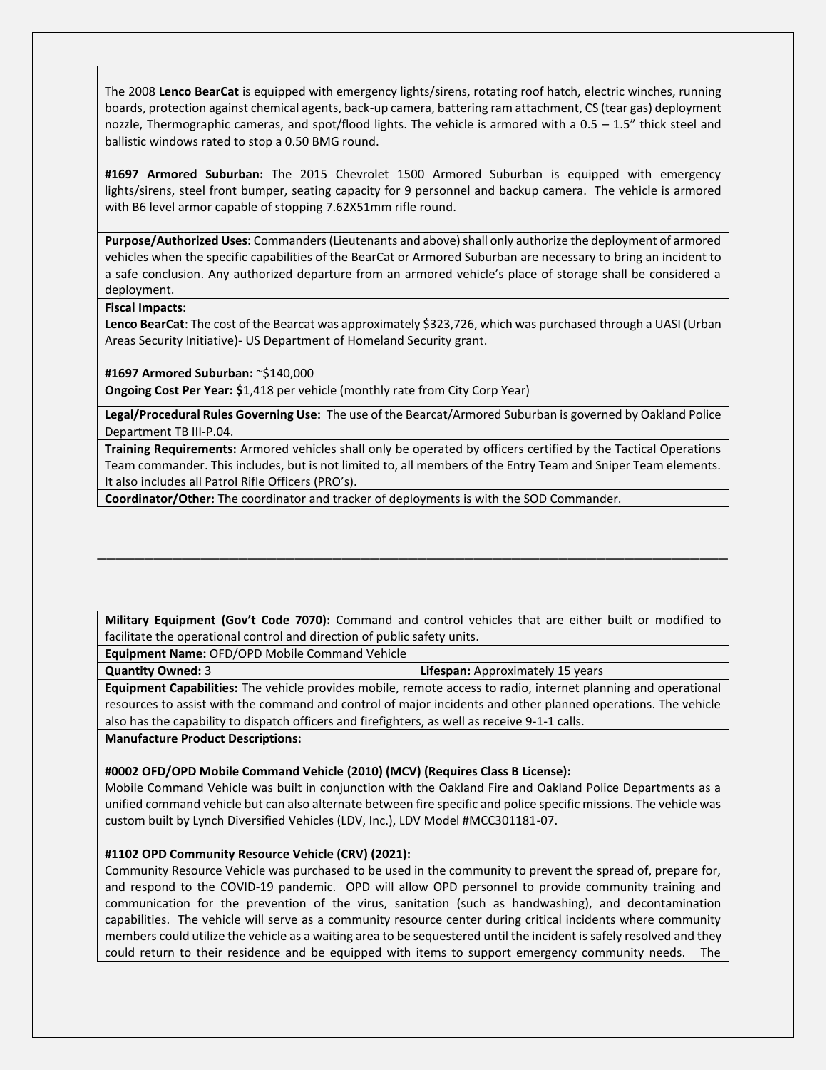The 2008 **Lenco BearCat** is equipped with emergency lights/sirens, rotating roof hatch, electric winches, running boards, protection against chemical agents, back-up camera, battering ram attachment, CS (tear gas) deployment nozzle, Thermographic cameras, and spot/flood lights. The vehicle is armored with a 0.5 – 1.5" thick steel and ballistic windows rated to stop a 0.50 BMG round.

**#1697 Armored Suburban:** The 2015 Chevrolet 1500 Armored Suburban is equipped with emergency lights/sirens, steel front bumper, seating capacity for 9 personnel and backup camera. The vehicle is armored with B6 level armor capable of stopping 7.62X51mm rifle round.

**Purpose/Authorized Uses:** Commanders (Lieutenants and above) shall only authorize the deployment of armored vehicles when the specific capabilities of the BearCat or Armored Suburban are necessary to bring an incident to a safe conclusion. Any authorized departure from an armored vehicle's place of storage shall be considered a deployment.

**Fiscal Impacts:**
**Lenco BearCat**: The cost of the Bearcat was approximately $323,726, which was purchased through a UASI (Urban Areas Security Initiative)- US Department of Homeland Security grant.

**#1697 Armored Suburban:** ~$140,000

**Ongoing Cost Per Year: $**1,418 per vehicle (monthly rate from City Corp Year)

**Legal/Procedural Rules Governing Use:** The use of the Bearcat/Armored Suburban is governed by Oakland Police Department TB III-P.04.

**Training Requirements:** Armored vehicles shall only be operated by officers certified by the Tactical Operations Team commander. This includes, but is not limited to, all members of the Entry Team and Sniper Team elements. It also includes all Patrol Rifle Officers (PRO's).

**Coordinator/Other:** The coordinator and tracker of deployments is with the SOD Commander.

---

**Military Equipment (Gov't Code 7070):** Command and control vehicles that are either built or modified to facilitate the operational control and direction of public safety units.

**Equipment Name:** OFD/OPD Mobile Command Vehicle

**Quantity Owned:** 3 | **Lifespan:** Approximately 15 years

**Equipment Capabilities:** The vehicle provides mobile, remote access to radio, internet planning and operational resources to assist with the command and control of major incidents and other planned operations. The vehicle also has the capability to dispatch officers and firefighters, as well as receive 9-1-1 calls.

**Manufacture Product Descriptions:**

**#0002 OFD/OPD Mobile Command Vehicle (2010) (MCV) (Requires Class B License):**
Mobile Command Vehicle was built in conjunction with the Oakland Fire and Oakland Police Departments as a unified command vehicle but can also alternate between fire specific and police specific missions. The vehicle was custom built by Lynch Diversified Vehicles (LDV, Inc.), LDV Model #MCC301181-07.

**#1102 OPD Community Resource Vehicle (CRV) (2021):**
Community Resource Vehicle was purchased to be used in the community to prevent the spread of, prepare for, and respond to the COVID-19 pandemic. OPD will allow OPD personnel to provide community training and communication for the prevention of the virus, sanitation (such as handwashing), and decontamination capabilities. The vehicle will serve as a community resource center during critical incidents where community members could utilize the vehicle as a waiting area to be sequestered until the incident is safely resolved and they could return to their residence and be equipped with items to support emergency community needs. The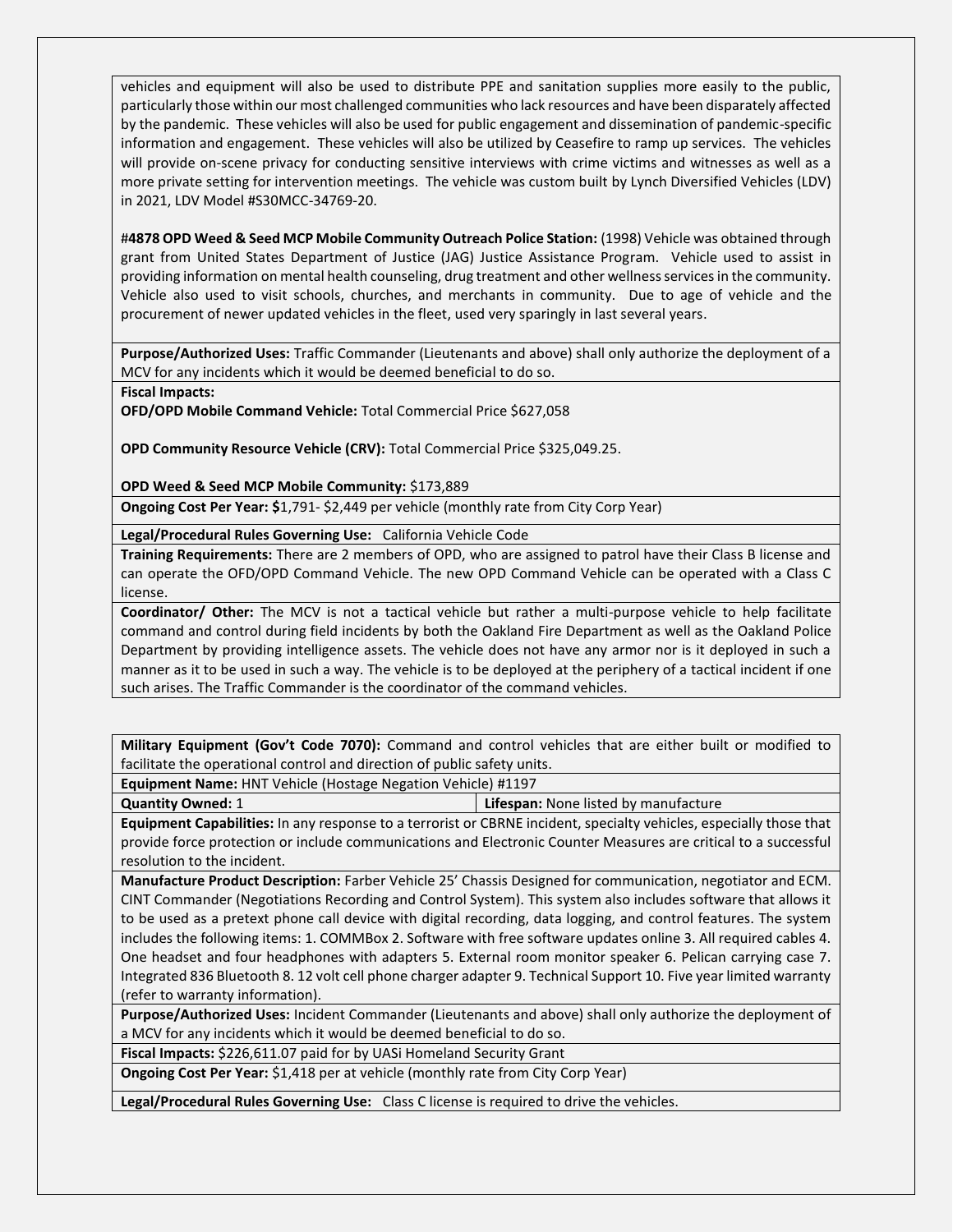vehicles and equipment will also be used to distribute PPE and sanitation supplies more easily to the public, particularly those within our most challenged communities who lack resources and have been disparately affected by the pandemic. These vehicles will also be used for public engagement and dissemination of pandemic-specific information and engagement. These vehicles will also be utilized by Ceasefire to ramp up services. The vehicles will provide on-scene privacy for conducting sensitive interviews with crime victims and witnesses as well as a more private setting for intervention meetings. The vehicle was custom built by Lynch Diversified Vehicles (LDV) in 2021, LDV Model #S30MCC-34769-20.

**#4878 OPD Weed & Seed MCP Mobile Community Outreach Police Station:** (1998) Vehicle was obtained through grant from United States Department of Justice (JAG) Justice Assistance Program. Vehicle used to assist in providing information on mental health counseling, drug treatment and other wellness services in the community. Vehicle also used to visit schools, churches, and merchants in community. Due to age of vehicle and the procurement of newer updated vehicles in the fleet, used very sparingly in last several years.

**Purpose/Authorized Uses:** Traffic Commander (Lieutenants and above) shall only authorize the deployment of a MCV for any incidents which it would be deemed beneficial to do so.

**Fiscal Impacts:**

**OFD/OPD Mobile Command Vehicle:** Total Commercial Price $627,058

**OPD Community Resource Vehicle (CRV):** Total Commercial Price $325,049.25.

**OPD Weed & Seed MCP Mobile Community:** $173,889

**Ongoing Cost Per Year: $**1,791- $2,449 per vehicle (monthly rate from City Corp Year)

**Legal/Procedural Rules Governing Use:** California Vehicle Code

**Training Requirements:** There are 2 members of OPD, who are assigned to patrol have their Class B license and can operate the OFD/OPD Command Vehicle. The new OPD Command Vehicle can be operated with a Class C license.

**Coordinator/ Other:** The MCV is not a tactical vehicle but rather a multi-purpose vehicle to help facilitate command and control during field incidents by both the Oakland Fire Department as well as the Oakland Police Department by providing intelligence assets. The vehicle does not have any armor nor is it deployed in such a manner as it to be used in such a way. The vehicle is to be deployed at the periphery of a tactical incident if one such arises. The Traffic Commander is the coordinator of the command vehicles.

**Military Equipment (Gov't Code 7070):** Command and control vehicles that are either built or modified to facilitate the operational control and direction of public safety units.

**Equipment Name:** HNT Vehicle (Hostage Negation Vehicle) #1197

| **Quantity Owned:** 1 | **Lifespan:** None listed by manufacture |
|---|---|

**Equipment Capabilities:** In any response to a terrorist or CBRNE incident, specialty vehicles, especially those that provide force protection or include communications and Electronic Counter Measures are critical to a successful resolution to the incident.

**Manufacture Product Description:** Farber Vehicle 25' Chassis Designed for communication, negotiator and ECM. CINT Commander (Negotiations Recording and Control System). This system also includes software that allows it to be used as a pretext phone call device with digital recording, data logging, and control features. The system includes the following items: 1. COMMBox 2. Software with free software updates online 3. All required cables 4. One headset and four headphones with adapters 5. External room monitor speaker 6. Pelican carrying case 7. Integrated 836 Bluetooth 8. 12 volt cell phone charger adapter 9. Technical Support 10. Five year limited warranty (refer to warranty information).

**Purpose/Authorized Uses:** Incident Commander (Lieutenants and above) shall only authorize the deployment of a MCV for any incidents which it would be deemed beneficial to do so.

**Fiscal Impacts:** $226,611.07 paid for by UASi Homeland Security Grant

**Ongoing Cost Per Year:** $1,418 per at vehicle (monthly rate from City Corp Year)

**Legal/Procedural Rules Governing Use:** Class C license is required to drive the vehicles.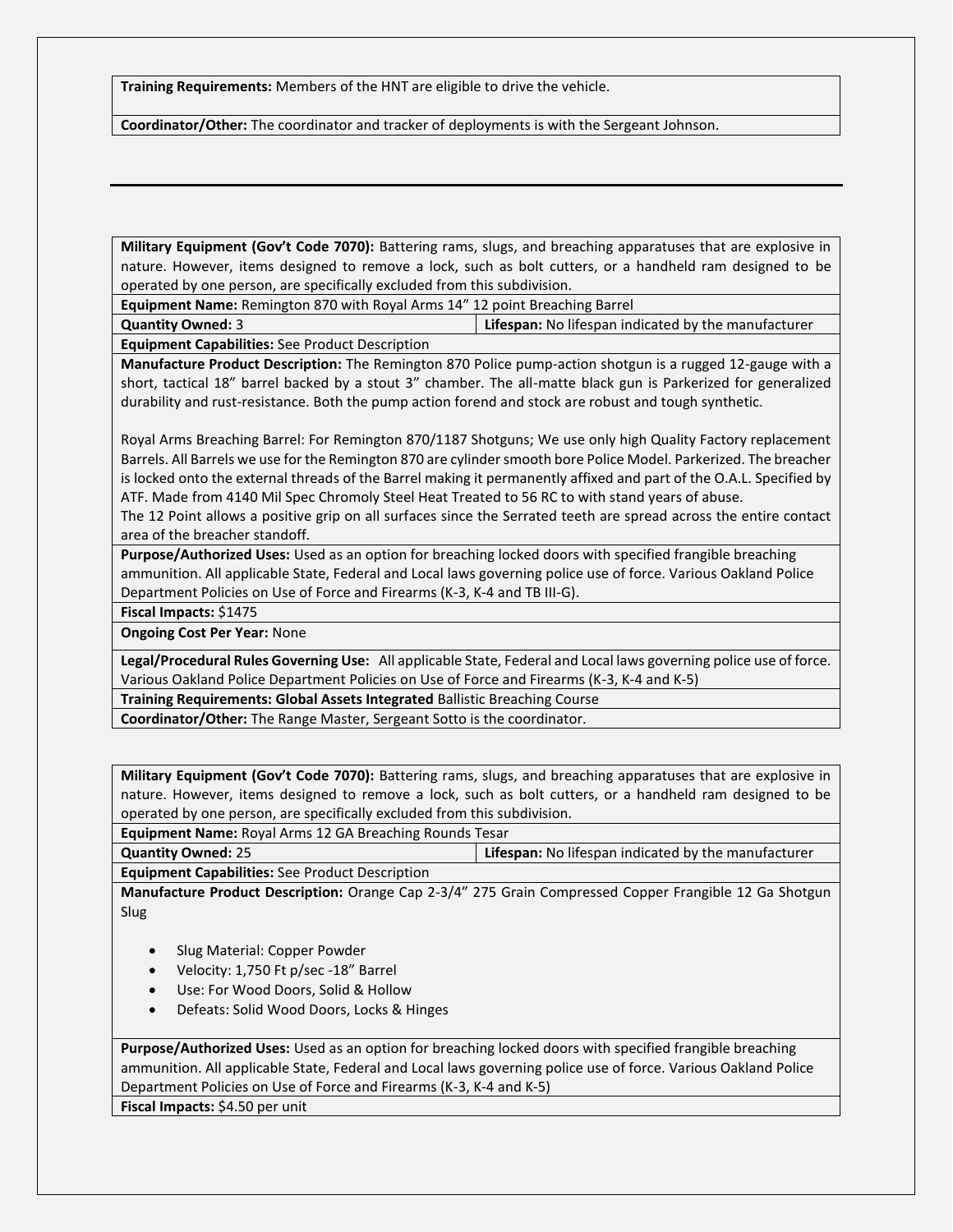| |
|---|
| **Training Requirements:** Members of the HNT are eligible to drive the vehicle. |
| **Coordinator/Other:** The coordinator and tracker of deployments is with the Sergeant Johnson. |

---

| | |
|---|---|
| **Military Equipment (Gov't Code 7070):** Battering rams, slugs, and breaching apparatuses that are explosive in nature. However, items designed to remove a lock, such as bolt cutters, or a handheld ram designed to be operated by one person, are specifically excluded from this subdivision. | |
| **Equipment Name:** Remington 870 with Royal Arms 14" 12 point Breaching Barrel | |
| **Quantity Owned:** 3 | **Lifespan:** No lifespan indicated by the manufacturer |
| **Equipment Capabilities:** See Product Description | |
| **Manufacture Product Description:** The Remington 870 Police pump-action shotgun is a rugged 12-gauge with a short, tactical 18" barrel backed by a stout 3" chamber. The all-matte black gun is Parkerized for generalized durability and rust-resistance. Both the pump action forend and stock are robust and tough synthetic.<br><br>Royal Arms Breaching Barrel: For Remington 870/1187 Shotguns; We use only high Quality Factory replacement Barrels. All Barrels we use for the Remington 870 are cylinder smooth bore Police Model. Parkerized. The breacher is locked onto the external threads of the Barrel making it permanently affixed and part of the O.A.L. Specified by ATF. Made from 4140 Mil Spec Chromoly Steel Heat Treated to 56 RC to with stand years of abuse.<br>The 12 Point allows a positive grip on all surfaces since the Serrated teeth are spread across the entire contact area of the breacher standoff. | |
| **Purpose/Authorized Uses:** Used as an option for breaching locked doors with specified frangible breaching ammunition. All applicable State, Federal and Local laws governing police use of force. Various Oakland Police Department Policies on Use of Force and Firearms (K-3, K-4 and TB III-G). | |
| **Fiscal Impacts:** $1475 | |
| **Ongoing Cost Per Year:** None | |
| **Legal/Procedural Rules Governing Use:** All applicable State, Federal and Local laws governing police use of force. Various Oakland Police Department Policies on Use of Force and Firearms (K-3, K-4 and K-5) | |
| **Training Requirements: Global Assets Integrated** Ballistic Breaching Course | |
| **Coordinator/Other:** The Range Master, Sergeant Sotto is the coordinator. | |

| | |
|---|---|
| **Military Equipment (Gov't Code 7070):** Battering rams, slugs, and breaching apparatuses that are explosive in nature. However, items designed to remove a lock, such as bolt cutters, or a handheld ram designed to be operated by one person, are specifically excluded from this subdivision. | |
| **Equipment Name:** Royal Arms 12 GA Breaching Rounds Tesar | |
| **Quantity Owned:** 25 | **Lifespan:** No lifespan indicated by the manufacturer |
| **Equipment Capabilities:** See Product Description | |
| **Manufacture Product Description:** Orange Cap 2-3/4" 275 Grain Compressed Copper Frangible 12 Ga Shotgun Slug<br><br>• Slug Material: Copper Powder<br>• Velocity: 1,750 Ft p/sec -18" Barrel<br>• Use: For Wood Doors, Solid & Hollow<br>• Defeats: Solid Wood Doors, Locks & Hinges | |
| **Purpose/Authorized Uses:** Used as an option for breaching locked doors with specified frangible breaching ammunition. All applicable State, Federal and Local laws governing police use of force. Various Oakland Police Department Policies on Use of Force and Firearms (K-3, K-4 and K-5) | |
| **Fiscal Impacts:** $4.50 per unit | |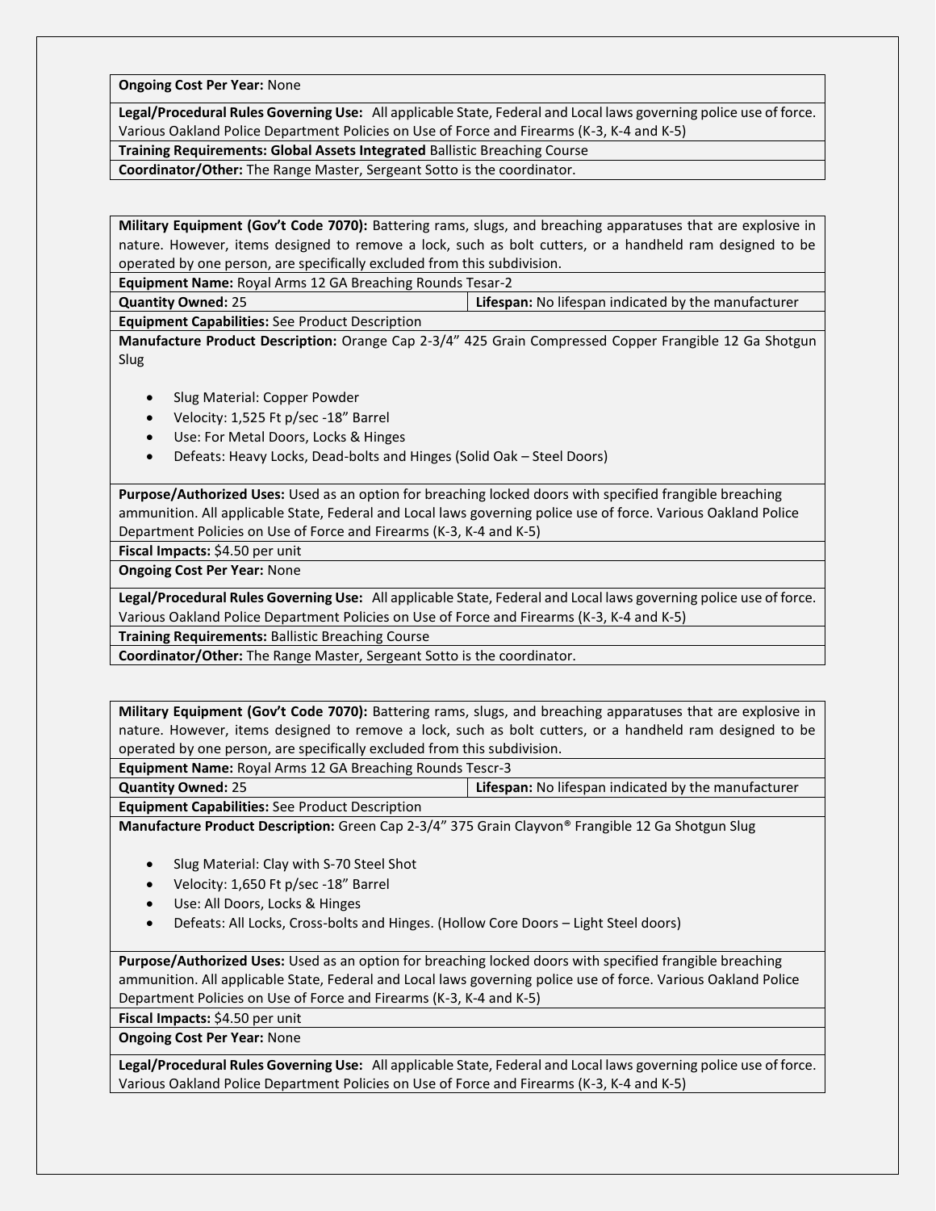| | |
|---|---|
| **Ongoing Cost Per Year:** None | |
| **Legal/Procedural Rules Governing Use:** All applicable State, Federal and Local laws governing police use of force. Various Oakland Police Department Policies on Use of Force and Firearms (K-3, K-4 and K-5) | |
| **Training Requirements: Global Assets Integrated** Ballistic Breaching Course | |
| **Coordinator/Other:** The Range Master, Sergeant Sotto is the coordinator. | |

| | |
|---|---|
| **Military Equipment (Gov't Code 7070):** Battering rams, slugs, and breaching apparatuses that are explosive in nature. However, items designed to remove a lock, such as bolt cutters, or a handheld ram designed to be operated by one person, are specifically excluded from this subdivision. | |
| **Equipment Name:** Royal Arms 12 GA Breaching Rounds Tesar-2 | |
| **Quantity Owned:** 25 | **Lifespan:** No lifespan indicated by the manufacturer |
| **Equipment Capabilities:** See Product Description | |
| **Manufacture Product Description:** Orange Cap 2-3/4" 425 Grain Compressed Copper Frangible 12 Ga Shotgun Slug<br>• Slug Material: Copper Powder<br>• Velocity: 1,525 Ft p/sec -18" Barrel<br>• Use: For Metal Doors, Locks & Hinges<br>• Defeats: Heavy Locks, Dead-bolts and Hinges (Solid Oak – Steel Doors) | |
| **Purpose/Authorized Uses:** Used as an option for breaching locked doors with specified frangible breaching ammunition. All applicable State, Federal and Local laws governing police use of force. Various Oakland Police Department Policies on Use of Force and Firearms (K-3, K-4 and K-5) | |
| **Fiscal Impacts:** $4.50 per unit | |
| **Ongoing Cost Per Year:** None | |
| **Legal/Procedural Rules Governing Use:** All applicable State, Federal and Local laws governing police use of force. Various Oakland Police Department Policies on Use of Force and Firearms (K-3, K-4 and K-5) | |
| **Training Requirements:** Ballistic Breaching Course | |
| **Coordinator/Other:** The Range Master, Sergeant Sotto is the coordinator. | |

| | |
|---|---|
| **Military Equipment (Gov't Code 7070):** Battering rams, slugs, and breaching apparatuses that are explosive in nature. However, items designed to remove a lock, such as bolt cutters, or a handheld ram designed to be operated by one person, are specifically excluded from this subdivision. | |
| **Equipment Name:** Royal Arms 12 GA Breaching Rounds Tescr-3 | |
| **Quantity Owned:** 25 | **Lifespan:** No lifespan indicated by the manufacturer |
| **Equipment Capabilities:** See Product Description | |
| **Manufacture Product Description:** Green Cap 2-3/4" 375 Grain Clayvon® Frangible 12 Ga Shotgun Slug<br>• Slug Material: Clay with S-70 Steel Shot<br>• Velocity: 1,650 Ft p/sec -18" Barrel<br>• Use: All Doors, Locks & Hinges<br>• Defeats: All Locks, Cross-bolts and Hinges. (Hollow Core Doors – Light Steel doors) | |
| **Purpose/Authorized Uses:** Used as an option for breaching locked doors with specified frangible breaching ammunition. All applicable State, Federal and Local laws governing police use of force. Various Oakland Police Department Policies on Use of Force and Firearms (K-3, K-4 and K-5) | |
| **Fiscal Impacts:** $4.50 per unit | |
| **Ongoing Cost Per Year:** None | |
| **Legal/Procedural Rules Governing Use:** All applicable State, Federal and Local laws governing police use of force. Various Oakland Police Department Policies on Use of Force and Firearms (K-3, K-4 and K-5) | |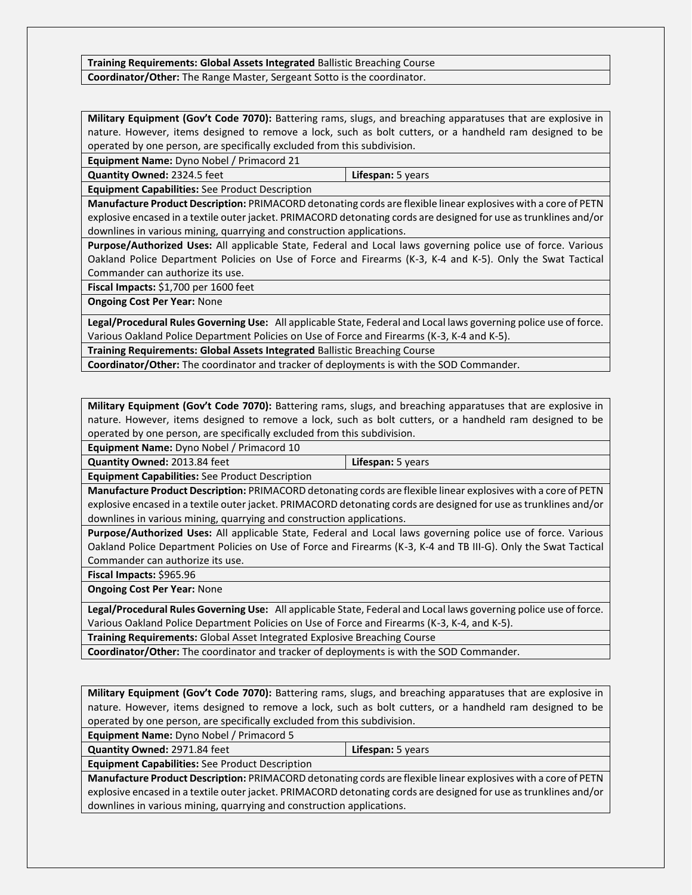| | |
|---|---|
| **Training Requirements: Global Assets Integrated** Ballistic Breaching Course | |
| **Coordinator/Other:** The Range Master, Sergeant Sotto is the coordinator. | |

| | |
|---|---|
| **Military Equipment (Gov't Code 7070):** Battering rams, slugs, and breaching apparatuses that are explosive in nature. However, items designed to remove a lock, such as bolt cutters, or a handheld ram designed to be operated by one person, are specifically excluded from this subdivision. | |
| **Equipment Name:** Dyno Nobel / Primacord 21 | |
| **Quantity Owned:** 2324.5 feet | **Lifespan:** 5 years |
| **Equipment Capabilities:** See Product Description | |
| **Manufacture Product Description:** PRIMACORD detonating cords are flexible linear explosives with a core of PETN explosive encased in a textile outer jacket. PRIMACORD detonating cords are designed for use as trunklines and/or downlines in various mining, quarrying and construction applications. | |
| **Purpose/Authorized Uses:** All applicable State, Federal and Local laws governing police use of force. Various Oakland Police Department Policies on Use of Force and Firearms (K-3, K-4 and K-5). Only the Swat Tactical Commander can authorize its use. | |
| **Fiscal Impacts:** $1,700 per 1600 feet | |
| **Ongoing Cost Per Year:** None | |
| **Legal/Procedural Rules Governing Use:** All applicable State, Federal and Local laws governing police use of force. Various Oakland Police Department Policies on Use of Force and Firearms (K-3, K-4 and K-5). | |
| **Training Requirements: Global Assets Integrated** Ballistic Breaching Course | |
| **Coordinator/Other:** The coordinator and tracker of deployments is with the SOD Commander. | |

| | |
|---|---|
| **Military Equipment (Gov't Code 7070):** Battering rams, slugs, and breaching apparatuses that are explosive in nature. However, items designed to remove a lock, such as bolt cutters, or a handheld ram designed to be operated by one person, are specifically excluded from this subdivision. | |
| **Equipment Name:** Dyno Nobel / Primacord 10 | |
| **Quantity Owned:** 2013.84 feet | **Lifespan:** 5 years |
| **Equipment Capabilities:** See Product Description | |
| **Manufacture Product Description:** PRIMACORD detonating cords are flexible linear explosives with a core of PETN explosive encased in a textile outer jacket. PRIMACORD detonating cords are designed for use as trunklines and/or downlines in various mining, quarrying and construction applications. | |
| **Purpose/Authorized Uses:** All applicable State, Federal and Local laws governing police use of force. Various Oakland Police Department Policies on Use of Force and Firearms (K-3, K-4 and TB III-G). Only the Swat Tactical Commander can authorize its use. | |
| **Fiscal Impacts:** $965.96 | |
| **Ongoing Cost Per Year:** None | |
| **Legal/Procedural Rules Governing Use:** All applicable State, Federal and Local laws governing police use of force. Various Oakland Police Department Policies on Use of Force and Firearms (K-3, K-4, and K-5). | |
| **Training Requirements:** Global Asset Integrated Explosive Breaching Course | |
| **Coordinator/Other:** The coordinator and tracker of deployments is with the SOD Commander. | |

| | |
|---|---|
| **Military Equipment (Gov't Code 7070):** Battering rams, slugs, and breaching apparatuses that are explosive in nature. However, items designed to remove a lock, such as bolt cutters, or a handheld ram designed to be operated by one person, are specifically excluded from this subdivision. | |
| **Equipment Name:** Dyno Nobel / Primacord 5 | |
| **Quantity Owned:** 2971.84 feet | **Lifespan:** 5 years |
| **Equipment Capabilities:** See Product Description | |
| **Manufacture Product Description:** PRIMACORD detonating cords are flexible linear explosives with a core of PETN explosive encased in a textile outer jacket. PRIMACORD detonating cords are designed for use as trunklines and/or downlines in various mining, quarrying and construction applications. | |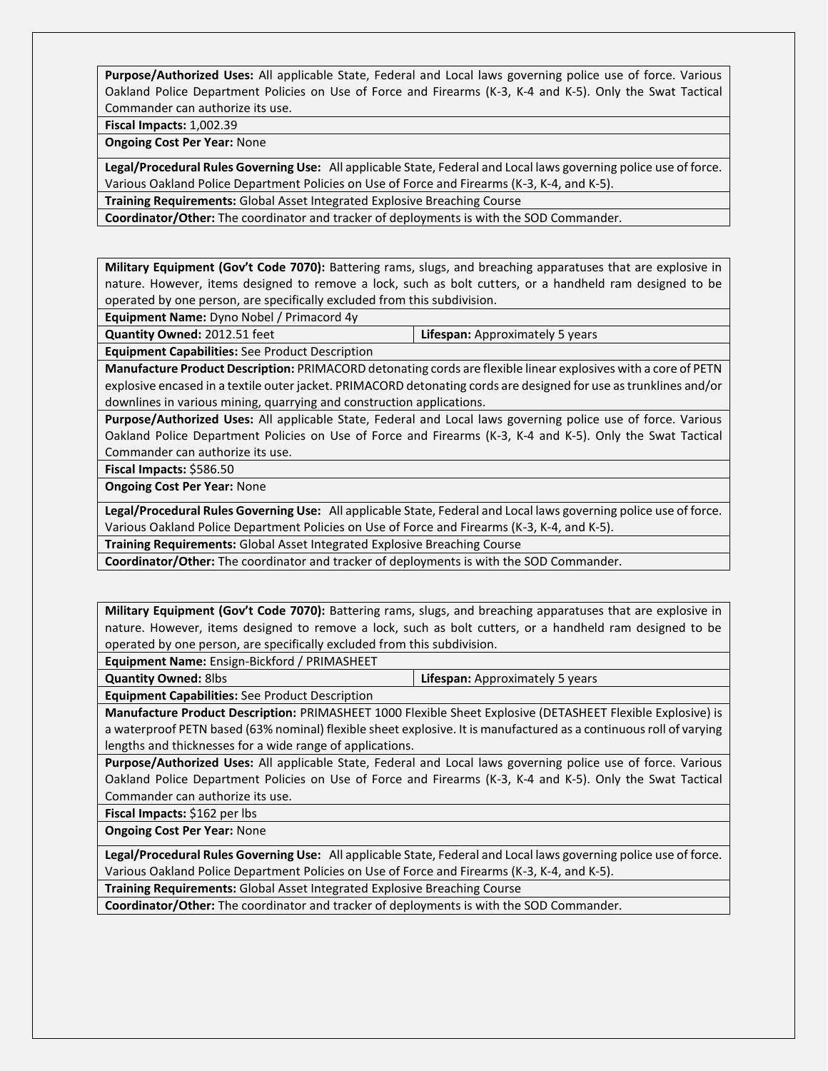| **Purpose/Authorized Uses:** All applicable State, Federal and Local laws governing police use of force. Various Oakland Police Department Policies on Use of Force and Firearms (K-3, K-4 and K-5). Only the Swat Tactical Commander can authorize its use. | |
|---|---|
| **Fiscal Impacts:** 1,002.39 | |
| **Ongoing Cost Per Year:** None | |
| **Legal/Procedural Rules Governing Use:** All applicable State, Federal and Local laws governing police use of force. Various Oakland Police Department Policies on Use of Force and Firearms (K-3, K-4, and K-5). | |
| **Training Requirements:** Global Asset Integrated Explosive Breaching Course | |
| **Coordinator/Other:** The coordinator and tracker of deployments is with the SOD Commander. | |

| **Military Equipment (Gov't Code 7070):** Battering rams, slugs, and breaching apparatuses that are explosive in nature. However, items designed to remove a lock, such as bolt cutters, or a handheld ram designed to be operated by one person, are specifically excluded from this subdivision. | |
|---|---|
| **Equipment Name:** Dyno Nobel / Primacord 4y | |
| **Quantity Owned:** 2012.51 feet | **Lifespan:** Approximately 5 years |
| **Equipment Capabilities:** See Product Description | |
| **Manufacture Product Description:** PRIMACORD detonating cords are flexible linear explosives with a core of PETN explosive encased in a textile outer jacket. PRIMACORD detonating cords are designed for use as trunklines and/or downlines in various mining, quarrying and construction applications. | |
| **Purpose/Authorized Uses:** All applicable State, Federal and Local laws governing police use of force. Various Oakland Police Department Policies on Use of Force and Firearms (K-3, K-4 and K-5). Only the Swat Tactical Commander can authorize its use. | |
| **Fiscal Impacts:** $586.50 | |
| **Ongoing Cost Per Year:** None | |
| **Legal/Procedural Rules Governing Use:** All applicable State, Federal and Local laws governing police use of force. Various Oakland Police Department Policies on Use of Force and Firearms (K-3, K-4, and K-5). | |
| **Training Requirements:** Global Asset Integrated Explosive Breaching Course | |
| **Coordinator/Other:** The coordinator and tracker of deployments is with the SOD Commander. | |

| **Military Equipment (Gov't Code 7070):** Battering rams, slugs, and breaching apparatuses that are explosive in nature. However, items designed to remove a lock, such as bolt cutters, or a handheld ram designed to be operated by one person, are specifically excluded from this subdivision. | |
|---|---|
| **Equipment Name:** Ensign-Bickford / PRIMASHEET | |
| **Quantity Owned:** 8lbs | **Lifespan:** Approximately 5 years |
| **Equipment Capabilities:** See Product Description | |
| **Manufacture Product Description:** PRIMASHEET 1000 Flexible Sheet Explosive (DETASHEET Flexible Explosive) is a waterproof PETN based (63% nominal) flexible sheet explosive. It is manufactured as a continuous roll of varying lengths and thicknesses for a wide range of applications. | |
| **Purpose/Authorized Uses:** All applicable State, Federal and Local laws governing police use of force. Various Oakland Police Department Policies on Use of Force and Firearms (K-3, K-4 and K-5). Only the Swat Tactical Commander can authorize its use. | |
| **Fiscal Impacts:** $162 per lbs | |
| **Ongoing Cost Per Year:** None | |
| **Legal/Procedural Rules Governing Use:** All applicable State, Federal and Local laws governing police use of force. Various Oakland Police Department Policies on Use of Force and Firearms (K-3, K-4, and K-5). | |
| **Training Requirements:** Global Asset Integrated Explosive Breaching Course | |
| **Coordinator/Other:** The coordinator and tracker of deployments is with the SOD Commander. | |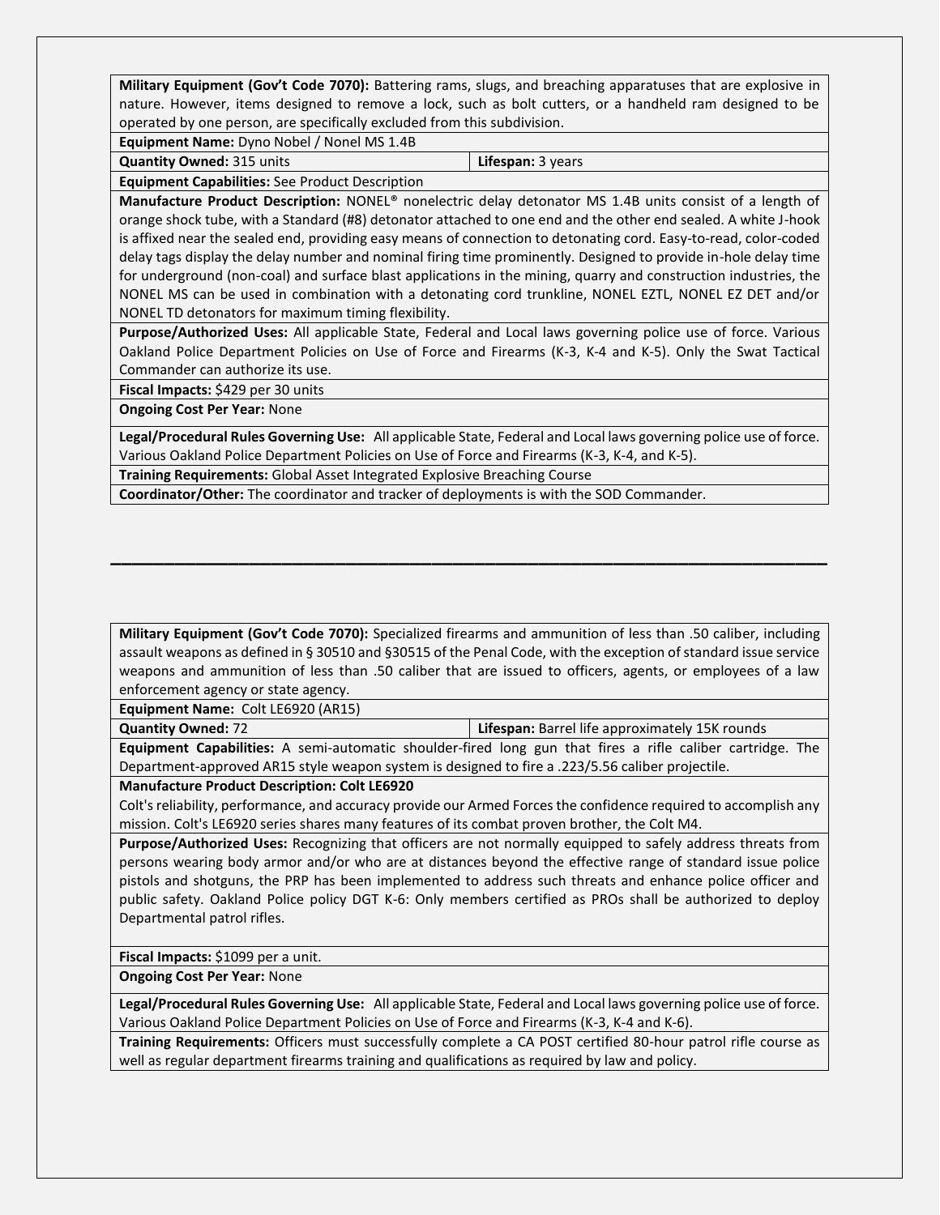| **Military Equipment (Gov't Code 7070):** Battering rams, slugs, and breaching apparatuses that are explosive in nature. However, items designed to remove a lock, such as bolt cutters, or a handheld ram designed to be operated by one person, are specifically excluded from this subdivision. | |
|---|---|
| **Equipment Name:** Dyno Nobel / Nonel MS 1.4B | |
| **Quantity Owned:** 315 units | **Lifespan:** 3 years |
| **Equipment Capabilities:** See Product Description | |
| **Manufacture Product Description:** NONEL® nonelectric delay detonator MS 1.4B units consist of a length of orange shock tube, with a Standard (#8) detonator attached to one end and the other end sealed. A white J-hook is affixed near the sealed end, providing easy means of connection to detonating cord. Easy-to-read, color-coded delay tags display the delay number and nominal firing time prominently. Designed to provide in-hole delay time for underground (non-coal) and surface blast applications in the mining, quarry and construction industries, the NONEL MS can be used in combination with a detonating cord trunkline, NONEL EZTL, NONEL EZ DET and/or NONEL TD detonators for maximum timing flexibility. | |
| **Purpose/Authorized Uses:** All applicable State, Federal and Local laws governing police use of force. Various Oakland Police Department Policies on Use of Force and Firearms (K-3, K-4 and K-5). Only the Swat Tactical Commander can authorize its use. | |
| **Fiscal Impacts:** $429 per 30 units | |
| **Ongoing Cost Per Year:** None | |
| **Legal/Procedural Rules Governing Use:** All applicable State, Federal and Local laws governing police use of force. Various Oakland Police Department Policies on Use of Force and Firearms (K-3, K-4, and K-5). | |
| **Training Requirements:** Global Asset Integrated Explosive Breaching Course | |
| **Coordinator/Other:** The coordinator and tracker of deployments is with the SOD Commander. | |

---

| **Military Equipment (Gov't Code 7070):** Specialized firearms and ammunition of less than .50 caliber, including assault weapons as defined in § 30510 and §30515 of the Penal Code, with the exception of standard issue service weapons and ammunition of less than .50 caliber that are issued to officers, agents, or employees of a law enforcement agency or state agency. | |
|---|---|
| **Equipment Name:** Colt LE6920 (AR15) | |
| **Quantity Owned:** 72 | **Lifespan:** Barrel life approximately 15K rounds |
| **Equipment Capabilities:** A semi-automatic shoulder-fired long gun that fires a rifle caliber cartridge. The Department-approved AR15 style weapon system is designed to fire a .223/5.56 caliber projectile. | |
| **Manufacture Product Description: Colt LE6920** Colt's reliability, performance, and accuracy provide our Armed Forces the confidence required to accomplish any mission. Colt's LE6920 series shares many features of its combat proven brother, the Colt M4. | |
| **Purpose/Authorized Uses:** Recognizing that officers are not normally equipped to safely address threats from persons wearing body armor and/or who are at distances beyond the effective range of standard issue police pistols and shotguns, the PRP has been implemented to address such threats and enhance police officer and public safety. Oakland Police policy DGT K-6: Only members certified as PROs shall be authorized to deploy Departmental patrol rifles. | |
| **Fiscal Impacts:** $1099 per a unit. | |
| **Ongoing Cost Per Year:** None | |
| **Legal/Procedural Rules Governing Use:** All applicable State, Federal and Local laws governing police use of force. Various Oakland Police Department Policies on Use of Force and Firearms (K-3, K-4 and K-6). | |
| **Training Requirements:** Officers must successfully complete a CA POST certified 80-hour patrol rifle course as well as regular department firearms training and qualifications as required by law and policy. | |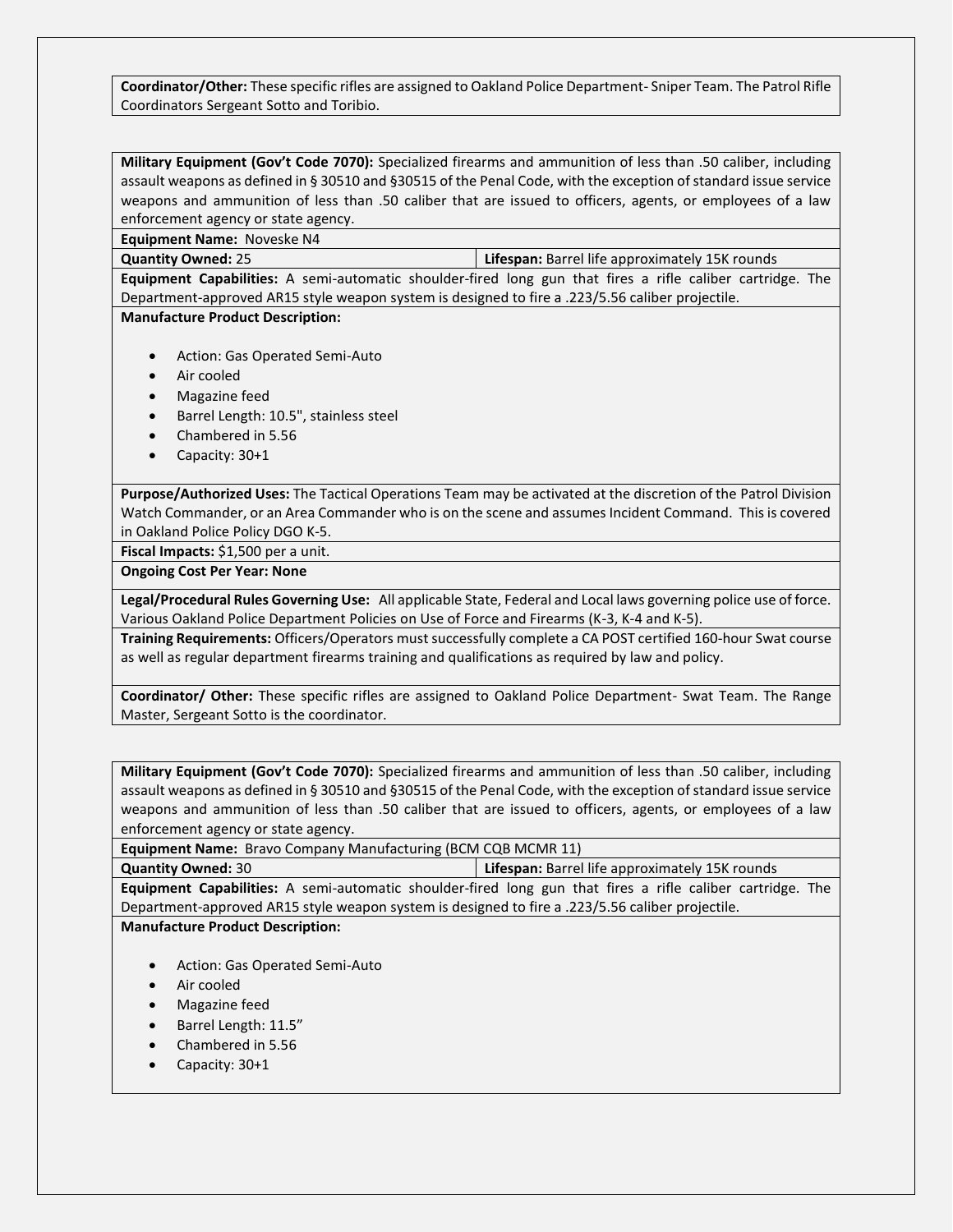**Coordinator/Other:** These specific rifles are assigned to Oakland Police Department- Sniper Team. The Patrol Rifle Coordinators Sergeant Sotto and Toribio.

**Military Equipment (Gov't Code 7070):** Specialized firearms and ammunition of less than .50 caliber, including assault weapons as defined in § 30510 and §30515 of the Penal Code, with the exception of standard issue service weapons and ammunition of less than .50 caliber that are issued to officers, agents, or employees of a law enforcement agency or state agency.

**Equipment Name:** Noveske N4

**Quantity Owned:** 25

**Lifespan:** Barrel life approximately 15K rounds

**Equipment Capabilities:** A semi-automatic shoulder-fired long gun that fires a rifle caliber cartridge. The Department-approved AR15 style weapon system is designed to fire a .223/5.56 caliber projectile.

**Manufacture Product Description:**

- Action: Gas Operated Semi-Auto
- Air cooled
- Magazine feed
- Barrel Length: 10.5", stainless steel
- Chambered in 5.56
- Capacity: 30+1

**Purpose/Authorized Uses:** The Tactical Operations Team may be activated at the discretion of the Patrol Division Watch Commander, or an Area Commander who is on the scene and assumes Incident Command. This is covered in Oakland Police Policy DGO K-5.

**Fiscal Impacts:** $1,500 per a unit.

**Ongoing Cost Per Year: None**

**Legal/Procedural Rules Governing Use:** All applicable State, Federal and Local laws governing police use of force. Various Oakland Police Department Policies on Use of Force and Firearms (K-3, K-4 and K-5).

**Training Requirements:** Officers/Operators must successfully complete a CA POST certified 160-hour Swat course as well as regular department firearms training and qualifications as required by law and policy.

**Coordinator/ Other:** These specific rifles are assigned to Oakland Police Department- Swat Team. The Range Master, Sergeant Sotto is the coordinator.

**Military Equipment (Gov't Code 7070):** Specialized firearms and ammunition of less than .50 caliber, including assault weapons as defined in § 30510 and §30515 of the Penal Code, with the exception of standard issue service weapons and ammunition of less than .50 caliber that are issued to officers, agents, or employees of a law enforcement agency or state agency.

**Equipment Name:** Bravo Company Manufacturing (BCM CQB MCMR 11)

**Quantity Owned:** 30

**Lifespan:** Barrel life approximately 15K rounds

**Equipment Capabilities:** A semi-automatic shoulder-fired long gun that fires a rifle caliber cartridge. The Department-approved AR15 style weapon system is designed to fire a .223/5.56 caliber projectile.

**Manufacture Product Description:**

- Action: Gas Operated Semi-Auto
- Air cooled
- Magazine feed
- Barrel Length: 11.5"
- Chambered in 5.56
- Capacity: 30+1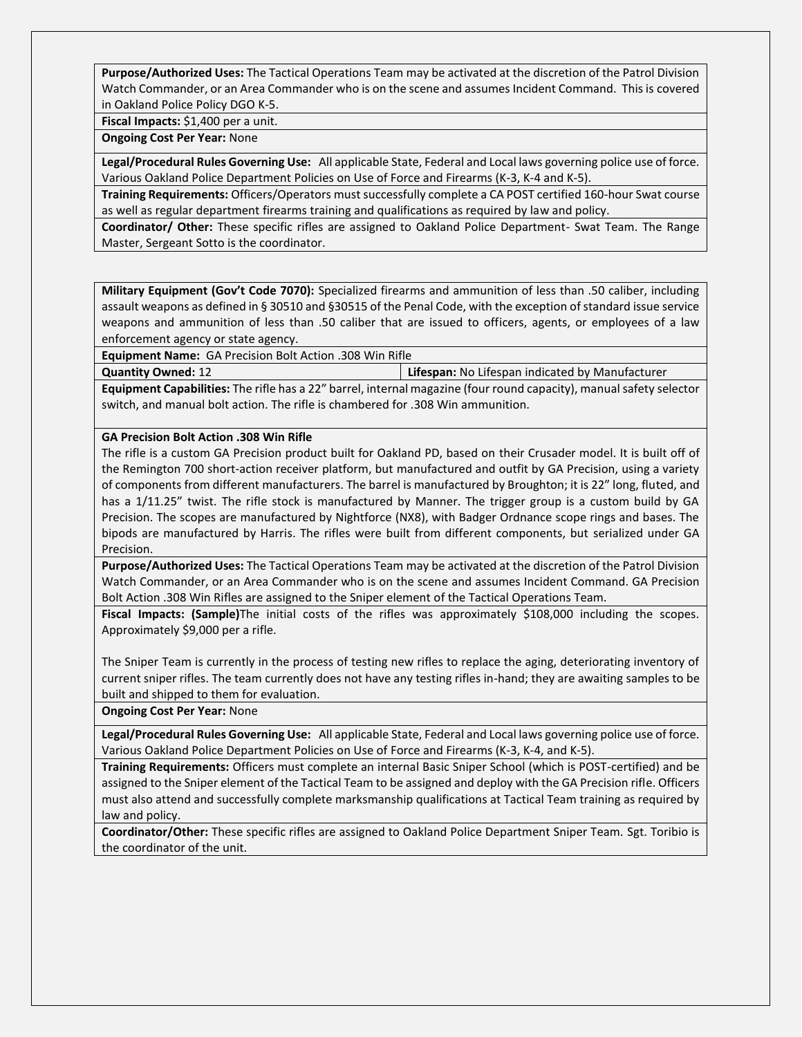**Purpose/Authorized Uses:** The Tactical Operations Team may be activated at the discretion of the Patrol Division Watch Commander, or an Area Commander who is on the scene and assumes Incident Command. This is covered in Oakland Police Policy DGO K-5.

**Fiscal Impacts:** $1,400 per a unit.

**Ongoing Cost Per Year:** None

**Legal/Procedural Rules Governing Use:** All applicable State, Federal and Local laws governing police use of force. Various Oakland Police Department Policies on Use of Force and Firearms (K-3, K-4 and K-5).

**Training Requirements:** Officers/Operators must successfully complete a CA POST certified 160-hour Swat course as well as regular department firearms training and qualifications as required by law and policy.

**Coordinator/ Other:** These specific rifles are assigned to Oakland Police Department- Swat Team. The Range Master, Sergeant Sotto is the coordinator.

---

**Military Equipment (Gov't Code 7070):** Specialized firearms and ammunition of less than .50 caliber, including assault weapons as defined in § 30510 and §30515 of the Penal Code, with the exception of standard issue service weapons and ammunition of less than .50 caliber that are issued to officers, agents, or employees of a law enforcement agency or state agency.

**Equipment Name:** GA Precision Bolt Action .308 Win Rifle

| **Quantity Owned:** 12 | **Lifespan:** No Lifespan indicated by Manufacturer |
|---|---|

**Equipment Capabilities:** The rifle has a 22" barrel, internal magazine (four round capacity), manual safety selector switch, and manual bolt action. The rifle is chambered for .308 Win ammunition.

**GA Precision Bolt Action .308 Win Rifle**

The rifle is a custom GA Precision product built for Oakland PD, based on their Crusader model. It is built off of the Remington 700 short-action receiver platform, but manufactured and outfit by GA Precision, using a variety of components from different manufacturers. The barrel is manufactured by Broughton; it is 22" long, fluted, and has a 1/11.25" twist. The rifle stock is manufactured by Manner. The trigger group is a custom build by GA Precision. The scopes are manufactured by Nightforce (NX8), with Badger Ordnance scope rings and bases. The bipods are manufactured by Harris. The rifles were built from different components, but serialized under GA Precision.

**Purpose/Authorized Uses:** The Tactical Operations Team may be activated at the discretion of the Patrol Division Watch Commander, or an Area Commander who is on the scene and assumes Incident Command. GA Precision Bolt Action .308 Win Rifles are assigned to the Sniper element of the Tactical Operations Team.

**Fiscal Impacts: (Sample)**The initial costs of the rifles was approximately $108,000 including the scopes. Approximately $9,000 per a rifle.

The Sniper Team is currently in the process of testing new rifles to replace the aging, deteriorating inventory of current sniper rifles. The team currently does not have any testing rifles in-hand; they are awaiting samples to be built and shipped to them for evaluation.

**Ongoing Cost Per Year:** None

**Legal/Procedural Rules Governing Use:** All applicable State, Federal and Local laws governing police use of force. Various Oakland Police Department Policies on Use of Force and Firearms (K-3, K-4, and K-5).

**Training Requirements:** Officers must complete an internal Basic Sniper School (which is POST-certified) and be assigned to the Sniper element of the Tactical Team to be assigned and deploy with the GA Precision rifle. Officers must also attend and successfully complete marksmanship qualifications at Tactical Team training as required by law and policy.

**Coordinator/Other:** These specific rifles are assigned to Oakland Police Department Sniper Team. Sgt. Toribio is the coordinator of the unit.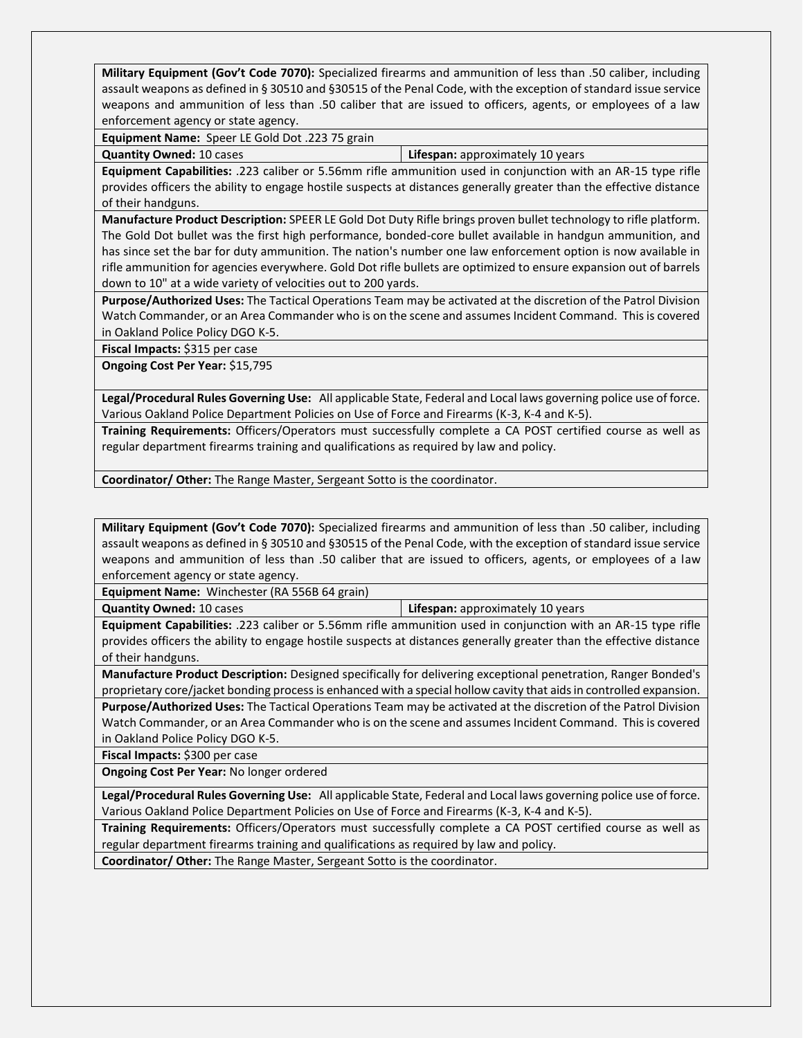| **Military Equipment (Gov't Code 7070):** Specialized firearms and ammunition of less than .50 caliber, including assault weapons as defined in § 30510 and §30515 of the Penal Code, with the exception of standard issue service weapons and ammunition of less than .50 caliber that are issued to officers, agents, or employees of a law enforcement agency or state agency. | |
|---|---|
| **Equipment Name:** Speer LE Gold Dot .223 75 grain | |
| **Quantity Owned:** 10 cases | **Lifespan:** approximately 10 years |
| **Equipment Capabilities:** .223 caliber or 5.56mm rifle ammunition used in conjunction with an AR-15 type rifle provides officers the ability to engage hostile suspects at distances generally greater than the effective distance of their handguns. | |
| **Manufacture Product Description:** SPEER LE Gold Dot Duty Rifle brings proven bullet technology to rifle platform. The Gold Dot bullet was the first high performance, bonded-core bullet available in handgun ammunition, and has since set the bar for duty ammunition. The nation's number one law enforcement option is now available in rifle ammunition for agencies everywhere. Gold Dot rifle bullets are optimized to ensure expansion out of barrels down to 10" at a wide variety of velocities out to 200 yards. | |
| **Purpose/Authorized Uses:** The Tactical Operations Team may be activated at the discretion of the Patrol Division Watch Commander, or an Area Commander who is on the scene and assumes Incident Command. This is covered in Oakland Police Policy DGO K-5. | |
| **Fiscal Impacts:** $315 per case | |
| **Ongoing Cost Per Year:** $15,795 | |
| **Legal/Procedural Rules Governing Use:** All applicable State, Federal and Local laws governing police use of force. Various Oakland Police Department Policies on Use of Force and Firearms (K-3, K-4 and K-5). | |
| **Training Requirements:** Officers/Operators must successfully complete a CA POST certified course as well as regular department firearms training and qualifications as required by law and policy. | |
| **Coordinator/ Other:** The Range Master, Sergeant Sotto is the coordinator. | |

| **Military Equipment (Gov't Code 7070):** Specialized firearms and ammunition of less than .50 caliber, including assault weapons as defined in § 30510 and §30515 of the Penal Code, with the exception of standard issue service weapons and ammunition of less than .50 caliber that are issued to officers, agents, or employees of a law enforcement agency or state agency. | |
|---|---|
| **Equipment Name:** Winchester (RA 556B 64 grain) | |
| **Quantity Owned:** 10 cases | **Lifespan:** approximately 10 years |
| **Equipment Capabilities:** .223 caliber or 5.56mm rifle ammunition used in conjunction with an AR-15 type rifle provides officers the ability to engage hostile suspects at distances generally greater than the effective distance of their handguns. | |
| **Manufacture Product Description:** Designed specifically for delivering exceptional penetration, Ranger Bonded's proprietary core/jacket bonding process is enhanced with a special hollow cavity that aids in controlled expansion. | |
| **Purpose/Authorized Uses:** The Tactical Operations Team may be activated at the discretion of the Patrol Division Watch Commander, or an Area Commander who is on the scene and assumes Incident Command. This is covered in Oakland Police Policy DGO K-5. | |
| **Fiscal Impacts:** $300 per case | |
| **Ongoing Cost Per Year:** No longer ordered | |
| **Legal/Procedural Rules Governing Use:** All applicable State, Federal and Local laws governing police use of force. Various Oakland Police Department Policies on Use of Force and Firearms (K-3, K-4 and K-5). | |
| **Training Requirements:** Officers/Operators must successfully complete a CA POST certified course as well as regular department firearms training and qualifications as required by law and policy. | |
| **Coordinator/ Other:** The Range Master, Sergeant Sotto is the coordinator. | |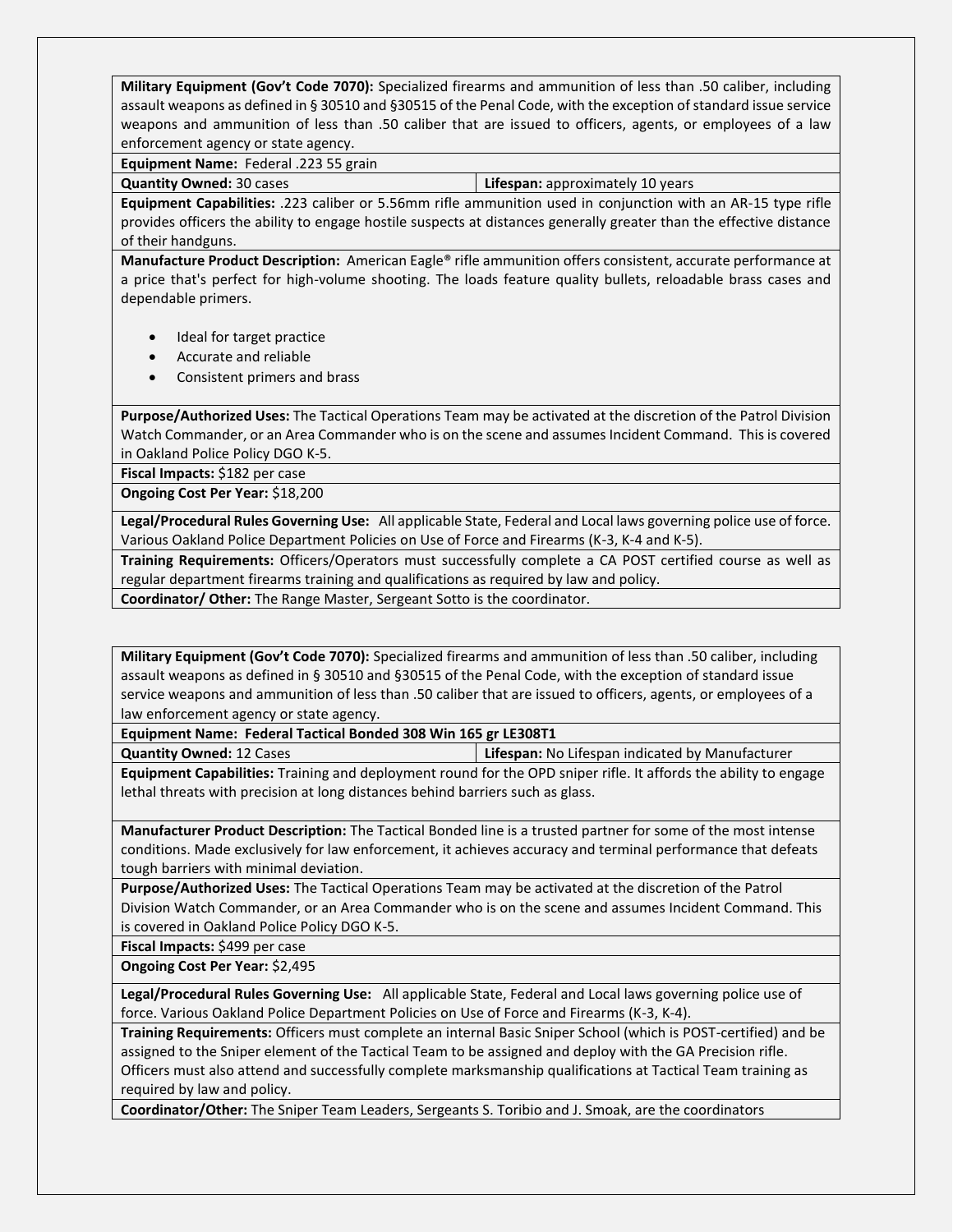| **Military Equipment (Gov't Code 7070):** Specialized firearms and ammunition of less than .50 caliber, including assault weapons as defined in § 30510 and §30515 of the Penal Code, with the exception of standard issue service weapons and ammunition of less than .50 caliber that are issued to officers, agents, or employees of a law enforcement agency or state agency. | |
|---|---|
| **Equipment Name:** Federal .223 55 grain | |
| **Quantity Owned:** 30 cases | **Lifespan:** approximately 10 years |
| **Equipment Capabilities:** .223 caliber or 5.56mm rifle ammunition used in conjunction with an AR-15 type rifle provides officers the ability to engage hostile suspects at distances generally greater than the effective distance of their handguns. | |
| **Manufacture Product Description:** American Eagle® rifle ammunition offers consistent, accurate performance at a price that's perfect for high-volume shooting. The loads feature quality bullets, reloadable brass cases and dependable primers.<br>• Ideal for target practice<br>• Accurate and reliable<br>• Consistent primers and brass | |
| **Purpose/Authorized Uses:** The Tactical Operations Team may be activated at the discretion of the Patrol Division Watch Commander, or an Area Commander who is on the scene and assumes Incident Command. This is covered in Oakland Police Policy DGO K-5. | |
| **Fiscal Impacts:** $182 per case | |
| **Ongoing Cost Per Year:** $18,200 | |
| **Legal/Procedural Rules Governing Use:** All applicable State, Federal and Local laws governing police use of force. Various Oakland Police Department Policies on Use of Force and Firearms (K-3, K-4 and K-5). | |
| **Training Requirements:** Officers/Operators must successfully complete a CA POST certified course as well as regular department firearms training and qualifications as required by law and policy. | |
| **Coordinator/ Other:** The Range Master, Sergeant Sotto is the coordinator. | |

| **Military Equipment (Gov't Code 7070):** Specialized firearms and ammunition of less than .50 caliber, including assault weapons as defined in § 30510 and §30515 of the Penal Code, with the exception of standard issue service weapons and ammunition of less than .50 caliber that are issued to officers, agents, or employees of a law enforcement agency or state agency. | |
|---|---|
| **Equipment Name: Federal Tactical Bonded 308 Win 165 gr LE308T1** | |
| **Quantity Owned:** 12 Cases | **Lifespan:** No Lifespan indicated by Manufacturer |
| **Equipment Capabilities:** Training and deployment round for the OPD sniper rifle. It affords the ability to engage lethal threats with precision at long distances behind barriers such as glass. | |
| **Manufacturer Product Description:** The Tactical Bonded line is a trusted partner for some of the most intense conditions. Made exclusively for law enforcement, it achieves accuracy and terminal performance that defeats tough barriers with minimal deviation. | |
| **Purpose/Authorized Uses:** The Tactical Operations Team may be activated at the discretion of the Patrol Division Watch Commander, or an Area Commander who is on the scene and assumes Incident Command. This is covered in Oakland Police Policy DGO K-5. | |
| **Fiscal Impacts:** $499 per case | |
| **Ongoing Cost Per Year:** $2,495 | |
| **Legal/Procedural Rules Governing Use:** All applicable State, Federal and Local laws governing police use of force. Various Oakland Police Department Policies on Use of Force and Firearms (K-3, K-4). | |
| **Training Requirements:** Officers must complete an internal Basic Sniper School (which is POST-certified) and be assigned to the Sniper element of the Tactical Team to be assigned and deploy with the GA Precision rifle. Officers must also attend and successfully complete marksmanship qualifications at Tactical Team training as required by law and policy. | |
| **Coordinator/Other:** The Sniper Team Leaders, Sergeants S. Toribio and J. Smoak, are the coordinators | |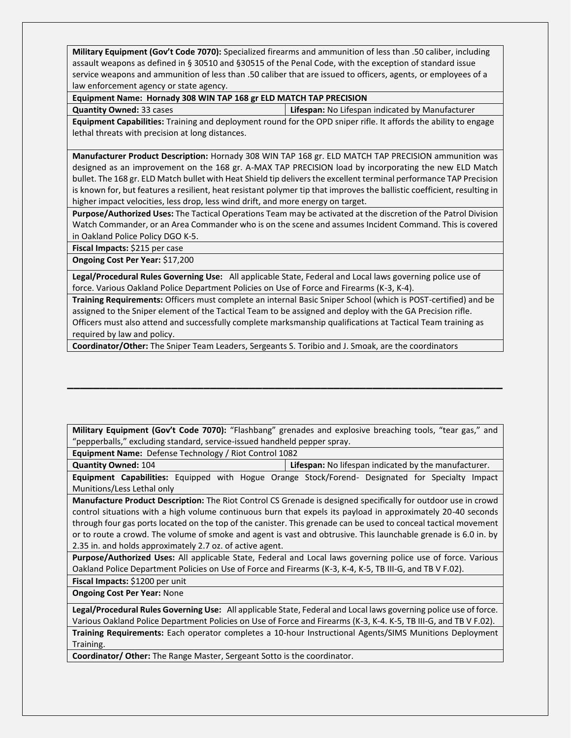| **Military Equipment (Gov't Code 7070):** Specialized firearms and ammunition of less than .50 caliber, including assault weapons as defined in § 30510 and §30515 of the Penal Code, with the exception of standard issue service weapons and ammunition of less than .50 caliber that are issued to officers, agents, or employees of a law enforcement agency or state agency. | |
|---|---|
| **Equipment Name: Hornady 308 WIN TAP 168 gr ELD MATCH TAP PRECISION** | |
| **Quantity Owned:** 33 cases | **Lifespan:** No Lifespan indicated by Manufacturer |
| **Equipment Capabilities:** Training and deployment round for the OPD sniper rifle. It affords the ability to engage lethal threats with precision at long distances. | |
| **Manufacturer Product Description:** Hornady 308 WIN TAP 168 gr. ELD MATCH TAP PRECISION ammunition was designed as an improvement on the 168 gr. A-MAX TAP PRECISION load by incorporating the new ELD Match bullet. The 168 gr. ELD Match bullet with Heat Shield tip delivers the excellent terminal performance TAP Precision is known for, but features a resilient, heat resistant polymer tip that improves the ballistic coefficient, resulting in higher impact velocities, less drop, less wind drift, and more energy on target. | |
| **Purpose/Authorized Uses:** The Tactical Operations Team may be activated at the discretion of the Patrol Division Watch Commander, or an Area Commander who is on the scene and assumes Incident Command. This is covered in Oakland Police Policy DGO K-5. | |
| **Fiscal Impacts:** $215 per case | |
| **Ongoing Cost Per Year:** $17,200 | |
| **Legal/Procedural Rules Governing Use:** All applicable State, Federal and Local laws governing police use of force. Various Oakland Police Department Policies on Use of Force and Firearms (K-3, K-4). | |
| **Training Requirements:** Officers must complete an internal Basic Sniper School (which is POST-certified) and be assigned to the Sniper element of the Tactical Team to be assigned and deploy with the GA Precision rifle. Officers must also attend and successfully complete marksmanship qualifications at Tactical Team training as required by law and policy. | |
| **Coordinator/Other:** The Sniper Team Leaders, Sergeants S. Toribio and J. Smoak, are the coordinators | |

---

| **Military Equipment (Gov't Code 7070):** "Flashbang" grenades and explosive breaching tools, "tear gas," and "pepperballs," excluding standard, service-issued handheld pepper spray. | |
|---|---|
| **Equipment Name:** Defense Technology / Riot Control 1082 | |
| **Quantity Owned:** 104 | **Lifespan:** No lifespan indicated by the manufacturer. |
| **Equipment Capabilities:** Equipped with Hogue Orange Stock/Forend- Designated for Specialty Impact Munitions/Less Lethal only | |
| **Manufacture Product Description:** The Riot Control CS Grenade is designed specifically for outdoor use in crowd control situations with a high volume continuous burn that expels its payload in approximately 20-40 seconds through four gas ports located on the top of the canister. This grenade can be used to conceal tactical movement or to route a crowd. The volume of smoke and agent is vast and obtrusive. This launchable grenade is 6.0 in. by 2.35 in. and holds approximately 2.7 oz. of active agent. | |
| **Purpose/Authorized Uses:** All applicable State, Federal and Local laws governing police use of force. Various Oakland Police Department Policies on Use of Force and Firearms (K-3, K-4, K-5, TB III-G, and TB V F.02). | |
| **Fiscal Impacts:** $1200 per unit | |
| **Ongoing Cost Per Year:** None | |
| **Legal/Procedural Rules Governing Use:** All applicable State, Federal and Local laws governing police use of force. Various Oakland Police Department Policies on Use of Force and Firearms (K-3, K-4. K-5, TB III-G, and TB V F.02). | |
| **Training Requirements:** Each operator completes a 10-hour Instructional Agents/SIMS Munitions Deployment Training. | |
| **Coordinator/ Other:** The Range Master, Sergeant Sotto is the coordinator. | |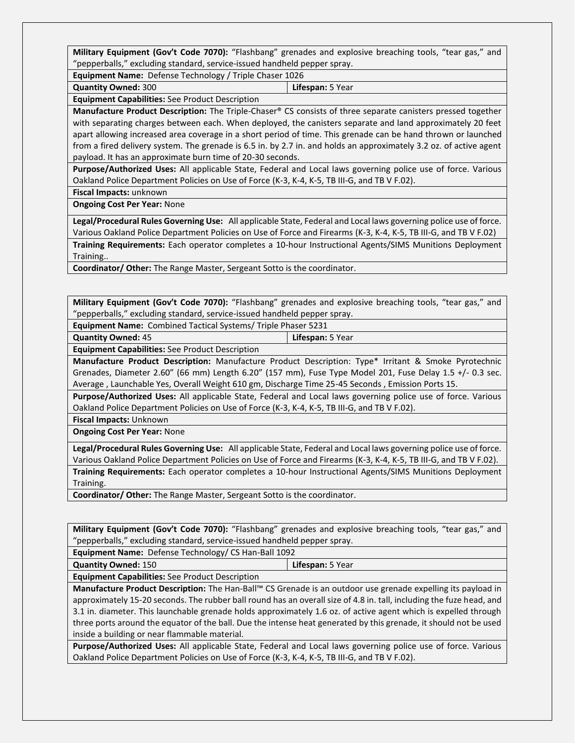| **Military Equipment (Gov't Code 7070):** "Flashbang" grenades and explosive breaching tools, "tear gas," and "pepperballs," excluding standard, service-issued handheld pepper spray. | |
|---|---|
| **Equipment Name:** Defense Technology / Triple Chaser 1026 | |
| **Quantity Owned:** 300 | **Lifespan:** 5 Year |
| **Equipment Capabilities:** See Product Description | |
| **Manufacture Product Description:** The Triple-Chaser® CS consists of three separate canisters pressed together with separating charges between each. When deployed, the canisters separate and land approximately 20 feet apart allowing increased area coverage in a short period of time. This grenade can be hand thrown or launched from a fired delivery system. The grenade is 6.5 in. by 2.7 in. and holds an approximately 3.2 oz. of active agent payload. It has an approximate burn time of 20-30 seconds. | |
| **Purpose/Authorized Uses:** All applicable State, Federal and Local laws governing police use of force. Various Oakland Police Department Policies on Use of Force (K-3, K-4, K-5, TB III-G, and TB V F.02). | |
| **Fiscal Impacts:** unknown | |
| **Ongoing Cost Per Year:** None | |
| **Legal/Procedural Rules Governing Use:** All applicable State, Federal and Local laws governing police use of force. Various Oakland Police Department Policies on Use of Force and Firearms (K-3, K-4, K-5, TB III-G, and TB V F.02) | |
| **Training Requirements:** Each operator completes a 10-hour Instructional Agents/SIMS Munitions Deployment Training.. | |
| **Coordinator/ Other:** The Range Master, Sergeant Sotto is the coordinator. | |

| **Military Equipment (Gov't Code 7070):** "Flashbang" grenades and explosive breaching tools, "tear gas," and "pepperballs," excluding standard, service-issued handheld pepper spray. | |
|---|---|
| **Equipment Name:** Combined Tactical Systems/ Triple Phaser 5231 | |
| **Quantity Owned:** 45 | **Lifespan:** 5 Year |
| **Equipment Capabilities:** See Product Description | |
| **Manufacture Product Description:** Manufacture Product Description: Type* Irritant & Smoke Pyrotechnic Grenades, Diameter 2.60" (66 mm) Length 6.20" (157 mm), Fuse Type Model 201, Fuse Delay 1.5 +/- 0.3 sec. Average , Launchable Yes, Overall Weight 610 gm, Discharge Time 25-45 Seconds , Emission Ports 15. | |
| **Purpose/Authorized Uses:** All applicable State, Federal and Local laws governing police use of force. Various Oakland Police Department Policies on Use of Force (K-3, K-4, K-5, TB III-G, and TB V F.02). | |
| **Fiscal Impacts:** Unknown | |
| **Ongoing Cost Per Year:** None | |
| **Legal/Procedural Rules Governing Use:** All applicable State, Federal and Local laws governing police use of force. Various Oakland Police Department Policies on Use of Force and Firearms (K-3, K-4, K-5, TB III-G, and TB V F.02). | |
| **Training Requirements:** Each operator completes a 10-hour Instructional Agents/SIMS Munitions Deployment Training. | |
| **Coordinator/ Other:** The Range Master, Sergeant Sotto is the coordinator. | |

| **Military Equipment (Gov't Code 7070):** "Flashbang" grenades and explosive breaching tools, "tear gas," and "pepperballs," excluding standard, service-issued handheld pepper spray. | |
|---|---|
| **Equipment Name:** Defense Technology/ CS Han-Ball 1092 | |
| **Quantity Owned:** 150 | **Lifespan:** 5 Year |
| **Equipment Capabilities:** See Product Description | |
| **Manufacture Product Description:** The Han-Ball™ CS Grenade is an outdoor use grenade expelling its payload in approximately 15-20 seconds. The rubber ball round has an overall size of 4.8 in. tall, including the fuze head, and 3.1 in. diameter. This launchable grenade holds approximately 1.6 oz. of active agent which is expelled through three ports around the equator of the ball. Due the intense heat generated by this grenade, it should not be used inside a building or near flammable material. | |
| **Purpose/Authorized Uses:** All applicable State, Federal and Local laws governing police use of force. Various Oakland Police Department Policies on Use of Force (K-3, K-4, K-5, TB III-G, and TB V F.02). | |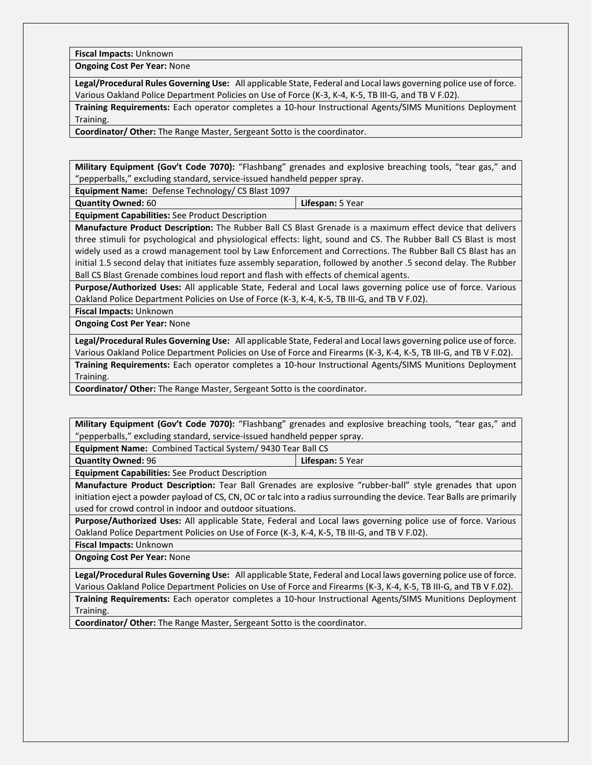| **Fiscal Impacts:** Unknown | |
|---|---|
| **Ongoing Cost Per Year:** None | |
| **Legal/Procedural Rules Governing Use:** All applicable State, Federal and Local laws governing police use of force. Various Oakland Police Department Policies on Use of Force (K-3, K-4, K-5, TB III-G, and TB V F.02). | |
| **Training Requirements:** Each operator completes a 10-hour Instructional Agents/SIMS Munitions Deployment Training. | |
| **Coordinator/ Other:** The Range Master, Sergeant Sotto is the coordinator. | |

| **Military Equipment (Gov't Code 7070):** "Flashbang" grenades and explosive breaching tools, "tear gas," and "pepperballs," excluding standard, service-issued handheld pepper spray. | |
|---|---|
| **Equipment Name:** Defense Technology/ CS Blast 1097 | |
| **Quantity Owned:** 60 | **Lifespan:** 5 Year |
| **Equipment Capabilities:** See Product Description | |
| **Manufacture Product Description:** The Rubber Ball CS Blast Grenade is a maximum effect device that delivers three stimuli for psychological and physiological effects: light, sound and CS. The Rubber Ball CS Blast is most widely used as a crowd management tool by Law Enforcement and Corrections. The Rubber Ball CS Blast has an initial 1.5 second delay that initiates fuze assembly separation, followed by another .5 second delay. The Rubber Ball CS Blast Grenade combines loud report and flash with effects of chemical agents. | |
| **Purpose/Authorized Uses:** All applicable State, Federal and Local laws governing police use of force. Various Oakland Police Department Policies on Use of Force (K-3, K-4, K-5, TB III-G, and TB V F.02). | |
| **Fiscal Impacts:** Unknown | |
| **Ongoing Cost Per Year:** None | |
| **Legal/Procedural Rules Governing Use:** All applicable State, Federal and Local laws governing police use of force. Various Oakland Police Department Policies on Use of Force and Firearms (K-3, K-4, K-5, TB III-G, and TB V F.02). | |
| **Training Requirements:** Each operator completes a 10-hour Instructional Agents/SIMS Munitions Deployment Training. | |
| **Coordinator/ Other:** The Range Master, Sergeant Sotto is the coordinator. | |

| **Military Equipment (Gov't Code 7070):** "Flashbang" grenades and explosive breaching tools, "tear gas," and "pepperballs," excluding standard, service-issued handheld pepper spray. | |
|---|---|
| **Equipment Name:** Combined Tactical System/ 9430 Tear Ball CS | |
| **Quantity Owned:** 96 | **Lifespan:** 5 Year |
| **Equipment Capabilities:** See Product Description | |
| **Manufacture Product Description:** Tear Ball Grenades are explosive "rubber-ball" style grenades that upon initiation eject a powder payload of CS, CN, OC or talc into a radius surrounding the device. Tear Balls are primarily used for crowd control in indoor and outdoor situations. | |
| **Purpose/Authorized Uses:** All applicable State, Federal and Local laws governing police use of force. Various Oakland Police Department Policies on Use of Force (K-3, K-4, K-5, TB III-G, and TB V F.02). | |
| **Fiscal Impacts:** Unknown | |
| **Ongoing Cost Per Year:** None | |
| **Legal/Procedural Rules Governing Use:** All applicable State, Federal and Local laws governing police use of force. Various Oakland Police Department Policies on Use of Force and Firearms (K-3, K-4, K-5, TB III-G, and TB V F.02). | |
| **Training Requirements:** Each operator completes a 10-hour Instructional Agents/SIMS Munitions Deployment Training. | |
| **Coordinator/ Other:** The Range Master, Sergeant Sotto is the coordinator. | |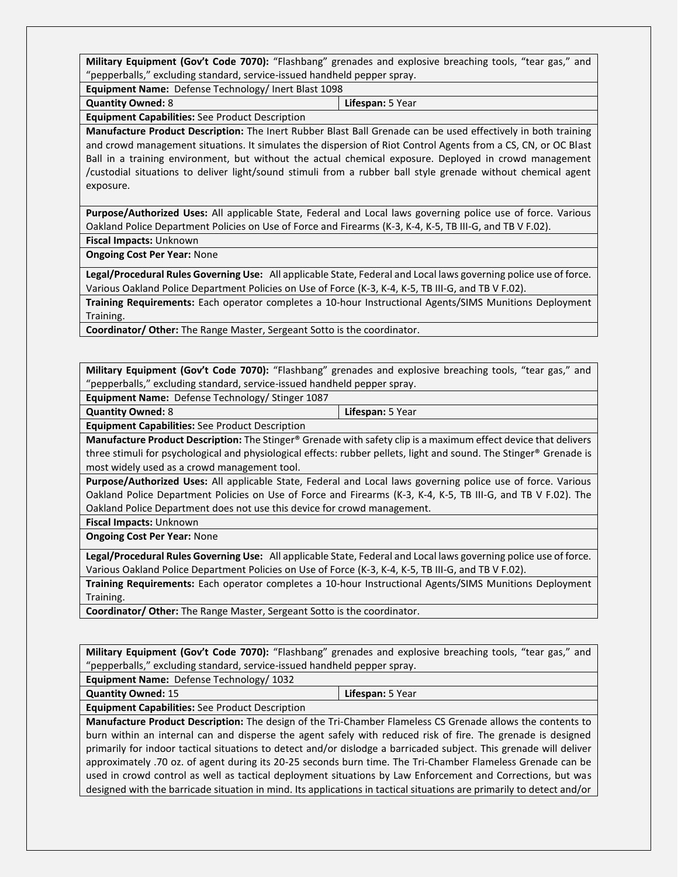| **Military Equipment (Gov't Code 7070):** "Flashbang" grenades and explosive breaching tools, "tear gas," and "pepperballs," excluding standard, service-issued handheld pepper spray. | |
|---|---|
| **Equipment Name:** Defense Technology/ Inert Blast 1098 | |
| **Quantity Owned:** 8 | **Lifespan:** 5 Year |
| **Equipment Capabilities:** See Product Description | |
| **Manufacture Product Description:** The Inert Rubber Blast Ball Grenade can be used effectively in both training and crowd management situations. It simulates the dispersion of Riot Control Agents from a CS, CN, or OC Blast Ball in a training environment, but without the actual chemical exposure. Deployed in crowd management /custodial situations to deliver light/sound stimuli from a rubber ball style grenade without chemical agent exposure. | |
| **Purpose/Authorized Uses:** All applicable State, Federal and Local laws governing police use of force. Various Oakland Police Department Policies on Use of Force and Firearms (K-3, K-4, K-5, TB III-G, and TB V F.02). | |
| **Fiscal Impacts:** Unknown | |
| **Ongoing Cost Per Year:** None | |
| **Legal/Procedural Rules Governing Use:** All applicable State, Federal and Local laws governing police use of force. Various Oakland Police Department Policies on Use of Force (K-3, K-4, K-5, TB III-G, and TB V F.02). | |
| **Training Requirements:** Each operator completes a 10-hour Instructional Agents/SIMS Munitions Deployment Training. | |
| **Coordinator/ Other:** The Range Master, Sergeant Sotto is the coordinator. | |

| **Military Equipment (Gov't Code 7070):** "Flashbang" grenades and explosive breaching tools, "tear gas," and "pepperballs," excluding standard, service-issued handheld pepper spray. | |
|---|---|
| **Equipment Name:** Defense Technology/ Stinger 1087 | |
| **Quantity Owned:** 8 | **Lifespan:** 5 Year |
| **Equipment Capabilities:** See Product Description | |
| **Manufacture Product Description:** The Stinger® Grenade with safety clip is a maximum effect device that delivers three stimuli for psychological and physiological effects: rubber pellets, light and sound. The Stinger® Grenade is most widely used as a crowd management tool. | |
| **Purpose/Authorized Uses:** All applicable State, Federal and Local laws governing police use of force. Various Oakland Police Department Policies on Use of Force and Firearms (K-3, K-4, K-5, TB III-G, and TB V F.02). The Oakland Police Department does not use this device for crowd management. | |
| **Fiscal Impacts:** Unknown | |
| **Ongoing Cost Per Year:** None | |
| **Legal/Procedural Rules Governing Use:** All applicable State, Federal and Local laws governing police use of force. Various Oakland Police Department Policies on Use of Force (K-3, K-4, K-5, TB III-G, and TB V F.02). | |
| **Training Requirements:** Each operator completes a 10-hour Instructional Agents/SIMS Munitions Deployment Training. | |
| **Coordinator/ Other:** The Range Master, Sergeant Sotto is the coordinator. | |

| **Military Equipment (Gov't Code 7070):** "Flashbang" grenades and explosive breaching tools, "tear gas," and "pepperballs," excluding standard, service-issued handheld pepper spray. | |
|---|---|
| **Equipment Name:** Defense Technology/ 1032 | |
| **Quantity Owned:** 15 | **Lifespan:** 5 Year |
| **Equipment Capabilities:** See Product Description | |
| **Manufacture Product Description:** The design of the Tri-Chamber Flameless CS Grenade allows the contents to burn within an internal can and disperse the agent safely with reduced risk of fire. The grenade is designed primarily for indoor tactical situations to detect and/or dislodge a barricaded subject. This grenade will deliver approximately .70 oz. of agent during its 20-25 seconds burn time. The Tri-Chamber Flameless Grenade can be used in crowd control as well as tactical deployment situations by Law Enforcement and Corrections, but was designed with the barricade situation in mind. Its applications in tactical situations are primarily to detect and/or | |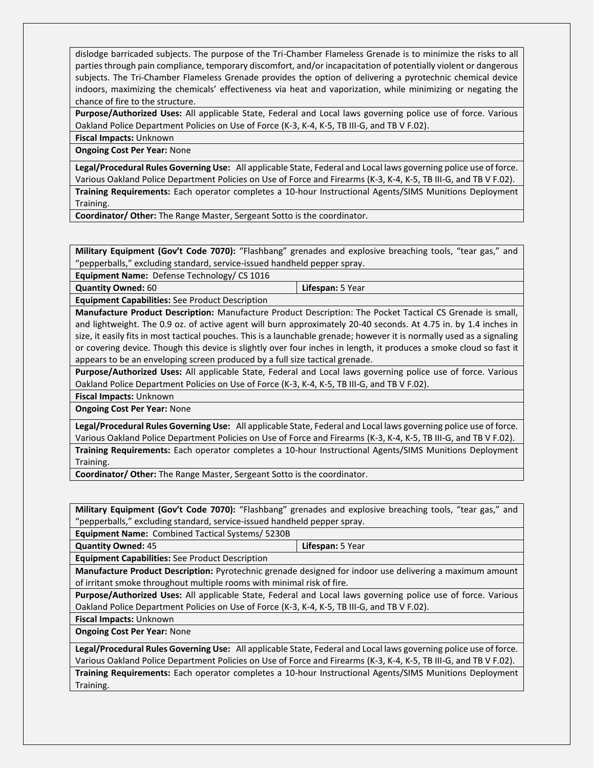| |
|---|
| dislodge barricaded subjects. The purpose of the Tri-Chamber Flameless Grenade is to minimize the risks to all parties through pain compliance, temporary discomfort, and/or incapacitation of potentially violent or dangerous subjects. The Tri-Chamber Flameless Grenade provides the option of delivering a pyrotechnic chemical device indoors, maximizing the chemicals' effectiveness via heat and vaporization, while minimizing or negating the chance of fire to the structure. |
| **Purpose/Authorized Uses:** All applicable State, Federal and Local laws governing police use of force. Various Oakland Police Department Policies on Use of Force (K-3, K-4, K-5, TB III-G, and TB V F.02). |
| **Fiscal Impacts:** Unknown |
| **Ongoing Cost Per Year:** None |
| **Legal/Procedural Rules Governing Use:** All applicable State, Federal and Local laws governing police use of force. Various Oakland Police Department Policies on Use of Force and Firearms (K-3, K-4, K-5, TB III-G, and TB V F.02). |
| **Training Requirements:** Each operator completes a 10-hour Instructional Agents/SIMS Munitions Deployment Training. |
| **Coordinator/ Other:** The Range Master, Sergeant Sotto is the coordinator. |

| | |
|---|---|
| **Military Equipment (Gov't Code 7070):** "Flashbang" grenades and explosive breaching tools, "tear gas," and "pepperballs," excluding standard, service-issued handheld pepper spray. | |
| **Equipment Name:** Defense Technology/ CS 1016 | |
| **Quantity Owned:** 60 | **Lifespan:** 5 Year |
| **Equipment Capabilities:** See Product Description | |
| **Manufacture Product Description:** Manufacture Product Description: The Pocket Tactical CS Grenade is small, and lightweight. The 0.9 oz. of active agent will burn approximately 20-40 seconds. At 4.75 in. by 1.4 inches in size, it easily fits in most tactical pouches. This is a launchable grenade; however it is normally used as a signaling or covering device. Though this device is slightly over four inches in length, it produces a smoke cloud so fast it appears to be an enveloping screen produced by a full size tactical grenade. | |
| **Purpose/Authorized Uses:** All applicable State, Federal and Local laws governing police use of force. Various Oakland Police Department Policies on Use of Force (K-3, K-4, K-5, TB III-G, and TB V F.02). | |
| **Fiscal Impacts:** Unknown | |
| **Ongoing Cost Per Year:** None | |
| **Legal/Procedural Rules Governing Use:** All applicable State, Federal and Local laws governing police use of force. Various Oakland Police Department Policies on Use of Force and Firearms (K-3, K-4, K-5, TB III-G, and TB V F.02). | |
| **Training Requirements:** Each operator completes a 10-hour Instructional Agents/SIMS Munitions Deployment Training. | |
| **Coordinator/ Other:** The Range Master, Sergeant Sotto is the coordinator. | |

| | |
|---|---|
| **Military Equipment (Gov't Code 7070):** "Flashbang" grenades and explosive breaching tools, "tear gas," and "pepperballs," excluding standard, service-issued handheld pepper spray. | |
| **Equipment Name:** Combined Tactical Systems/ 5230B | |
| **Quantity Owned:** 45 | **Lifespan:** 5 Year |
| **Equipment Capabilities:** See Product Description | |
| **Manufacture Product Description:** Pyrotechnic grenade designed for indoor use delivering a maximum amount of irritant smoke throughout multiple rooms with minimal risk of fire. | |
| **Purpose/Authorized Uses:** All applicable State, Federal and Local laws governing police use of force. Various Oakland Police Department Policies on Use of Force (K-3, K-4, K-5, TB III-G, and TB V F.02). | |
| **Fiscal Impacts:** Unknown | |
| **Ongoing Cost Per Year:** None | |
| **Legal/Procedural Rules Governing Use:** All applicable State, Federal and Local laws governing police use of force. Various Oakland Police Department Policies on Use of Force and Firearms (K-3, K-4, K-5, TB III-G, and TB V F.02). | |
| **Training Requirements:** Each operator completes a 10-hour Instructional Agents/SIMS Munitions Deployment Training. | |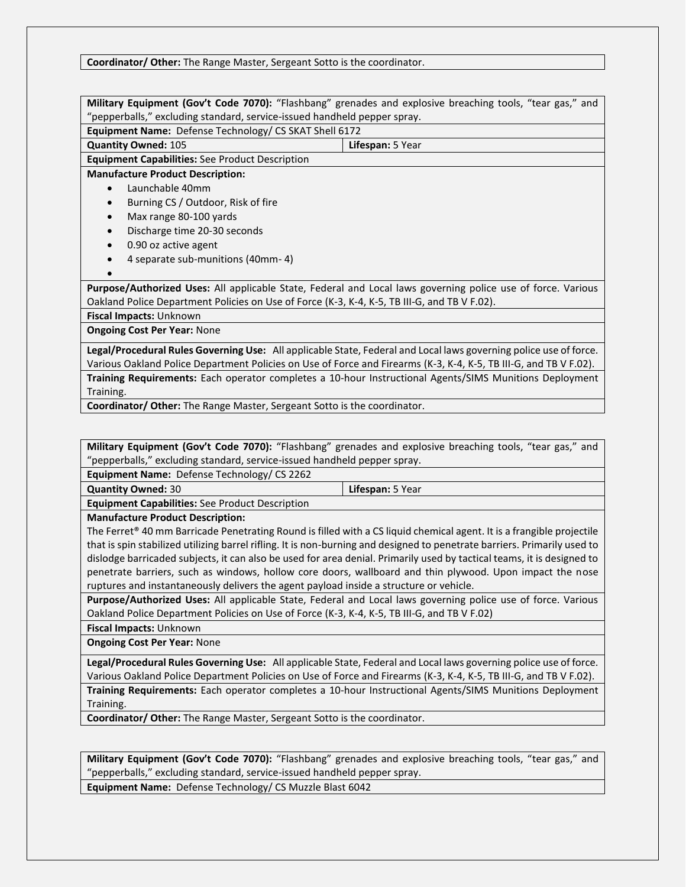| **Coordinator/ Other:** The Range Master, Sergeant Sotto is the coordinator. |
| --- |

| **Military Equipment (Gov't Code 7070):** "Flashbang" grenades and explosive breaching tools, "tear gas," and "pepperballs," excluding standard, service-issued handheld pepper spray. | |
| --- | --- |
| **Equipment Name:** Defense Technology/ CS SKAT Shell 6172 | |
| **Quantity Owned:** 105 | **Lifespan:** 5 Year |
| **Equipment Capabilities:** See Product Description | |
| **Manufacture Product Description:** <br> • Launchable 40mm <br> • Burning CS / Outdoor, Risk of fire <br> • Max range 80-100 yards <br> • Discharge time 20-30 seconds <br> • 0.90 oz active agent <br> • 4 separate sub-munitions (40mm- 4) <br> • | |
| **Purpose/Authorized Uses:** All applicable State, Federal and Local laws governing police use of force. Various Oakland Police Department Policies on Use of Force (K-3, K-4, K-5, TB III-G, and TB V F.02). | |
| **Fiscal Impacts:** Unknown | |
| **Ongoing Cost Per Year:** None | |
| **Legal/Procedural Rules Governing Use:** All applicable State, Federal and Local laws governing police use of force. Various Oakland Police Department Policies on Use of Force and Firearms (K-3, K-4, K-5, TB III-G, and TB V F.02). | |
| **Training Requirements:** Each operator completes a 10-hour Instructional Agents/SIMS Munitions Deployment Training. | |
| **Coordinator/ Other:** The Range Master, Sergeant Sotto is the coordinator. | |

| **Military Equipment (Gov't Code 7070):** "Flashbang" grenades and explosive breaching tools, "tear gas," and "pepperballs," excluding standard, service-issued handheld pepper spray. | |
| --- | --- |
| **Equipment Name:** Defense Technology/ CS 2262 | |
| **Quantity Owned:** 30 | **Lifespan:** 5 Year |
| **Equipment Capabilities:** See Product Description | |
| **Manufacture Product Description:** <br> The Ferret® 40 mm Barricade Penetrating Round is filled with a CS liquid chemical agent. It is a frangible projectile that is spin stabilized utilizing barrel rifling. It is non-burning and designed to penetrate barriers. Primarily used to dislodge barricaded subjects, it can also be used for area denial. Primarily used by tactical teams, it is designed to penetrate barriers, such as windows, hollow core doors, wallboard and thin plywood. Upon impact the nose ruptures and instantaneously delivers the agent payload inside a structure or vehicle. | |
| **Purpose/Authorized Uses:** All applicable State, Federal and Local laws governing police use of force. Various Oakland Police Department Policies on Use of Force (K-3, K-4, K-5, TB III-G, and TB V F.02) | |
| **Fiscal Impacts:** Unknown | |
| **Ongoing Cost Per Year:** None | |
| **Legal/Procedural Rules Governing Use:** All applicable State, Federal and Local laws governing police use of force. Various Oakland Police Department Policies on Use of Force and Firearms (K-3, K-4, K-5, TB III-G, and TB V F.02). | |
| **Training Requirements:** Each operator completes a 10-hour Instructional Agents/SIMS Munitions Deployment Training. | |
| **Coordinator/ Other:** The Range Master, Sergeant Sotto is the coordinator. | |

| **Military Equipment (Gov't Code 7070):** "Flashbang" grenades and explosive breaching tools, "tear gas," and "pepperballs," excluding standard, service-issued handheld pepper spray. |
| --- |
| **Equipment Name:** Defense Technology/ CS Muzzle Blast 6042 |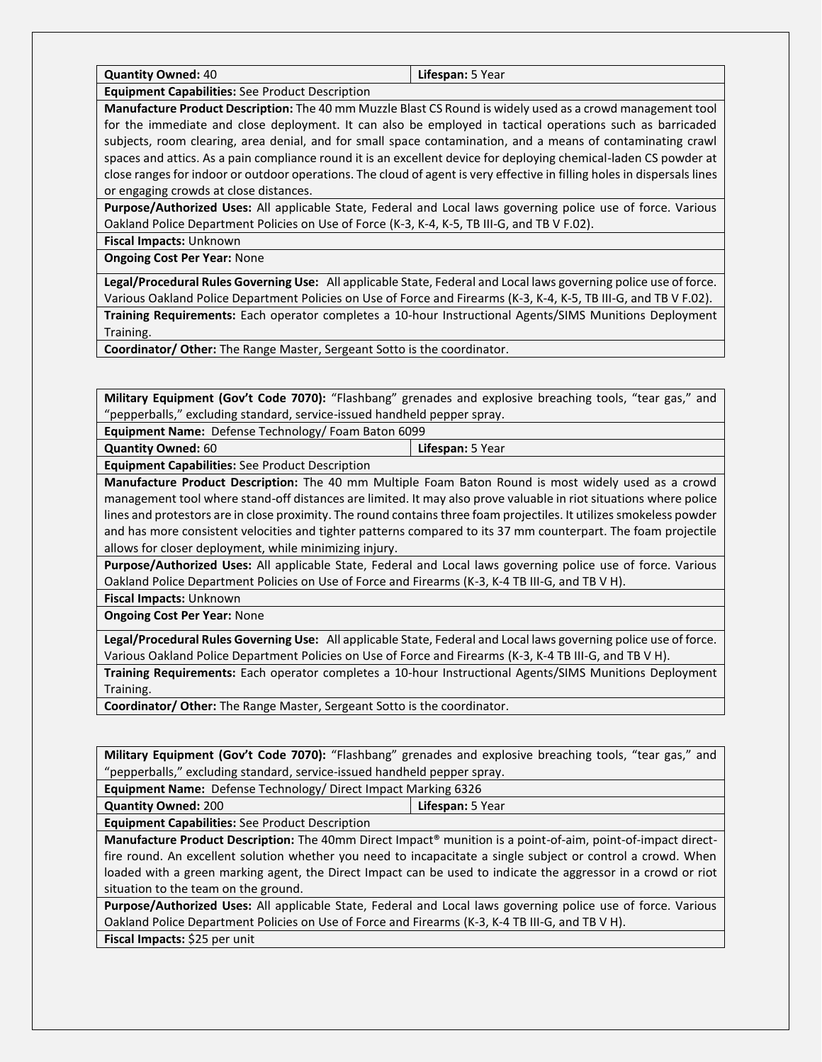| **Quantity Owned:** 40 | **Lifespan:** 5 Year |
|---|---|
| **Equipment Capabilities:** See Product Description | |
| **Manufacture Product Description:** The 40 mm Muzzle Blast CS Round is widely used as a crowd management tool for the immediate and close deployment. It can also be employed in tactical operations such as barricaded subjects, room clearing, area denial, and for small space contamination, and a means of contaminating crawl spaces and attics. As a pain compliance round it is an excellent device for deploying chemical-laden CS powder at close ranges for indoor or outdoor operations. The cloud of agent is very effective in filling holes in dispersals lines or engaging crowds at close distances. | |
| **Purpose/Authorized Uses:** All applicable State, Federal and Local laws governing police use of force. Various Oakland Police Department Policies on Use of Force (K-3, K-4, K-5, TB III-G, and TB V F.02). | |
| **Fiscal Impacts:** Unknown | |
| **Ongoing Cost Per Year:** None | |
| **Legal/Procedural Rules Governing Use:** All applicable State, Federal and Local laws governing police use of force. Various Oakland Police Department Policies on Use of Force and Firearms (K-3, K-4, K-5, TB III-G, and TB V F.02). | |
| **Training Requirements:** Each operator completes a 10-hour Instructional Agents/SIMS Munitions Deployment Training. | |
| **Coordinator/ Other:** The Range Master, Sergeant Sotto is the coordinator. | |

| **Military Equipment (Gov't Code 7070):** "Flashbang" grenades and explosive breaching tools, "tear gas," and "pepperballs," excluding standard, service-issued handheld pepper spray. | |
|---|---|
| **Equipment Name:** Defense Technology/ Foam Baton 6099 | |
| **Quantity Owned:** 60 | **Lifespan:** 5 Year |
| **Equipment Capabilities:** See Product Description | |
| **Manufacture Product Description:** The 40 mm Multiple Foam Baton Round is most widely used as a crowd management tool where stand-off distances are limited. It may also prove valuable in riot situations where police lines and protestors are in close proximity. The round contains three foam projectiles. It utilizes smokeless powder and has more consistent velocities and tighter patterns compared to its 37 mm counterpart. The foam projectile allows for closer deployment, while minimizing injury. | |
| **Purpose/Authorized Uses:** All applicable State, Federal and Local laws governing police use of force. Various Oakland Police Department Policies on Use of Force and Firearms (K-3, K-4 TB III-G, and TB V H). | |
| **Fiscal Impacts:** Unknown | |
| **Ongoing Cost Per Year:** None | |
| **Legal/Procedural Rules Governing Use:** All applicable State, Federal and Local laws governing police use of force. Various Oakland Police Department Policies on Use of Force and Firearms (K-3, K-4 TB III-G, and TB V H). | |
| **Training Requirements:** Each operator completes a 10-hour Instructional Agents/SIMS Munitions Deployment Training. | |
| **Coordinator/ Other:** The Range Master, Sergeant Sotto is the coordinator. | |

| **Military Equipment (Gov't Code 7070):** "Flashbang" grenades and explosive breaching tools, "tear gas," and "pepperballs," excluding standard, service-issued handheld pepper spray. | |
|---|---|
| **Equipment Name:** Defense Technology/ Direct Impact Marking 6326 | |
| **Quantity Owned:** 200 | **Lifespan:** 5 Year |
| **Equipment Capabilities:** See Product Description | |
| **Manufacture Product Description:** The 40mm Direct Impact® munition is a point-of-aim, point-of-impact direct-fire round. An excellent solution whether you need to incapacitate a single subject or control a crowd. When loaded with a green marking agent, the Direct Impact can be used to indicate the aggressor in a crowd or riot situation to the team on the ground. | |
| **Purpose/Authorized Uses:** All applicable State, Federal and Local laws governing police use of force. Various Oakland Police Department Policies on Use of Force and Firearms (K-3, K-4 TB III-G, and TB V H). | |
| **Fiscal Impacts:** $25 per unit | |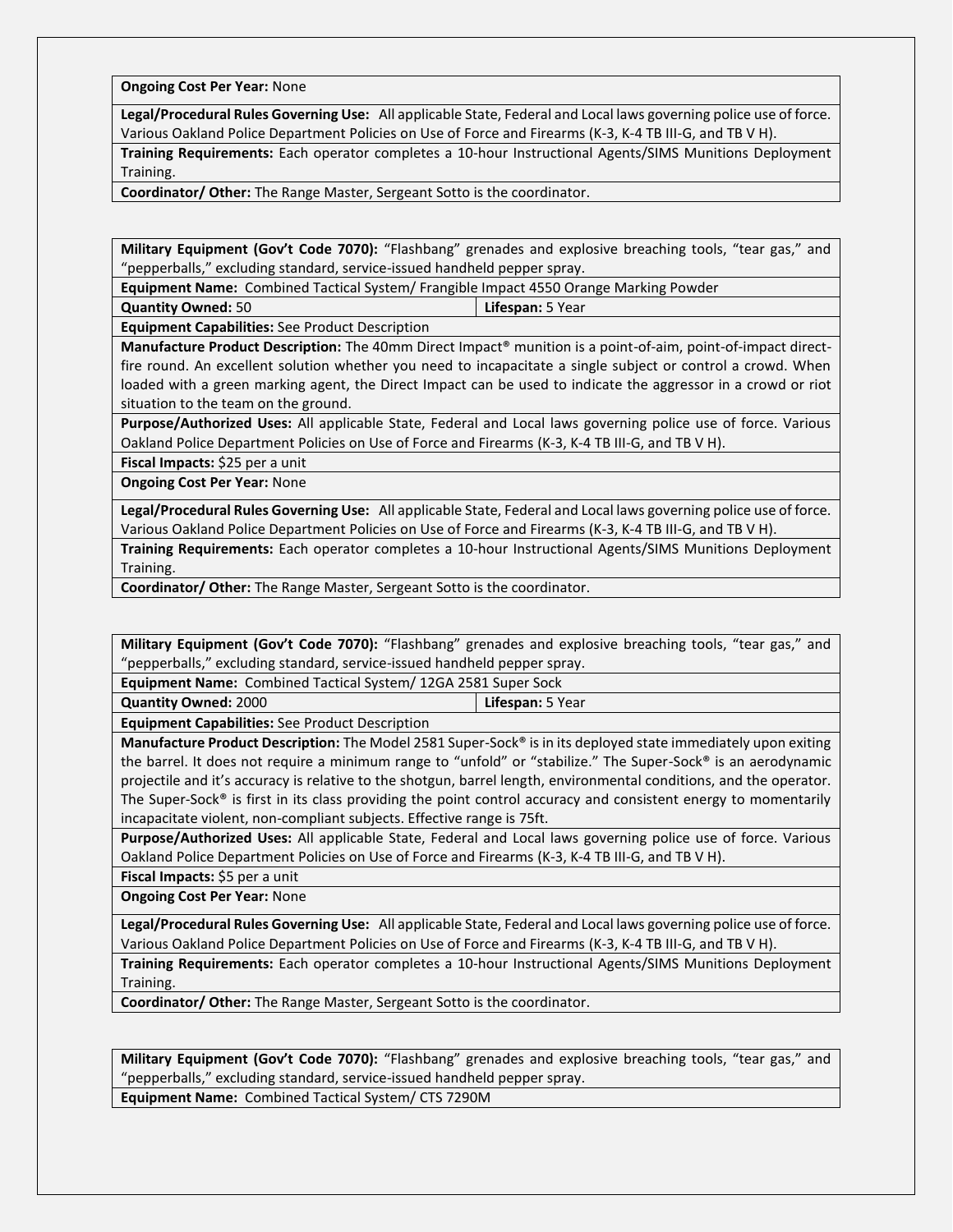| **Ongoing Cost Per Year:** None | |
|---|---|
| **Legal/Procedural Rules Governing Use:** All applicable State, Federal and Local laws governing police use of force. Various Oakland Police Department Policies on Use of Force and Firearms (K-3, K-4 TB III-G, and TB V H). | |
| **Training Requirements:** Each operator completes a 10-hour Instructional Agents/SIMS Munitions Deployment Training. | |
| **Coordinator/ Other:** The Range Master, Sergeant Sotto is the coordinator. | |

| **Military Equipment (Gov't Code 7070):** "Flashbang" grenades and explosive breaching tools, "tear gas," and "pepperballs," excluding standard, service-issued handheld pepper spray. | |
|---|---|
| **Equipment Name:** Combined Tactical System/ Frangible Impact 4550 Orange Marking Powder | |
| **Quantity Owned:** 50 | **Lifespan:** 5 Year |
| **Equipment Capabilities:** See Product Description | |
| **Manufacture Product Description:** The 40mm Direct Impact® munition is a point-of-aim, point-of-impact direct-fire round. An excellent solution whether you need to incapacitate a single subject or control a crowd. When loaded with a green marking agent, the Direct Impact can be used to indicate the aggressor in a crowd or riot situation to the team on the ground. | |
| **Purpose/Authorized Uses:** All applicable State, Federal and Local laws governing police use of force. Various Oakland Police Department Policies on Use of Force and Firearms (K-3, K-4 TB III-G, and TB V H). | |
| **Fiscal Impacts:** $25 per a unit | |
| **Ongoing Cost Per Year:** None | |
| **Legal/Procedural Rules Governing Use:** All applicable State, Federal and Local laws governing police use of force. Various Oakland Police Department Policies on Use of Force and Firearms (K-3, K-4 TB III-G, and TB V H). | |
| **Training Requirements:** Each operator completes a 10-hour Instructional Agents/SIMS Munitions Deployment Training. | |
| **Coordinator/ Other:** The Range Master, Sergeant Sotto is the coordinator. | |

| **Military Equipment (Gov't Code 7070):** "Flashbang" grenades and explosive breaching tools, "tear gas," and "pepperballs," excluding standard, service-issued handheld pepper spray. | |
|---|---|
| **Equipment Name:** Combined Tactical System/ 12GA 2581 Super Sock | |
| **Quantity Owned:** 2000 | **Lifespan:** 5 Year |
| **Equipment Capabilities:** See Product Description | |
| **Manufacture Product Description:** The Model 2581 Super-Sock® is in its deployed state immediately upon exiting the barrel. It does not require a minimum range to "unfold" or "stabilize." The Super-Sock® is an aerodynamic projectile and it's accuracy is relative to the shotgun, barrel length, environmental conditions, and the operator. The Super-Sock® is first in its class providing the point control accuracy and consistent energy to momentarily incapacitate violent, non-compliant subjects. Effective range is 75ft. | |
| **Purpose/Authorized Uses:** All applicable State, Federal and Local laws governing police use of force. Various Oakland Police Department Policies on Use of Force and Firearms (K-3, K-4 TB III-G, and TB V H). | |
| **Fiscal Impacts:** $5 per a unit | |
| **Ongoing Cost Per Year:** None | |
| **Legal/Procedural Rules Governing Use:** All applicable State, Federal and Local laws governing police use of force. Various Oakland Police Department Policies on Use of Force and Firearms (K-3, K-4 TB III-G, and TB V H). | |
| **Training Requirements:** Each operator completes a 10-hour Instructional Agents/SIMS Munitions Deployment Training. | |
| **Coordinator/ Other:** The Range Master, Sergeant Sotto is the coordinator. | |

| **Military Equipment (Gov't Code 7070):** "Flashbang" grenades and explosive breaching tools, "tear gas," and "pepperballs," excluding standard, service-issued handheld pepper spray. |
|---|
| **Equipment Name:** Combined Tactical System/ CTS 7290M |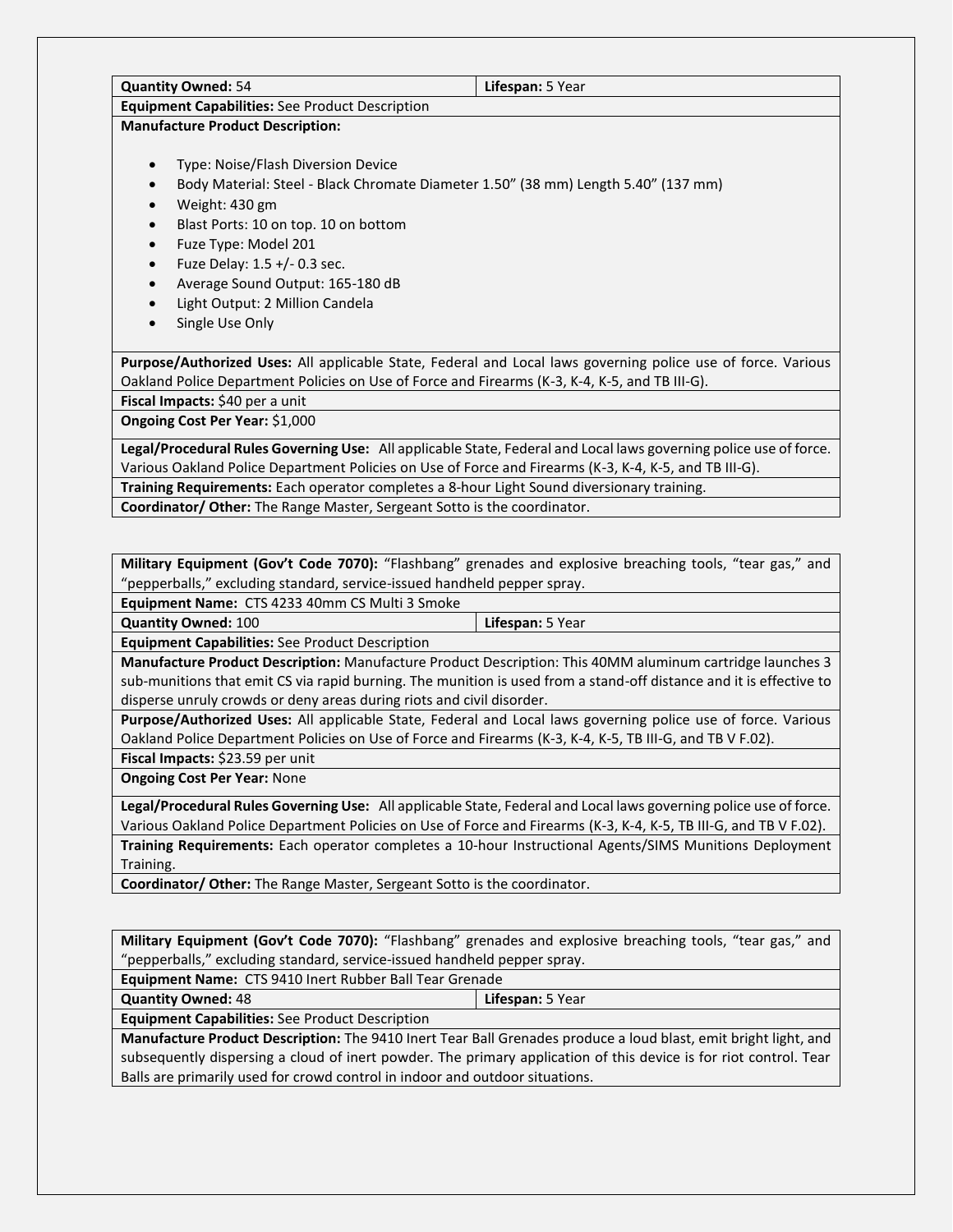| **Quantity Owned:** 54 | **Lifespan:** 5 Year |
|---|---|
| **Equipment Capabilities:** See Product Description | |
| **Manufacture Product Description:**<br><br>• Type: Noise/Flash Diversion Device<br>• Body Material: Steel - Black Chromate Diameter 1.50" (38 mm) Length 5.40" (137 mm)<br>• Weight: 430 gm<br>• Blast Ports: 10 on top. 10 on bottom<br>• Fuze Type: Model 201<br>• Fuze Delay: 1.5 +/- 0.3 sec.<br>• Average Sound Output: 165-180 dB<br>• Light Output: 2 Million Candela<br>• Single Use Only | |
| **Purpose/Authorized Uses:** All applicable State, Federal and Local laws governing police use of force. Various Oakland Police Department Policies on Use of Force and Firearms (K-3, K-4, K-5, and TB III-G). | |
| **Fiscal Impacts:** $40 per a unit | |
| **Ongoing Cost Per Year:** $1,000 | |
| **Legal/Procedural Rules Governing Use:** All applicable State, Federal and Local laws governing police use of force. Various Oakland Police Department Policies on Use of Force and Firearms (K-3, K-4, K-5, and TB III-G). | |
| **Training Requirements:** Each operator completes a 8-hour Light Sound diversionary training. | |
| **Coordinator/ Other:** The Range Master, Sergeant Sotto is the coordinator. | |

| **Military Equipment (Gov't Code 7070):** "Flashbang" grenades and explosive breaching tools, "tear gas," and "pepperballs," excluding standard, service-issued handheld pepper spray. | |
|---|---|
| **Equipment Name:** CTS 4233 40mm CS Multi 3 Smoke | |
| **Quantity Owned:** 100 | **Lifespan:** 5 Year |
| **Equipment Capabilities:** See Product Description | |
| **Manufacture Product Description:** Manufacture Product Description: This 40MM aluminum cartridge launches 3 sub-munitions that emit CS via rapid burning. The munition is used from a stand-off distance and it is effective to disperse unruly crowds or deny areas during riots and civil disorder. | |
| **Purpose/Authorized Uses:** All applicable State, Federal and Local laws governing police use of force. Various Oakland Police Department Policies on Use of Force and Firearms (K-3, K-4, K-5, TB III-G, and TB V F.02). | |
| **Fiscal Impacts:** $23.59 per unit | |
| **Ongoing Cost Per Year:** None | |
| **Legal/Procedural Rules Governing Use:** All applicable State, Federal and Local laws governing police use of force. Various Oakland Police Department Policies on Use of Force and Firearms (K-3, K-4, K-5, TB III-G, and TB V F.02). | |
| **Training Requirements:** Each operator completes a 10-hour Instructional Agents/SIMS Munitions Deployment Training. | |
| **Coordinator/ Other:** The Range Master, Sergeant Sotto is the coordinator. | |

| **Military Equipment (Gov't Code 7070):** "Flashbang" grenades and explosive breaching tools, "tear gas," and "pepperballs," excluding standard, service-issued handheld pepper spray. | |
|---|---|
| **Equipment Name:** CTS 9410 Inert Rubber Ball Tear Grenade | |
| **Quantity Owned:** 48 | **Lifespan:** 5 Year |
| **Equipment Capabilities:** See Product Description | |
| **Manufacture Product Description:** The 9410 Inert Tear Ball Grenades produce a loud blast, emit bright light, and subsequently dispersing a cloud of inert powder. The primary application of this device is for riot control. Tear Balls are primarily used for crowd control in indoor and outdoor situations. | |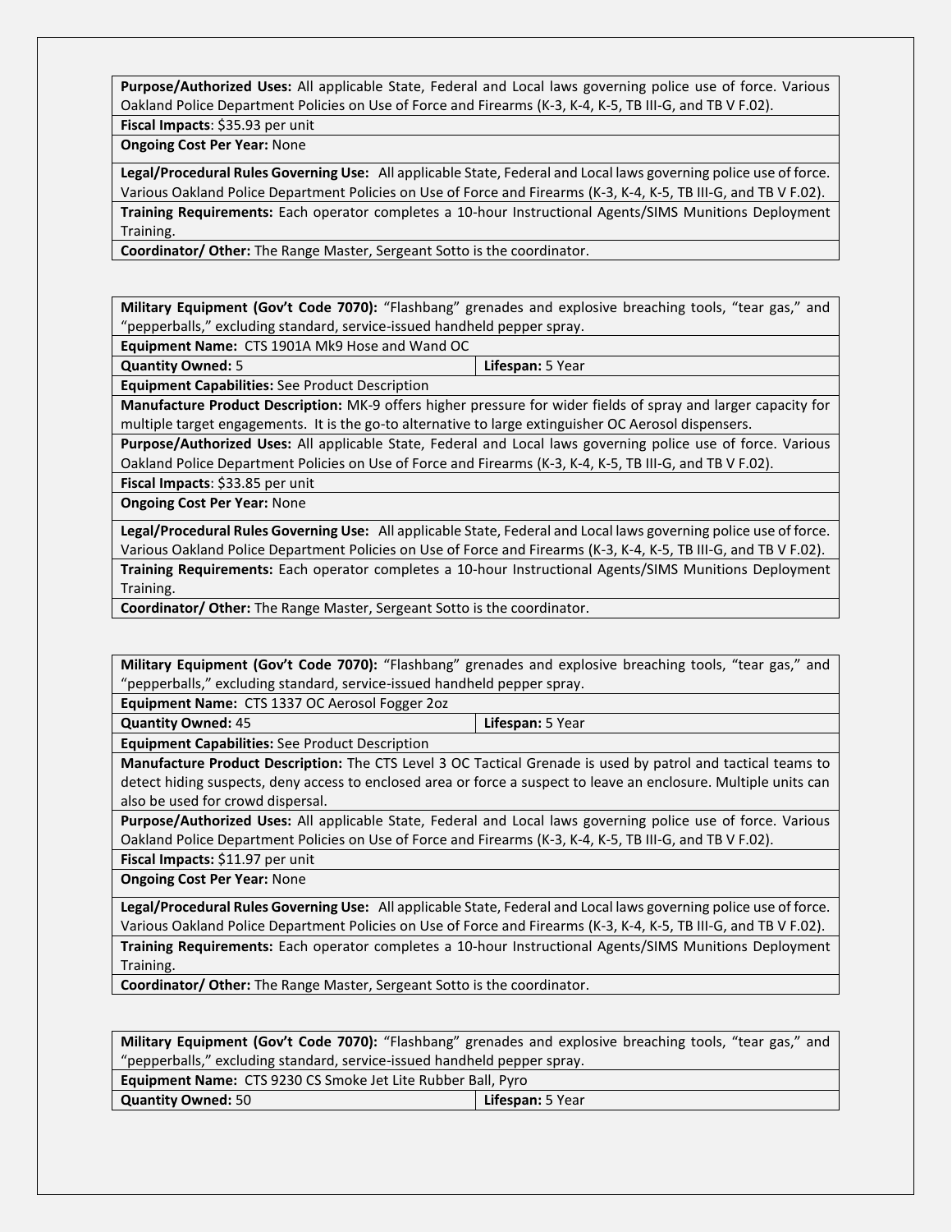| | |
|---|---|
| **Purpose/Authorized Uses:** All applicable State, Federal and Local laws governing police use of force. Various Oakland Police Department Policies on Use of Force and Firearms (K-3, K-4, K-5, TB III-G, and TB V F.02). | |
| **Fiscal Impacts**: $35.93 per unit | |
| **Ongoing Cost Per Year:** None | |
| **Legal/Procedural Rules Governing Use:** All applicable State, Federal and Local laws governing police use of force. Various Oakland Police Department Policies on Use of Force and Firearms (K-3, K-4, K-5, TB III-G, and TB V F.02). | |
| **Training Requirements:** Each operator completes a 10-hour Instructional Agents/SIMS Munitions Deployment Training. | |
| **Coordinator/ Other:** The Range Master, Sergeant Sotto is the coordinator. | |

| | |
|---|---|
| **Military Equipment (Gov't Code 7070):** "Flashbang" grenades and explosive breaching tools, "tear gas," and "pepperballs," excluding standard, service-issued handheld pepper spray. | |
| **Equipment Name:** CTS 1901A Mk9 Hose and Wand OC | |
| **Quantity Owned:** 5 | **Lifespan:** 5 Year |
| **Equipment Capabilities:** See Product Description | |
| **Manufacture Product Description:** MK-9 offers higher pressure for wider fields of spray and larger capacity for multiple target engagements. It is the go-to alternative to large extinguisher OC Aerosol dispensers. | |
| **Purpose/Authorized Uses:** All applicable State, Federal and Local laws governing police use of force. Various Oakland Police Department Policies on Use of Force and Firearms (K-3, K-4, K-5, TB III-G, and TB V F.02). | |
| **Fiscal Impacts**: $33.85 per unit | |
| **Ongoing Cost Per Year:** None | |
| **Legal/Procedural Rules Governing Use:** All applicable State, Federal and Local laws governing police use of force. Various Oakland Police Department Policies on Use of Force and Firearms (K-3, K-4, K-5, TB III-G, and TB V F.02). | |
| **Training Requirements:** Each operator completes a 10-hour Instructional Agents/SIMS Munitions Deployment Training. | |
| **Coordinator/ Other:** The Range Master, Sergeant Sotto is the coordinator. | |

| | |
|---|---|
| **Military Equipment (Gov't Code 7070):** "Flashbang" grenades and explosive breaching tools, "tear gas," and "pepperballs," excluding standard, service-issued handheld pepper spray. | |
| **Equipment Name:** CTS 1337 OC Aerosol Fogger 2oz | |
| **Quantity Owned:** 45 | **Lifespan:** 5 Year |
| **Equipment Capabilities:** See Product Description | |
| **Manufacture Product Description:** The CTS Level 3 OC Tactical Grenade is used by patrol and tactical teams to detect hiding suspects, deny access to enclosed area or force a suspect to leave an enclosure. Multiple units can also be used for crowd dispersal. | |
| **Purpose/Authorized Uses:** All applicable State, Federal and Local laws governing police use of force. Various Oakland Police Department Policies on Use of Force and Firearms (K-3, K-4, K-5, TB III-G, and TB V F.02). | |
| **Fiscal Impacts:** $11.97 per unit | |
| **Ongoing Cost Per Year:** None | |
| **Legal/Procedural Rules Governing Use:** All applicable State, Federal and Local laws governing police use of force. Various Oakland Police Department Policies on Use of Force and Firearms (K-3, K-4, K-5, TB III-G, and TB V F.02). | |
| **Training Requirements:** Each operator completes a 10-hour Instructional Agents/SIMS Munitions Deployment Training. | |
| **Coordinator/ Other:** The Range Master, Sergeant Sotto is the coordinator. | |

| | |
|---|---|
| **Military Equipment (Gov't Code 7070):** "Flashbang" grenades and explosive breaching tools, "tear gas," and "pepperballs," excluding standard, service-issued handheld pepper spray. | |
| **Equipment Name:** CTS 9230 CS Smoke Jet Lite Rubber Ball, Pyro | |
| **Quantity Owned:** 50 | **Lifespan:** 5 Year |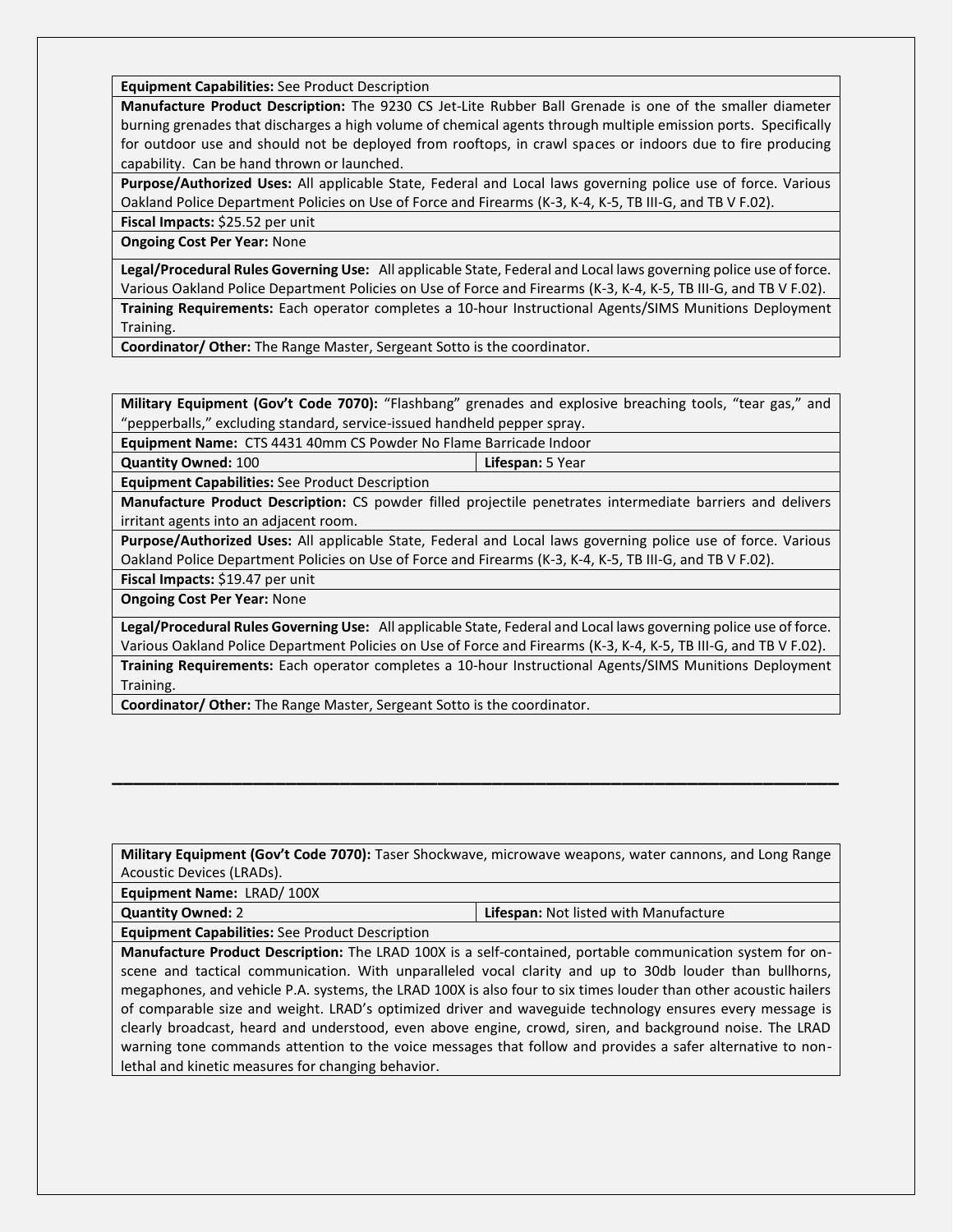| **Equipment Capabilities:** See Product Description | |
|---|---|
| **Manufacture Product Description:** The 9230 CS Jet-Lite Rubber Ball Grenade is one of the smaller diameter burning grenades that discharges a high volume of chemical agents through multiple emission ports. Specifically for outdoor use and should not be deployed from rooftops, in crawl spaces or indoors due to fire producing capability. Can be hand thrown or launched. | |
| **Purpose/Authorized Uses:** All applicable State, Federal and Local laws governing police use of force. Various Oakland Police Department Policies on Use of Force and Firearms (K-3, K-4, K-5, TB III-G, and TB V F.02). | |
| **Fiscal Impacts:** $25.52 per unit | |
| **Ongoing Cost Per Year:** None | |
| **Legal/Procedural Rules Governing Use:** All applicable State, Federal and Local laws governing police use of force. Various Oakland Police Department Policies on Use of Force and Firearms (K-3, K-4, K-5, TB III-G, and TB V F.02). | |
| **Training Requirements:** Each operator completes a 10-hour Instructional Agents/SIMS Munitions Deployment Training. | |
| **Coordinator/ Other:** The Range Master, Sergeant Sotto is the coordinator. | |

| **Military Equipment (Gov't Code 7070):** "Flashbang" grenades and explosive breaching tools, "tear gas," and "pepperballs," excluding standard, service-issued handheld pepper spray. | |
|---|---|
| **Equipment Name:** CTS 4431 40mm CS Powder No Flame Barricade Indoor | |
| **Quantity Owned:** 100 | **Lifespan:** 5 Year |
| **Equipment Capabilities:** See Product Description | |
| **Manufacture Product Description:** CS powder filled projectile penetrates intermediate barriers and delivers irritant agents into an adjacent room. | |
| **Purpose/Authorized Uses:** All applicable State, Federal and Local laws governing police use of force. Various Oakland Police Department Policies on Use of Force and Firearms (K-3, K-4, K-5, TB III-G, and TB V F.02). | |
| **Fiscal Impacts:** $19.47 per unit | |
| **Ongoing Cost Per Year:** None | |
| **Legal/Procedural Rules Governing Use:** All applicable State, Federal and Local laws governing police use of force. Various Oakland Police Department Policies on Use of Force and Firearms (K-3, K-4, K-5, TB III-G, and TB V F.02). | |
| **Training Requirements:** Each operator completes a 10-hour Instructional Agents/SIMS Munitions Deployment Training. | |
| **Coordinator/ Other:** The Range Master, Sergeant Sotto is the coordinator. | |

---

| **Military Equipment (Gov't Code 7070):** Taser Shockwave, microwave weapons, water cannons, and Long Range Acoustic Devices (LRADs). | |
|---|---|
| **Equipment Name:** LRAD/ 100X | |
| **Quantity Owned:** 2 | **Lifespan:** Not listed with Manufacture |
| **Equipment Capabilities:** See Product Description | |
| **Manufacture Product Description:** The LRAD 100X is a self-contained, portable communication system for on-scene and tactical communication. With unparalleled vocal clarity and up to 30db louder than bullhorns, megaphones, and vehicle P.A. systems, the LRAD 100X is also four to six times louder than other acoustic hailers of comparable size and weight. LRAD's optimized driver and waveguide technology ensures every message is clearly broadcast, heard and understood, even above engine, crowd, siren, and background noise. The LRAD warning tone commands attention to the voice messages that follow and provides a safer alternative to non-lethal and kinetic measures for changing behavior. | |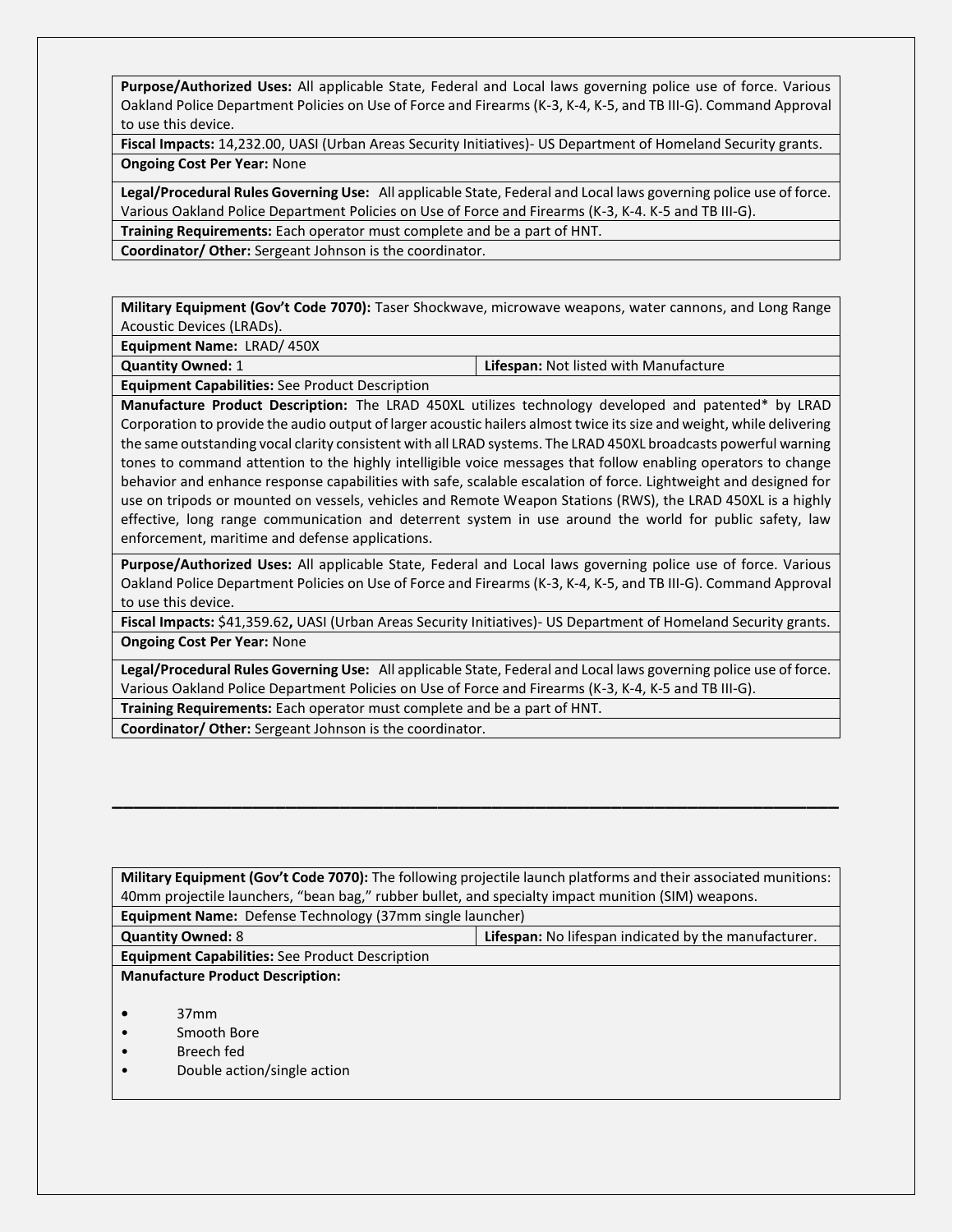| | |
|---|---|
| **Purpose/Authorized Uses:** All applicable State, Federal and Local laws governing police use of force. Various Oakland Police Department Policies on Use of Force and Firearms (K-3, K-4, K-5, and TB III-G). Command Approval to use this device. | |
| **Fiscal Impacts:** 14,232.00, UASI (Urban Areas Security Initiatives)- US Department of Homeland Security grants. | |
| **Ongoing Cost Per Year:** None | |
| **Legal/Procedural Rules Governing Use:** All applicable State, Federal and Local laws governing police use of force. Various Oakland Police Department Policies on Use of Force and Firearms (K-3, K-4. K-5 and TB III-G). | |
| **Training Requirements:** Each operator must complete and be a part of HNT. | |
| **Coordinator/ Other:** Sergeant Johnson is the coordinator. | |

| | |
|---|---|
| **Military Equipment (Gov't Code 7070):** Taser Shockwave, microwave weapons, water cannons, and Long Range Acoustic Devices (LRADs). | |
| **Equipment Name:** LRAD/ 450X | |
| **Quantity Owned:** 1 | **Lifespan:** Not listed with Manufacture |
| **Equipment Capabilities:** See Product Description | |
| **Manufacture Product Description:** The LRAD 450XL utilizes technology developed and patented* by LRAD Corporation to provide the audio output of larger acoustic hailers almost twice its size and weight, while delivering the same outstanding vocal clarity consistent with all LRAD systems. The LRAD 450XL broadcasts powerful warning tones to command attention to the highly intelligible voice messages that follow enabling operators to change behavior and enhance response capabilities with safe, scalable escalation of force. Lightweight and designed for use on tripods or mounted on vessels, vehicles and Remote Weapon Stations (RWS), the LRAD 450XL is a highly effective, long range communication and deterrent system in use around the world for public safety, law enforcement, maritime and defense applications. | |
| **Purpose/Authorized Uses:** All applicable State, Federal and Local laws governing police use of force. Various Oakland Police Department Policies on Use of Force and Firearms (K-3, K-4, K-5, and TB III-G). Command Approval to use this device. | |
| **Fiscal Impacts:** $41,359.62**,** UASI (Urban Areas Security Initiatives)- US Department of Homeland Security grants. | |
| **Ongoing Cost Per Year:** None | |
| **Legal/Procedural Rules Governing Use:** All applicable State, Federal and Local laws governing police use of force. Various Oakland Police Department Policies on Use of Force and Firearms (K-3, K-4, K-5 and TB III-G). | |
| **Training Requirements:** Each operator must complete and be a part of HNT. | |
| **Coordinator/ Other:** Sergeant Johnson is the coordinator. | |

---

| | |
|---|---|
| **Military Equipment (Gov't Code 7070):** The following projectile launch platforms and their associated munitions: 40mm projectile launchers, "bean bag," rubber bullet, and specialty impact munition (SIM) weapons. | |
| **Equipment Name:** Defense Technology (37mm single launcher) | |
| **Quantity Owned:** 8 | **Lifespan:** No lifespan indicated by the manufacturer. |
| **Equipment Capabilities:** See Product Description | |
| **Manufacture Product Description:**<br>• 37mm<br>• Smooth Bore<br>• Breech fed<br>• Double action/single action | |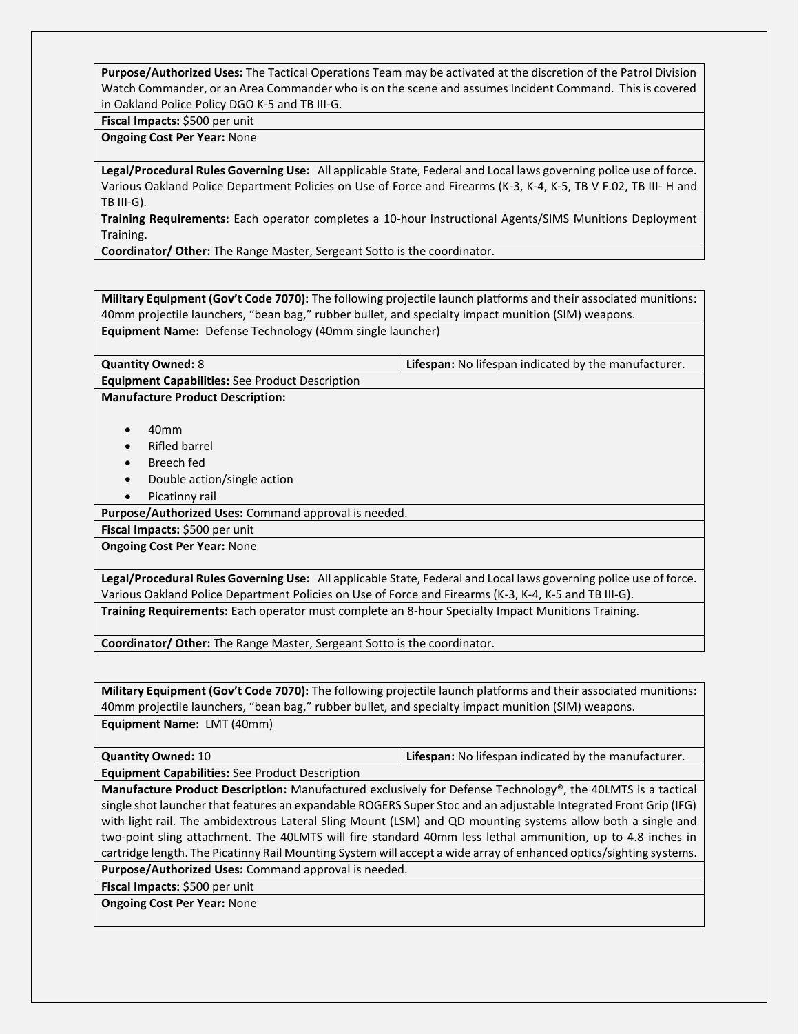**Purpose/Authorized Uses:** The Tactical Operations Team may be activated at the discretion of the Patrol Division Watch Commander, or an Area Commander who is on the scene and assumes Incident Command. This is covered in Oakland Police Policy DGO K-5 and TB III-G.

**Fiscal Impacts:** $500 per unit

**Ongoing Cost Per Year:** None

**Legal/Procedural Rules Governing Use:** All applicable State, Federal and Local laws governing police use of force. Various Oakland Police Department Policies on Use of Force and Firearms (K-3, K-4, K-5, TB V F.02, TB III- H and TB III-G).

**Training Requirements:** Each operator completes a 10-hour Instructional Agents/SIMS Munitions Deployment Training.

**Coordinator/ Other:** The Range Master, Sergeant Sotto is the coordinator.

---

**Military Equipment (Gov't Code 7070):** The following projectile launch platforms and their associated munitions: 40mm projectile launchers, "bean bag," rubber bullet, and specialty impact munition (SIM) weapons.

**Equipment Name:** Defense Technology (40mm single launcher)

**Quantity Owned:** 8

**Lifespan:** No lifespan indicated by the manufacturer.

**Equipment Capabilities:** See Product Description

**Manufacture Product Description:**

- 40mm
- Rifled barrel
- Breech fed
- Double action/single action
- Picatinny rail

**Purpose/Authorized Uses:** Command approval is needed.

**Fiscal Impacts:** $500 per unit

**Ongoing Cost Per Year:** None

**Legal/Procedural Rules Governing Use:** All applicable State, Federal and Local laws governing police use of force. Various Oakland Police Department Policies on Use of Force and Firearms (K-3, K-4, K-5 and TB III-G).

**Training Requirements:** Each operator must complete an 8-hour Specialty Impact Munitions Training.

**Coordinator/ Other:** The Range Master, Sergeant Sotto is the coordinator.

---

**Military Equipment (Gov't Code 7070):** The following projectile launch platforms and their associated munitions: 40mm projectile launchers, "bean bag," rubber bullet, and specialty impact munition (SIM) weapons.

**Equipment Name:** LMT (40mm)

**Quantity Owned:** 10

**Lifespan:** No lifespan indicated by the manufacturer.

**Equipment Capabilities:** See Product Description

**Manufacture Product Description:** Manufactured exclusively for Defense Technology®, the 40LMTS is a tactical single shot launcher that features an expandable ROGERS Super Stoc and an adjustable Integrated Front Grip (IFG) with light rail. The ambidextrous Lateral Sling Mount (LSM) and QD mounting systems allow both a single and two-point sling attachment. The 40LMTS will fire standard 40mm less lethal ammunition, up to 4.8 inches in cartridge length. The Picatinny Rail Mounting System will accept a wide array of enhanced optics/sighting systems.

**Purpose/Authorized Uses:** Command approval is needed.

**Fiscal Impacts:** $500 per unit

**Ongoing Cost Per Year:** None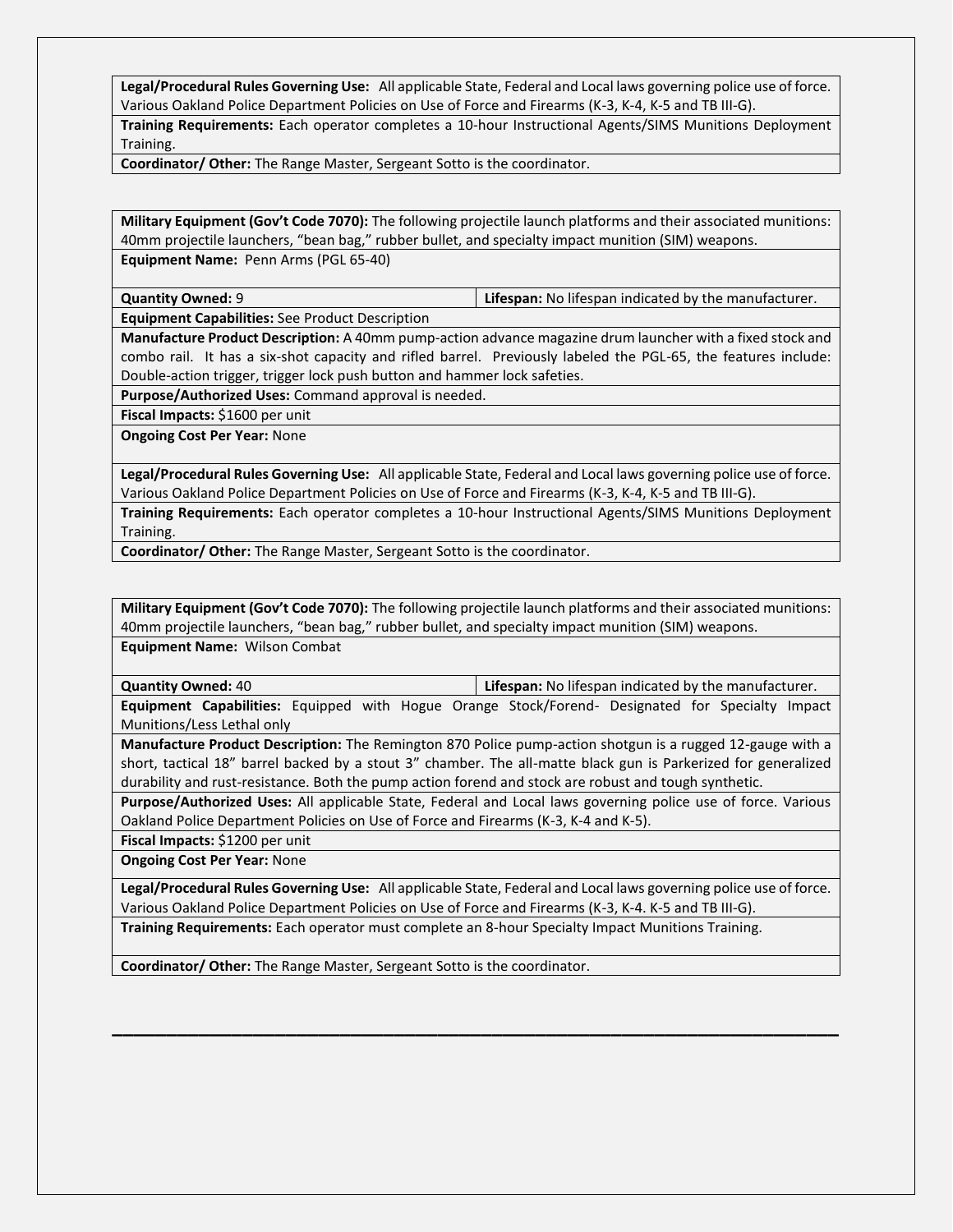| | |
|---|---|
| **Legal/Procedural Rules Governing Use:** All applicable State, Federal and Local laws governing police use of force. Various Oakland Police Department Policies on Use of Force and Firearms (K-3, K-4, K-5 and TB III-G). | |
| **Training Requirements:** Each operator completes a 10-hour Instructional Agents/SIMS Munitions Deployment Training. | |
| **Coordinator/ Other:** The Range Master, Sergeant Sotto is the coordinator. | |

| | |
|---|---|
| **Military Equipment (Gov't Code 7070):** The following projectile launch platforms and their associated munitions: 40mm projectile launchers, "bean bag," rubber bullet, and specialty impact munition (SIM) weapons. | |
| **Equipment Name:** Penn Arms (PGL 65-40) | |
| **Quantity Owned:** 9 | **Lifespan:** No lifespan indicated by the manufacturer. |
| **Equipment Capabilities:** See Product Description | |
| **Manufacture Product Description:** A 40mm pump-action advance magazine drum launcher with a fixed stock and combo rail. It has a six-shot capacity and rifled barrel. Previously labeled the PGL-65, the features include: Double-action trigger, trigger lock push button and hammer lock safeties. | |
| **Purpose/Authorized Uses:** Command approval is needed. | |
| **Fiscal Impacts:** $1600 per unit | |
| **Ongoing Cost Per Year:** None | |
| **Legal/Procedural Rules Governing Use:** All applicable State, Federal and Local laws governing police use of force. Various Oakland Police Department Policies on Use of Force and Firearms (K-3, K-4, K-5 and TB III-G). | |
| **Training Requirements:** Each operator completes a 10-hour Instructional Agents/SIMS Munitions Deployment Training. | |
| **Coordinator/ Other:** The Range Master, Sergeant Sotto is the coordinator. | |

| | |
|---|---|
| **Military Equipment (Gov't Code 7070):** The following projectile launch platforms and their associated munitions: 40mm projectile launchers, "bean bag," rubber bullet, and specialty impact munition (SIM) weapons. | |
| **Equipment Name:** Wilson Combat | |
| **Quantity Owned:** 40 | **Lifespan:** No lifespan indicated by the manufacturer. |
| **Equipment Capabilities:** Equipped with Hogue Orange Stock/Forend- Designated for Specialty Impact Munitions/Less Lethal only | |
| **Manufacture Product Description:** The Remington 870 Police pump-action shotgun is a rugged 12-gauge with a short, tactical 18" barrel backed by a stout 3" chamber. The all-matte black gun is Parkerized for generalized durability and rust-resistance. Both the pump action forend and stock are robust and tough synthetic. | |
| **Purpose/Authorized Uses:** All applicable State, Federal and Local laws governing police use of force. Various Oakland Police Department Policies on Use of Force and Firearms (K-3, K-4 and K-5). | |
| **Fiscal Impacts:** $1200 per unit | |
| **Ongoing Cost Per Year:** None | |
| **Legal/Procedural Rules Governing Use:** All applicable State, Federal and Local laws governing police use of force. Various Oakland Police Department Policies on Use of Force and Firearms (K-3, K-4. K-5 and TB III-G). | |
| **Training Requirements:** Each operator must complete an 8-hour Specialty Impact Munitions Training. | |
| **Coordinator/ Other:** The Range Master, Sergeant Sotto is the coordinator. | |

---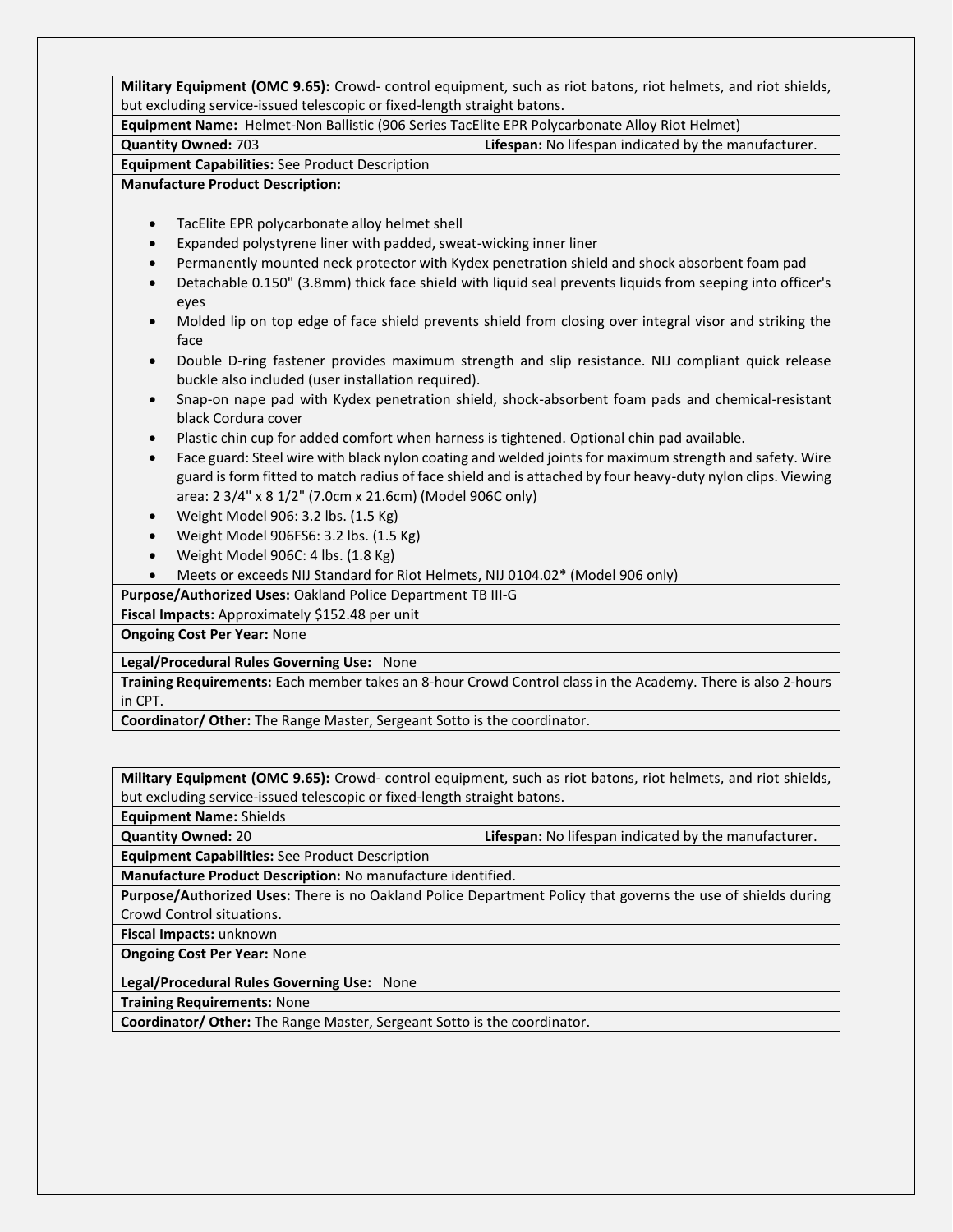| **Military Equipment (OMC 9.65):** Crowd- control equipment, such as riot batons, riot helmets, and riot shields, but excluding service-issued telescopic or fixed-length straight batons. | |
|---|---|
| **Equipment Name:** Helmet-Non Ballistic (906 Series TacElite EPR Polycarbonate Alloy Riot Helmet) | |
| **Quantity Owned:** 703 | **Lifespan:** No lifespan indicated by the manufacturer. |
| **Equipment Capabilities:** See Product Description | |
| **Manufacture Product Description:**<br><br>• TacElite EPR polycarbonate alloy helmet shell<br>• Expanded polystyrene liner with padded, sweat-wicking inner liner<br>• Permanently mounted neck protector with Kydex penetration shield and shock absorbent foam pad<br>• Detachable 0.150" (3.8mm) thick face shield with liquid seal prevents liquids from seeping into officer's eyes<br>• Molded lip on top edge of face shield prevents shield from closing over integral visor and striking the face<br>• Double D-ring fastener provides maximum strength and slip resistance. NIJ compliant quick release buckle also included (user installation required).<br>• Snap-on nape pad with Kydex penetration shield, shock-absorbent foam pads and chemical-resistant black Cordura cover<br>• Plastic chin cup for added comfort when harness is tightened. Optional chin pad available.<br>• Face guard: Steel wire with black nylon coating and welded joints for maximum strength and safety. Wire guard is form fitted to match radius of face shield and is attached by four heavy-duty nylon clips. Viewing area: 2 3/4" x 8 1/2" (7.0cm x 21.6cm) (Model 906C only)<br>• Weight Model 906: 3.2 lbs. (1.5 Kg)<br>• Weight Model 906FS6: 3.2 lbs. (1.5 Kg)<br>• Weight Model 906C: 4 lbs. (1.8 Kg)<br>• Meets or exceeds NIJ Standard for Riot Helmets, NIJ 0104.02* (Model 906 only) | |
| **Purpose/Authorized Uses:** Oakland Police Department TB III-G | |
| **Fiscal Impacts:** Approximately $152.48 per unit | |
| **Ongoing Cost Per Year:** None | |
| **Legal/Procedural Rules Governing Use:** None | |
| **Training Requirements:** Each member takes an 8-hour Crowd Control class in the Academy. There is also 2-hours in CPT. | |
| **Coordinator/ Other:** The Range Master, Sergeant Sotto is the coordinator. | |

| **Military Equipment (OMC 9.65):** Crowd- control equipment, such as riot batons, riot helmets, and riot shields, but excluding service-issued telescopic or fixed-length straight batons. | |
|---|---|
| **Equipment Name:** Shields | |
| **Quantity Owned:** 20 | **Lifespan:** No lifespan indicated by the manufacturer. |
| **Equipment Capabilities:** See Product Description | |
| **Manufacture Product Description:** No manufacture identified. | |
| **Purpose/Authorized Uses:** There is no Oakland Police Department Policy that governs the use of shields during Crowd Control situations. | |
| **Fiscal Impacts:** unknown | |
| **Ongoing Cost Per Year:** None | |
| **Legal/Procedural Rules Governing Use:** None | |
| **Training Requirements:** None | |
| **Coordinator/ Other:** The Range Master, Sergeant Sotto is the coordinator. | |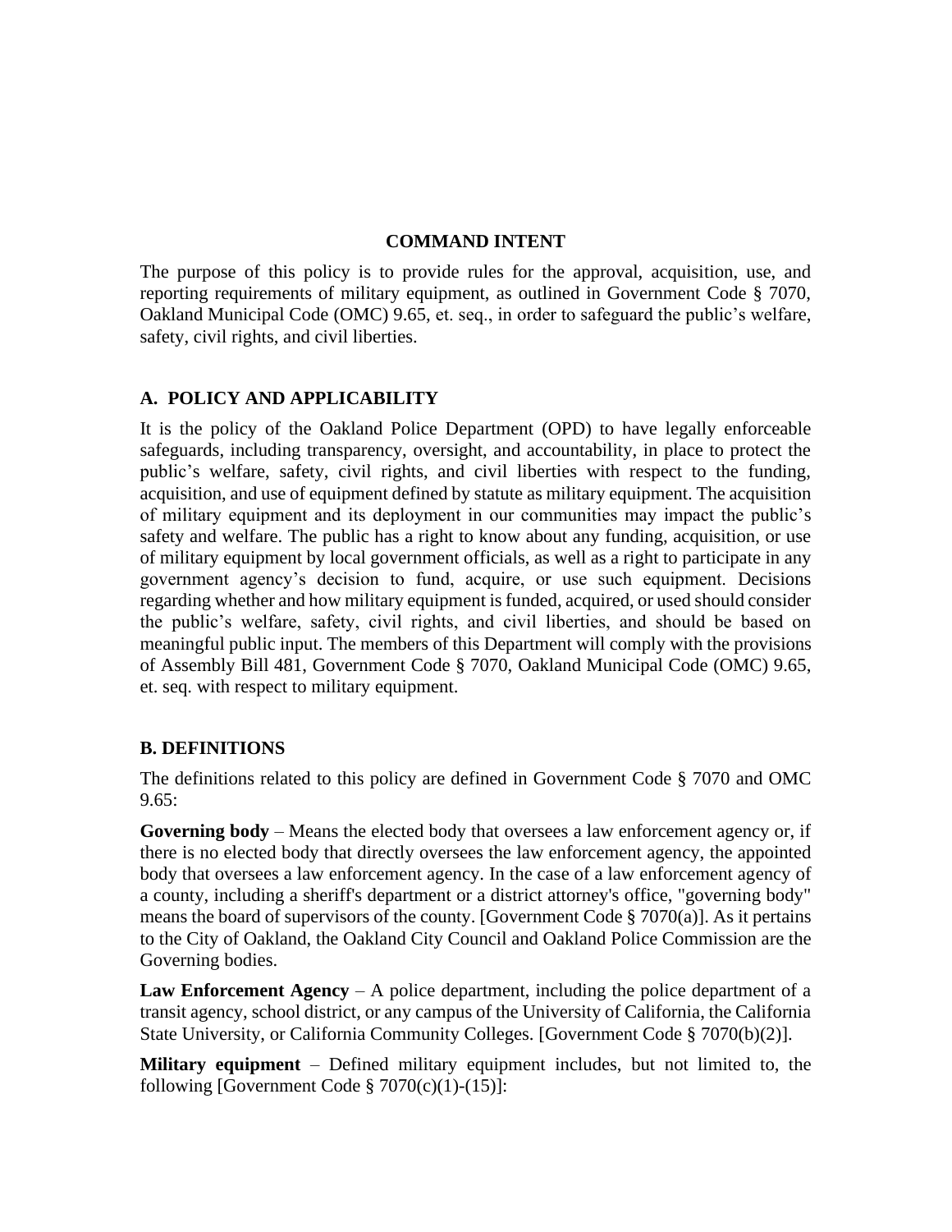## COMMAND INTENT

The purpose of this policy is to provide rules for the approval, acquisition, use, and reporting requirements of military equipment, as outlined in Government Code § 7070, Oakland Municipal Code (OMC) 9.65, et. seq., in order to safeguard the public's welfare, safety, civil rights, and civil liberties.

### A. POLICY AND APPLICABILITY

It is the policy of the Oakland Police Department (OPD) to have legally enforceable safeguards, including transparency, oversight, and accountability, in place to protect the public's welfare, safety, civil rights, and civil liberties with respect to the funding, acquisition, and use of equipment defined by statute as military equipment. The acquisition of military equipment and its deployment in our communities may impact the public's safety and welfare. The public has a right to know about any funding, acquisition, or use of military equipment by local government officials, as well as a right to participate in any government agency's decision to fund, acquire, or use such equipment. Decisions regarding whether and how military equipment is funded, acquired, or used should consider the public's welfare, safety, civil rights, and civil liberties, and should be based on meaningful public input. The members of this Department will comply with the provisions of Assembly Bill 481, Government Code § 7070, Oakland Municipal Code (OMC) 9.65, et. seq. with respect to military equipment.

### B. DEFINITIONS

The definitions related to this policy are defined in Government Code § 7070 and OMC 9.65:

**Governing body** – Means the elected body that oversees a law enforcement agency or, if there is no elected body that directly oversees the law enforcement agency, the appointed body that oversees a law enforcement agency. In the case of a law enforcement agency of a county, including a sheriff's department or a district attorney's office, "governing body" means the board of supervisors of the county. [Government Code § 7070(a)]. As it pertains to the City of Oakland, the Oakland City Council and Oakland Police Commission are the Governing bodies.

**Law Enforcement Agency** – A police department, including the police department of a transit agency, school district, or any campus of the University of California, the California State University, or California Community Colleges. [Government Code § 7070(b)(2)].

**Military equipment** – Defined military equipment includes, but not limited to, the following [Government Code § 7070(c)(1)-(15)]: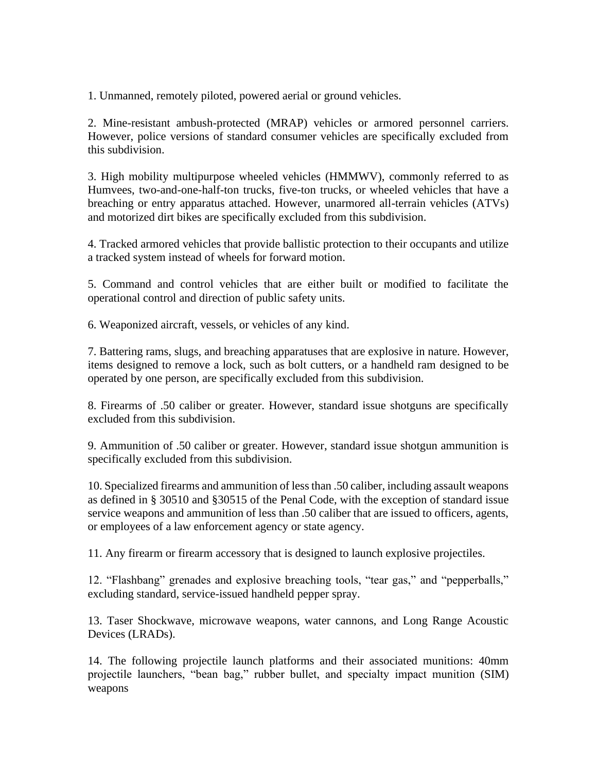1. Unmanned, remotely piloted, powered aerial or ground vehicles.

2. Mine-resistant ambush-protected (MRAP) vehicles or armored personnel carriers. However, police versions of standard consumer vehicles are specifically excluded from this subdivision.

3. High mobility multipurpose wheeled vehicles (HMMWV), commonly referred to as Humvees, two-and-one-half-ton trucks, five-ton trucks, or wheeled vehicles that have a breaching or entry apparatus attached. However, unarmored all-terrain vehicles (ATVs) and motorized dirt bikes are specifically excluded from this subdivision.

4. Tracked armored vehicles that provide ballistic protection to their occupants and utilize a tracked system instead of wheels for forward motion.

5. Command and control vehicles that are either built or modified to facilitate the operational control and direction of public safety units.

6. Weaponized aircraft, vessels, or vehicles of any kind.

7. Battering rams, slugs, and breaching apparatuses that are explosive in nature. However, items designed to remove a lock, such as bolt cutters, or a handheld ram designed to be operated by one person, are specifically excluded from this subdivision.

8. Firearms of .50 caliber or greater. However, standard issue shotguns are specifically excluded from this subdivision.

9. Ammunition of .50 caliber or greater. However, standard issue shotgun ammunition is specifically excluded from this subdivision.

10. Specialized firearms and ammunition of less than .50 caliber, including assault weapons as defined in § 30510 and §30515 of the Penal Code, with the exception of standard issue service weapons and ammunition of less than .50 caliber that are issued to officers, agents, or employees of a law enforcement agency or state agency.

11. Any firearm or firearm accessory that is designed to launch explosive projectiles.

12. "Flashbang" grenades and explosive breaching tools, "tear gas," and "pepperballs," excluding standard, service-issued handheld pepper spray.

13. Taser Shockwave, microwave weapons, water cannons, and Long Range Acoustic Devices (LRADs).

14. The following projectile launch platforms and their associated munitions: 40mm projectile launchers, "bean bag," rubber bullet, and specialty impact munition (SIM) weapons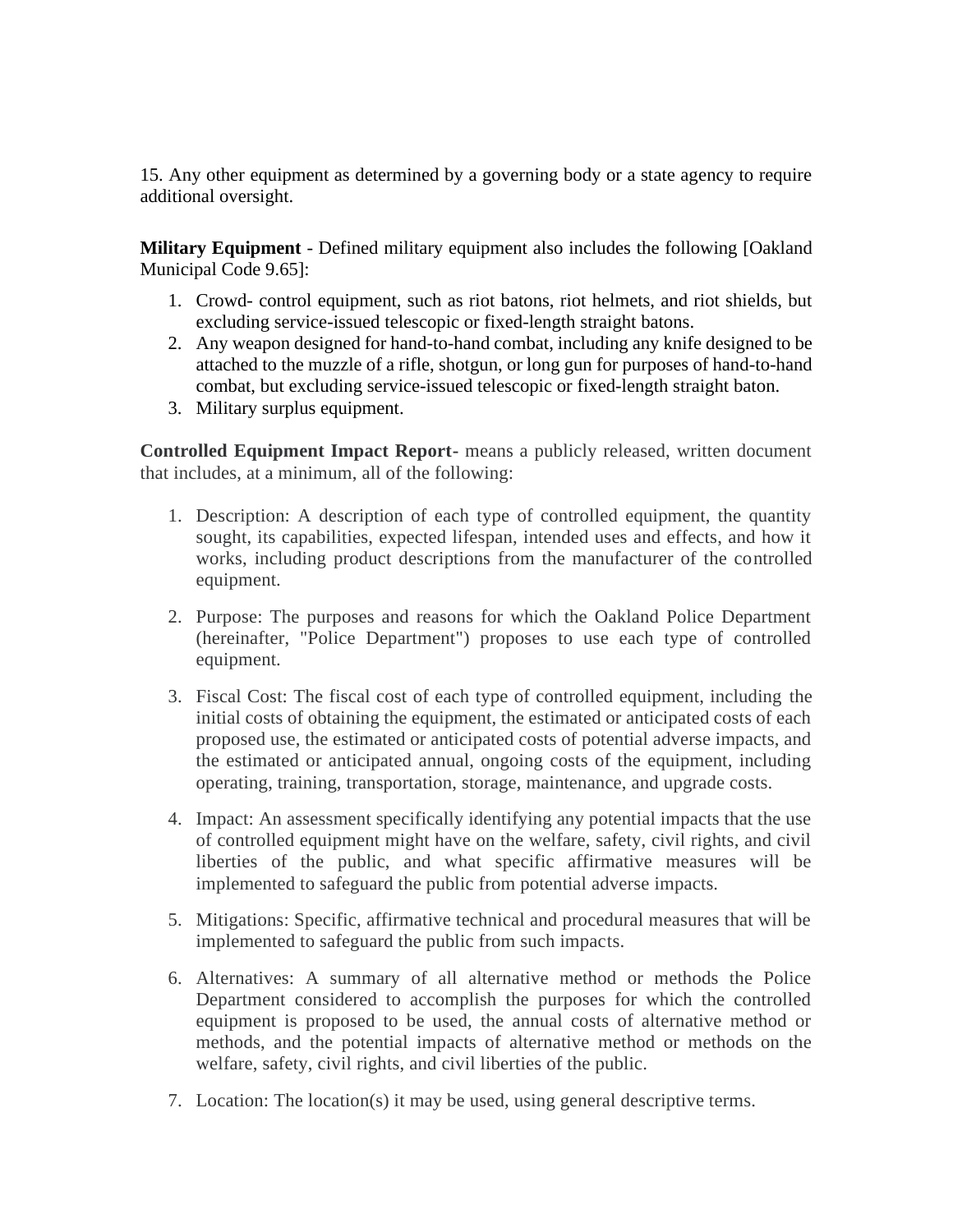15. Any other equipment as determined by a governing body or a state agency to require additional oversight.

**Military Equipment** - Defined military equipment also includes the following [Oakland Municipal Code 9.65]:

1. Crowd- control equipment, such as riot batons, riot helmets, and riot shields, but excluding service-issued telescopic or fixed-length straight batons.
2. Any weapon designed for hand-to-hand combat, including any knife designed to be attached to the muzzle of a rifle, shotgun, or long gun for purposes of hand-to-hand combat, but excluding service-issued telescopic or fixed-length straight baton.
3. Military surplus equipment.

**Controlled Equipment Impact Report-** means a publicly released, written document that includes, at a minimum, all of the following:

1. Description: A description of each type of controlled equipment, the quantity sought, its capabilities, expected lifespan, intended uses and effects, and how it works, including product descriptions from the manufacturer of the controlled equipment.

2. Purpose: The purposes and reasons for which the Oakland Police Department (hereinafter, "Police Department") proposes to use each type of controlled equipment.

3. Fiscal Cost: The fiscal cost of each type of controlled equipment, including the initial costs of obtaining the equipment, the estimated or anticipated costs of each proposed use, the estimated or anticipated costs of potential adverse impacts, and the estimated or anticipated annual, ongoing costs of the equipment, including operating, training, transportation, storage, maintenance, and upgrade costs.

4. Impact: An assessment specifically identifying any potential impacts that the use of controlled equipment might have on the welfare, safety, civil rights, and civil liberties of the public, and what specific affirmative measures will be implemented to safeguard the public from potential adverse impacts.

5. Mitigations: Specific, affirmative technical and procedural measures that will be implemented to safeguard the public from such impacts.

6. Alternatives: A summary of all alternative method or methods the Police Department considered to accomplish the purposes for which the controlled equipment is proposed to be used, the annual costs of alternative method or methods, and the potential impacts of alternative method or methods on the welfare, safety, civil rights, and civil liberties of the public.

7. Location: The location(s) it may be used, using general descriptive terms.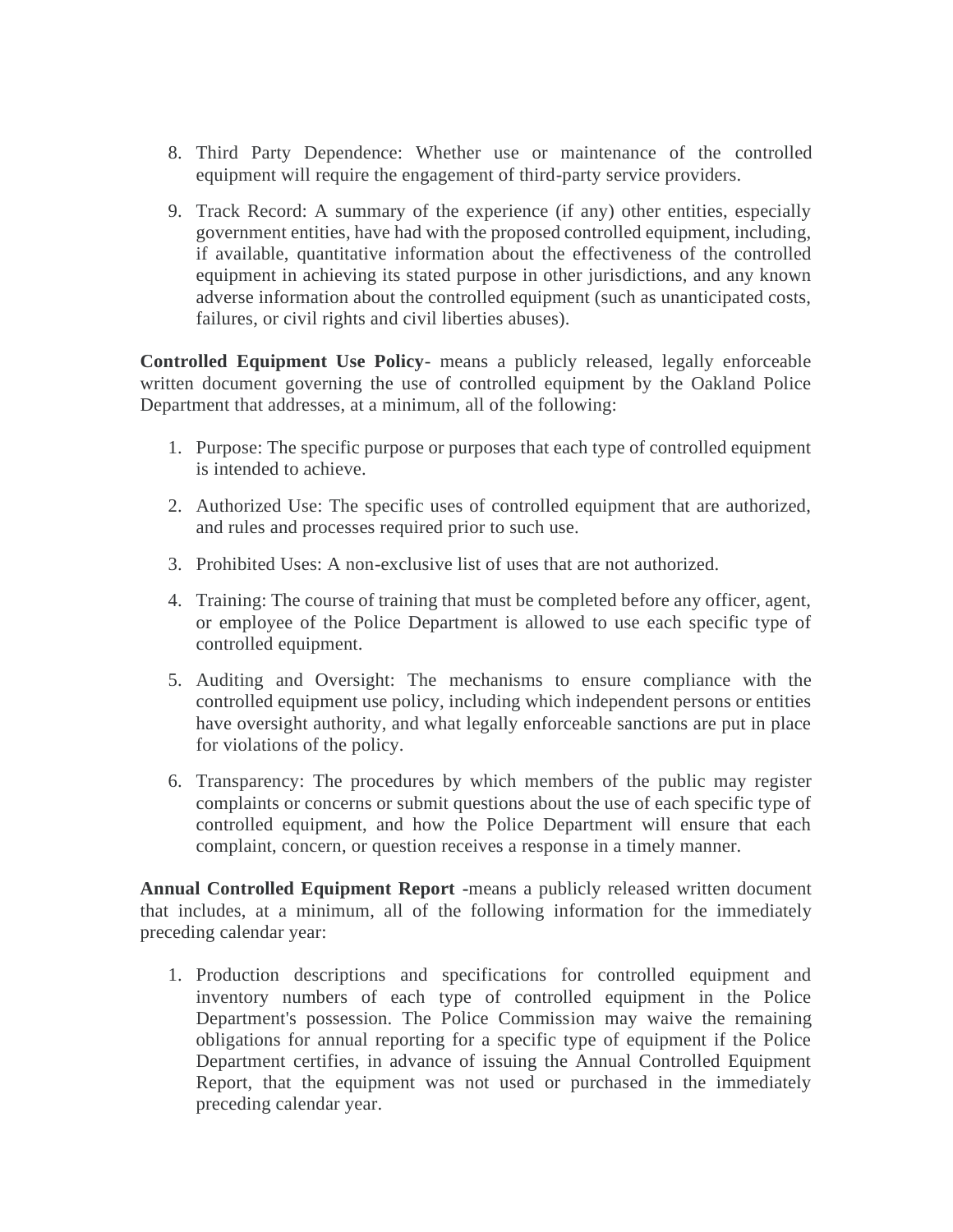8. Third Party Dependence: Whether use or maintenance of the controlled equipment will require the engagement of third-party service providers.

9. Track Record: A summary of the experience (if any) other entities, especially government entities, have had with the proposed controlled equipment, including, if available, quantitative information about the effectiveness of the controlled equipment in achieving its stated purpose in other jurisdictions, and any known adverse information about the controlled equipment (such as unanticipated costs, failures, or civil rights and civil liberties abuses).

**Controlled Equipment Use Policy**- means a publicly released, legally enforceable written document governing the use of controlled equipment by the Oakland Police Department that addresses, at a minimum, all of the following:

1. Purpose: The specific purpose or purposes that each type of controlled equipment is intended to achieve.

2. Authorized Use: The specific uses of controlled equipment that are authorized, and rules and processes required prior to such use.

3. Prohibited Uses: A non-exclusive list of uses that are not authorized.

4. Training: The course of training that must be completed before any officer, agent, or employee of the Police Department is allowed to use each specific type of controlled equipment.

5. Auditing and Oversight: The mechanisms to ensure compliance with the controlled equipment use policy, including which independent persons or entities have oversight authority, and what legally enforceable sanctions are put in place for violations of the policy.

6. Transparency: The procedures by which members of the public may register complaints or concerns or submit questions about the use of each specific type of controlled equipment, and how the Police Department will ensure that each complaint, concern, or question receives a response in a timely manner.

**Annual Controlled Equipment Report -**means a publicly released written document that includes, at a minimum, all of the following information for the immediately preceding calendar year:

1. Production descriptions and specifications for controlled equipment and inventory numbers of each type of controlled equipment in the Police Department's possession. The Police Commission may waive the remaining obligations for annual reporting for a specific type of equipment if the Police Department certifies, in advance of issuing the Annual Controlled Equipment Report, that the equipment was not used or purchased in the immediately preceding calendar year.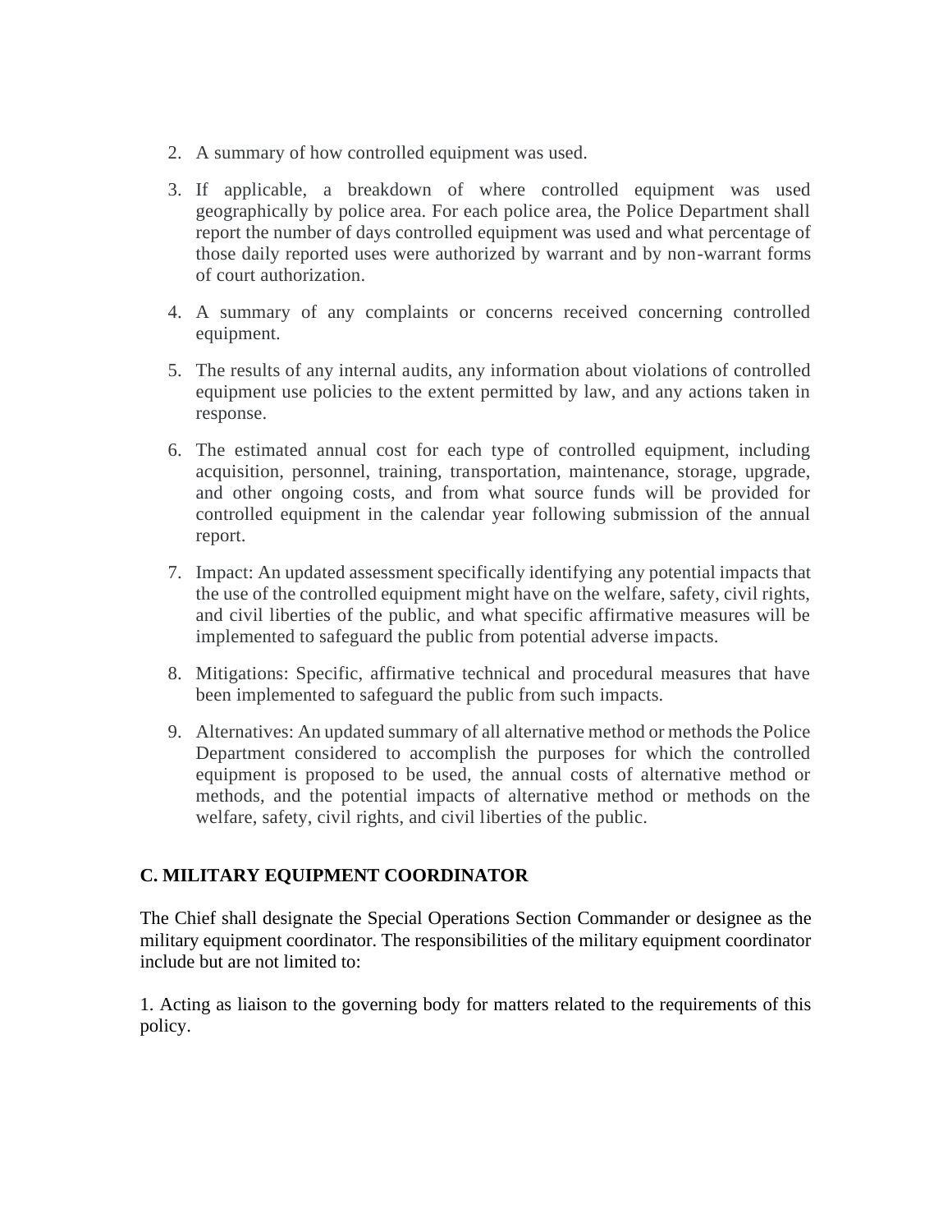2. A summary of how controlled equipment was used.
3. If applicable, a breakdown of where controlled equipment was used geographically by police area. For each police area, the Police Department shall report the number of days controlled equipment was used and what percentage of those daily reported uses were authorized by warrant and by non-warrant forms of court authorization.
4. A summary of any complaints or concerns received concerning controlled equipment.
5. The results of any internal audits, any information about violations of controlled equipment use policies to the extent permitted by law, and any actions taken in response.
6. The estimated annual cost for each type of controlled equipment, including acquisition, personnel, training, transportation, maintenance, storage, upgrade, and other ongoing costs, and from what source funds will be provided for controlled equipment in the calendar year following submission of the annual report.
7. Impact: An updated assessment specifically identifying any potential impacts that the use of the controlled equipment might have on the welfare, safety, civil rights, and civil liberties of the public, and what specific affirmative measures will be implemented to safeguard the public from potential adverse impacts.
8. Mitigations: Specific, affirmative technical and procedural measures that have been implemented to safeguard the public from such impacts.
9. Alternatives: An updated summary of all alternative method or methods the Police Department considered to accomplish the purposes for which the controlled equipment is proposed to be used, the annual costs of alternative method or methods, and the potential impacts of alternative method or methods on the welfare, safety, civil rights, and civil liberties of the public.

## C. MILITARY EQUIPMENT COORDINATOR

The Chief shall designate the Special Operations Section Commander or designee as the military equipment coordinator. The responsibilities of the military equipment coordinator include but are not limited to:

1. Acting as liaison to the governing body for matters related to the requirements of this policy.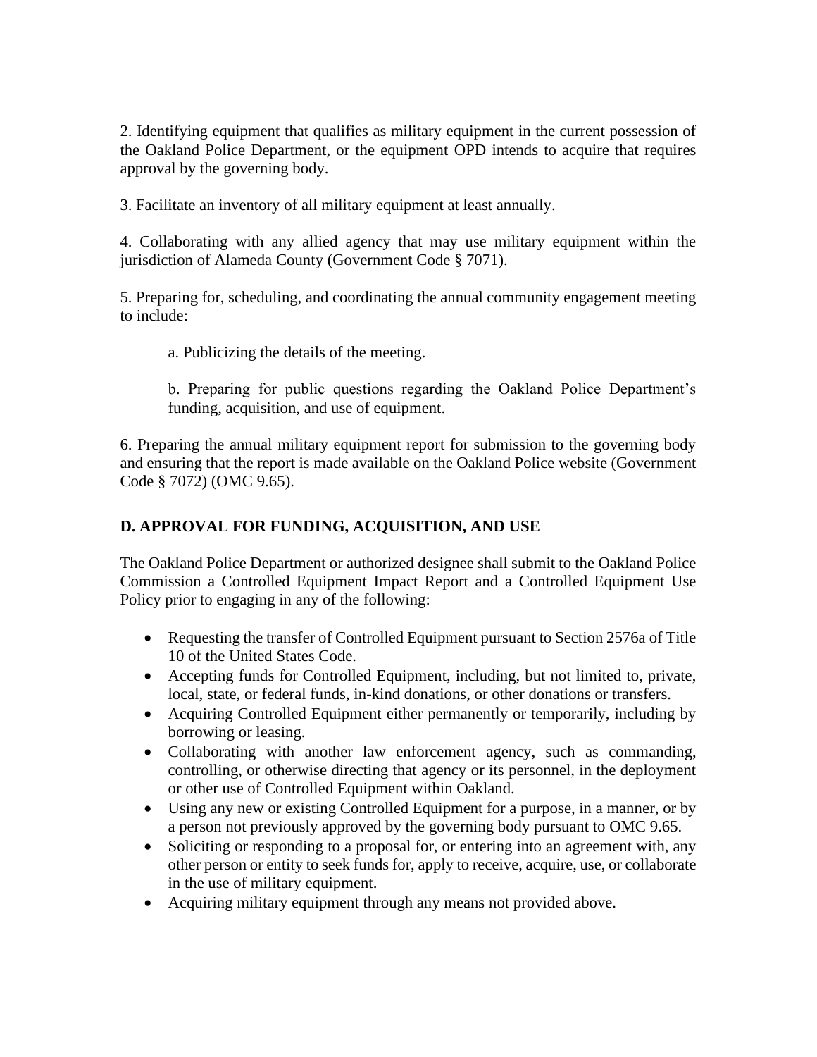2. Identifying equipment that qualifies as military equipment in the current possession of the Oakland Police Department, or the equipment OPD intends to acquire that requires approval by the governing body.

3. Facilitate an inventory of all military equipment at least annually.

4. Collaborating with any allied agency that may use military equipment within the jurisdiction of Alameda County (Government Code § 7071).

5. Preparing for, scheduling, and coordinating the annual community engagement meeting to include:

    a. Publicizing the details of the meeting.

    b. Preparing for public questions regarding the Oakland Police Department's funding, acquisition, and use of equipment.

6. Preparing the annual military equipment report for submission to the governing body and ensuring that the report is made available on the Oakland Police website (Government Code § 7072) (OMC 9.65).

## D. APPROVAL FOR FUNDING, ACQUISITION, AND USE

The Oakland Police Department or authorized designee shall submit to the Oakland Police Commission a Controlled Equipment Impact Report and a Controlled Equipment Use Policy prior to engaging in any of the following:

- Requesting the transfer of Controlled Equipment pursuant to Section 2576a of Title 10 of the United States Code.
- Accepting funds for Controlled Equipment, including, but not limited to, private, local, state, or federal funds, in-kind donations, or other donations or transfers.
- Acquiring Controlled Equipment either permanently or temporarily, including by borrowing or leasing.
- Collaborating with another law enforcement agency, such as commanding, controlling, or otherwise directing that agency or its personnel, in the deployment or other use of Controlled Equipment within Oakland.
- Using any new or existing Controlled Equipment for a purpose, in a manner, or by a person not previously approved by the governing body pursuant to OMC 9.65.
- Soliciting or responding to a proposal for, or entering into an agreement with, any other person or entity to seek funds for, apply to receive, acquire, use, or collaborate in the use of military equipment.
- Acquiring military equipment through any means not provided above.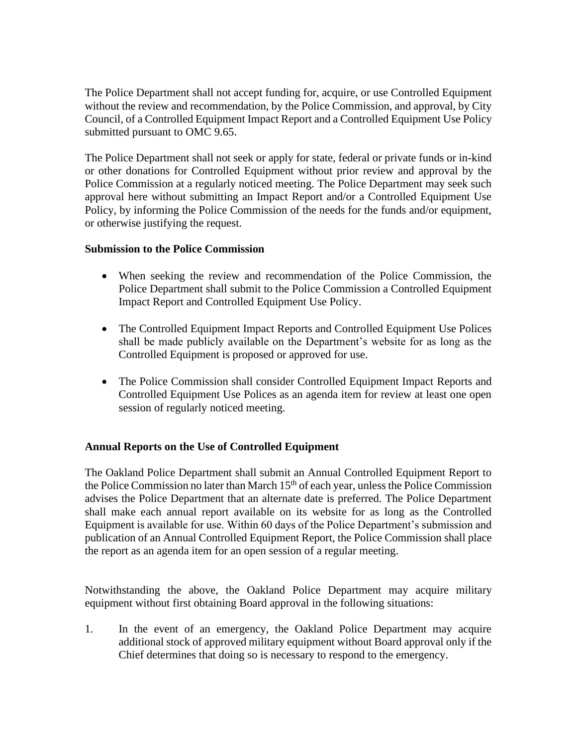The Police Department shall not accept funding for, acquire, or use Controlled Equipment without the review and recommendation, by the Police Commission, and approval, by City Council, of a Controlled Equipment Impact Report and a Controlled Equipment Use Policy submitted pursuant to OMC 9.65.

The Police Department shall not seek or apply for state, federal or private funds or in-kind or other donations for Controlled Equipment without prior review and approval by the Police Commission at a regularly noticed meeting. The Police Department may seek such approval here without submitting an Impact Report and/or a Controlled Equipment Use Policy, by informing the Police Commission of the needs for the funds and/or equipment, or otherwise justifying the request.

**Submission to the Police Commission**

- When seeking the review and recommendation of the Police Commission, the Police Department shall submit to the Police Commission a Controlled Equipment Impact Report and Controlled Equipment Use Policy.

- The Controlled Equipment Impact Reports and Controlled Equipment Use Polices shall be made publicly available on the Department's website for as long as the Controlled Equipment is proposed or approved for use.

- The Police Commission shall consider Controlled Equipment Impact Reports and Controlled Equipment Use Polices as an agenda item for review at least one open session of regularly noticed meeting.

**Annual Reports on the Use of Controlled Equipment**

The Oakland Police Department shall submit an Annual Controlled Equipment Report to the Police Commission no later than March 15th of each year, unless the Police Commission advises the Police Department that an alternate date is preferred. The Police Department shall make each annual report available on its website for as long as the Controlled Equipment is available for use. Within 60 days of the Police Department's submission and publication of an Annual Controlled Equipment Report, the Police Commission shall place the report as an agenda item for an open session of a regular meeting.

Notwithstanding the above, the Oakland Police Department may acquire military equipment without first obtaining Board approval in the following situations:

1. In the event of an emergency, the Oakland Police Department may acquire additional stock of approved military equipment without Board approval only if the Chief determines that doing so is necessary to respond to the emergency.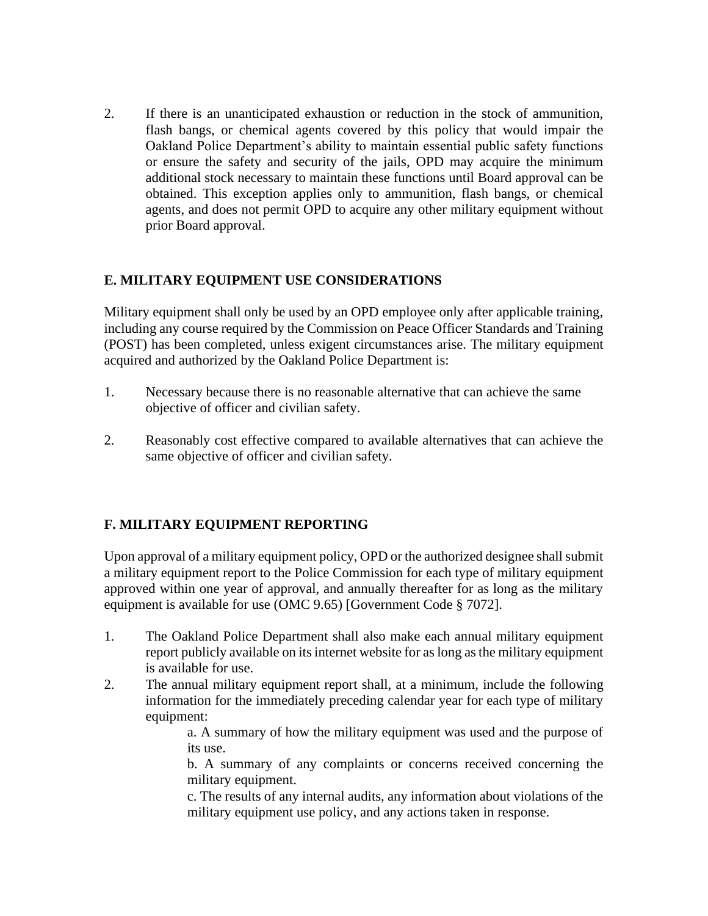2. If there is an unanticipated exhaustion or reduction in the stock of ammunition, flash bangs, or chemical agents covered by this policy that would impair the Oakland Police Department's ability to maintain essential public safety functions or ensure the safety and security of the jails, OPD may acquire the minimum additional stock necessary to maintain these functions until Board approval can be obtained. This exception applies only to ammunition, flash bangs, or chemical agents, and does not permit OPD to acquire any other military equipment without prior Board approval.

**E. MILITARY EQUIPMENT USE CONSIDERATIONS**

Military equipment shall only be used by an OPD employee only after applicable training, including any course required by the Commission on Peace Officer Standards and Training (POST) has been completed, unless exigent circumstances arise. The military equipment acquired and authorized by the Oakland Police Department is:

1. Necessary because there is no reasonable alternative that can achieve the same objective of officer and civilian safety.

2. Reasonably cost effective compared to available alternatives that can achieve the same objective of officer and civilian safety.

**F. MILITARY EQUIPMENT REPORTING**

Upon approval of a military equipment policy, OPD or the authorized designee shall submit a military equipment report to the Police Commission for each type of military equipment approved within one year of approval, and annually thereafter for as long as the military equipment is available for use (OMC 9.65) [Government Code § 7072].

1. The Oakland Police Department shall also make each annual military equipment report publicly available on its internet website for as long as the military equipment is available for use.
2. The annual military equipment report shall, at a minimum, include the following information for the immediately preceding calendar year for each type of military equipment:
   
   a. A summary of how the military equipment was used and the purpose of its use.
   
   b. A summary of any complaints or concerns received concerning the military equipment.
   
   c. The results of any internal audits, any information about violations of the military equipment use policy, and any actions taken in response.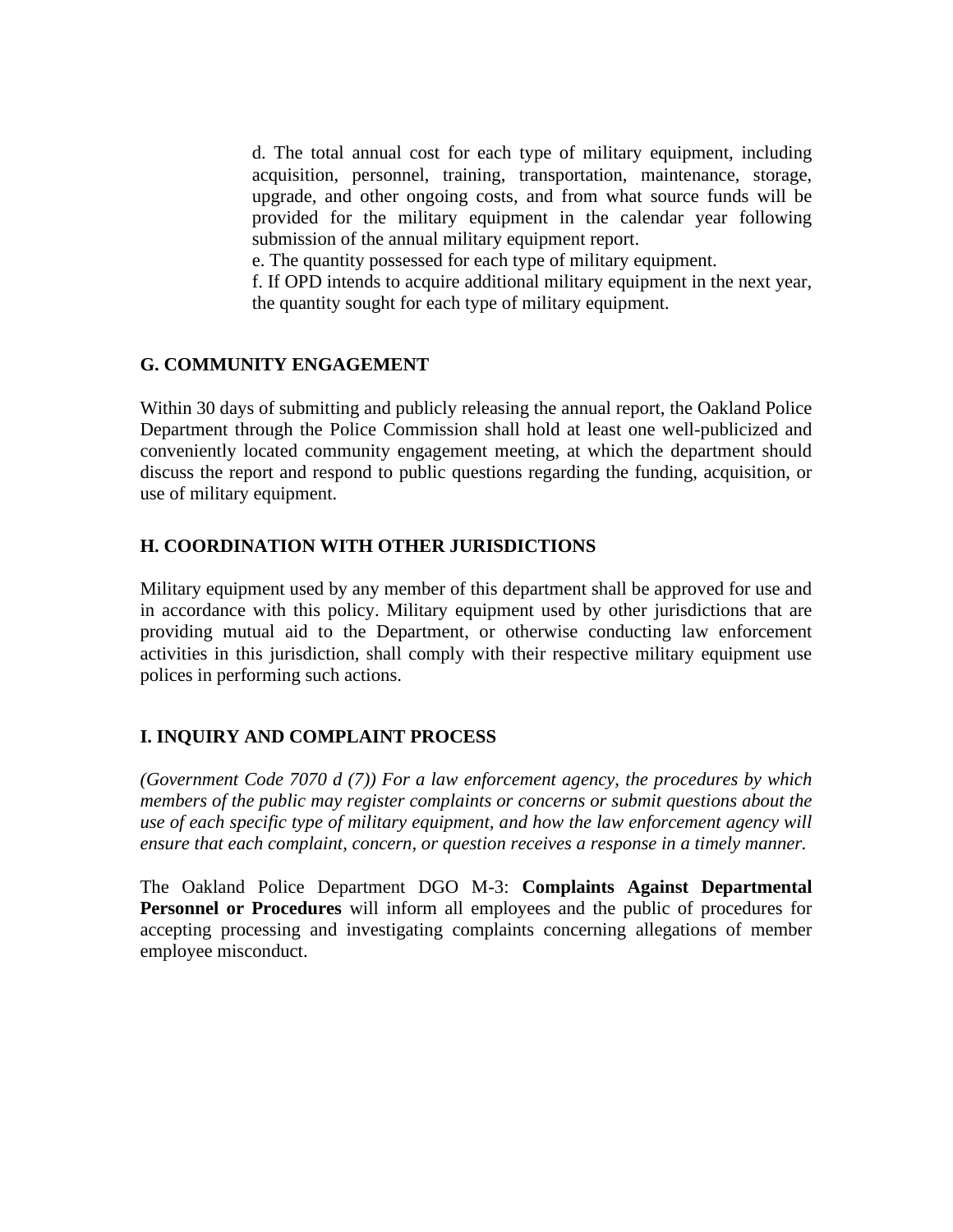d. The total annual cost for each type of military equipment, including acquisition, personnel, training, transportation, maintenance, storage, upgrade, and other ongoing costs, and from what source funds will be provided for the military equipment in the calendar year following submission of the annual military equipment report.

e. The quantity possessed for each type of military equipment.

f. If OPD intends to acquire additional military equipment in the next year, the quantity sought for each type of military equipment.

## G. COMMUNITY ENGAGEMENT

Within 30 days of submitting and publicly releasing the annual report, the Oakland Police Department through the Police Commission shall hold at least one well-publicized and conveniently located community engagement meeting, at which the department should discuss the report and respond to public questions regarding the funding, acquisition, or use of military equipment.

## H. COORDINATION WITH OTHER JURISDICTIONS

Military equipment used by any member of this department shall be approved for use and in accordance with this policy. Military equipment used by other jurisdictions that are providing mutual aid to the Department, or otherwise conducting law enforcement activities in this jurisdiction, shall comply with their respective military equipment use polices in performing such actions.

## I. INQUIRY AND COMPLAINT PROCESS

*(Government Code 7070 d (7)) For a law enforcement agency, the procedures by which members of the public may register complaints or concerns or submit questions about the use of each specific type of military equipment, and how the law enforcement agency will ensure that each complaint, concern, or question receives a response in a timely manner.*

The Oakland Police Department DGO M-3: **Complaints Against Departmental Personnel or Procedures** will inform all employees and the public of procedures for accepting processing and investigating complaints concerning allegations of member employee misconduct.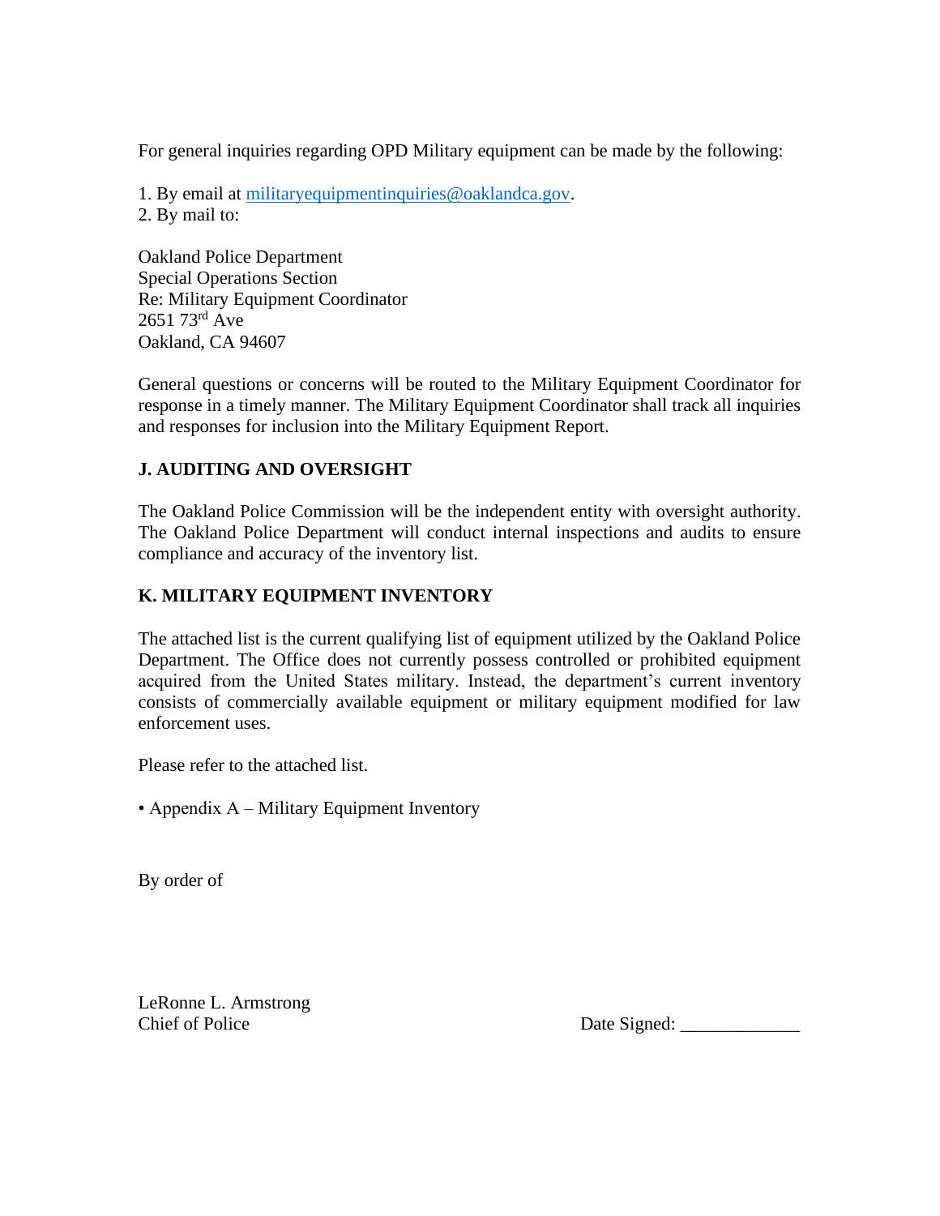For general inquiries regarding OPD Military equipment can be made by the following:

1. By email at militaryequipmentinquiries@oaklandca.gov.
2. By mail to:

Oakland Police Department
Special Operations Section
Re: Military Equipment Coordinator
2651 73rd Ave
Oakland, CA 94607

General questions or concerns will be routed to the Military Equipment Coordinator for response in a timely manner. The Military Equipment Coordinator shall track all inquiries and responses for inclusion into the Military Equipment Report.

## J. AUDITING AND OVERSIGHT

The Oakland Police Commission will be the independent entity with oversight authority. The Oakland Police Department will conduct internal inspections and audits to ensure compliance and accuracy of the inventory list.

## K. MILITARY EQUIPMENT INVENTORY

The attached list is the current qualifying list of equipment utilized by the Oakland Police Department. The Office does not currently possess controlled or prohibited equipment acquired from the United States military. Instead, the department's current inventory consists of commercially available equipment or military equipment modified for law enforcement uses.

Please refer to the attached list.

• Appendix A – Military Equipment Inventory

By order of

LeRonne L. Armstrong
Chief of Police

Date Signed: _____________